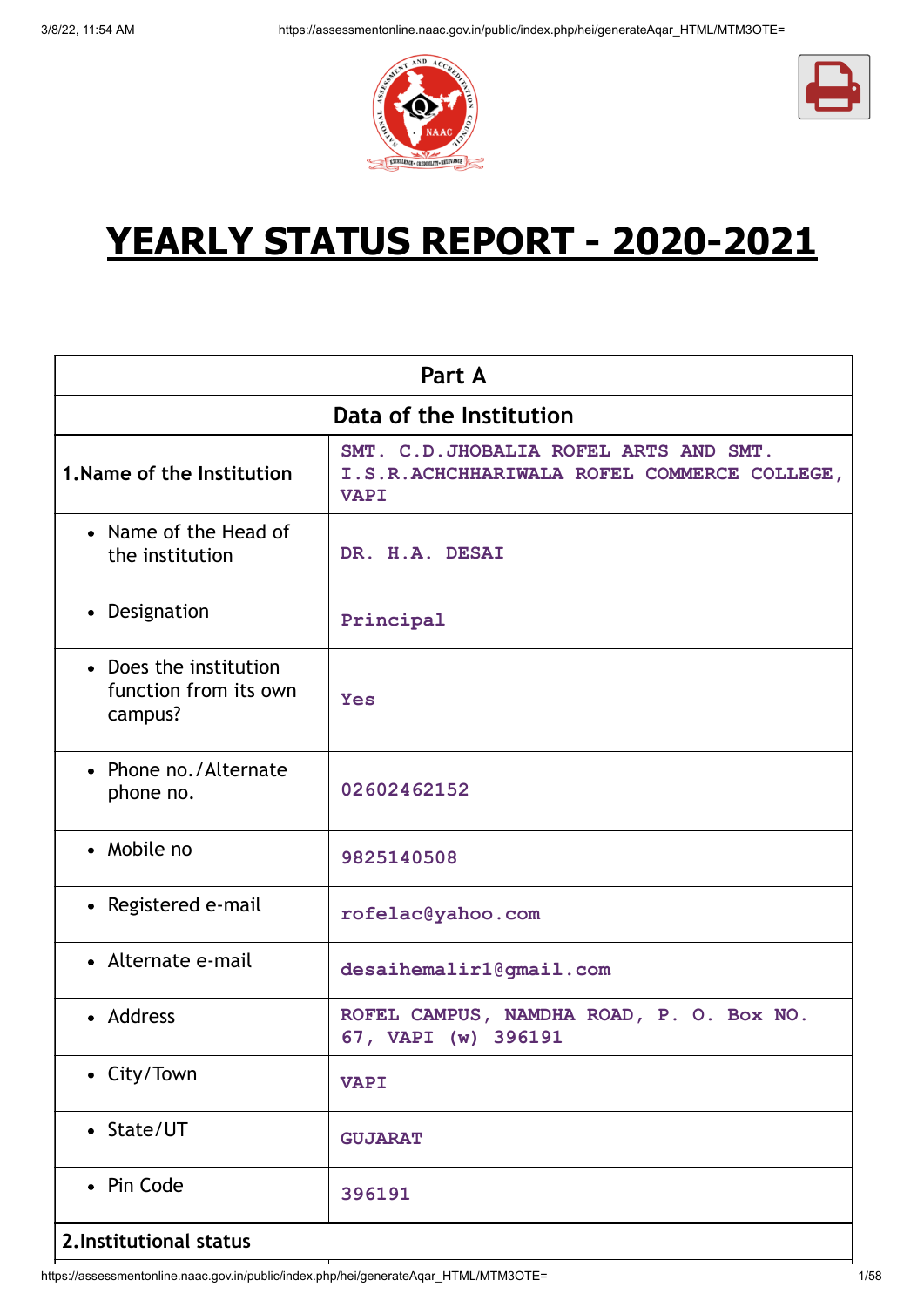# YEARLY STATUS REPORT - 2020-2021

| Part A | |
|---|---|
| **Data of the Institution** | |
| 1.Name of the Institution | SMT. C.D.JHOBALIA ROFEL ARTS AND SMT. I.S.R.ACHCHHARIWALA ROFEL COMMERCE COLLEGE, VAPI |
| • Name of the Head of the institution | DR. H.A. DESAI |
| • Designation | Principal |
| • Does the institution function from its own campus? | Yes |
| • Phone no./Alternate phone no. | 02602462152 |
| • Mobile no | 9825140508 |
| • Registered e-mail | rofelac@yahoo.com |
| • Alternate e-mail | desaihemalir1@gmail.com |
| • Address | ROFEL CAMPUS, NAMDHA ROAD, P. O. Box NO. 67, VAPI (w) 396191 |
| • City/Town | VAPI |
| • State/UT | GUJARAT |
| • Pin Code | 396191 |
| **2.Institutional status** | |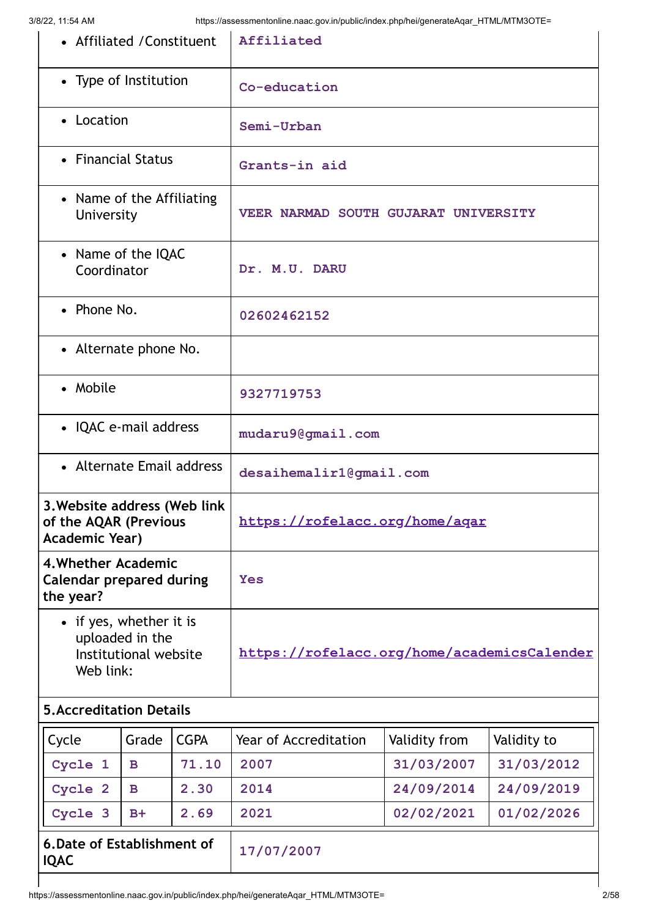| | |
|---|---|
| • Affiliated /Constituent | Affiliated |
| • Type of Institution | Co-education |
| • Location | Semi-Urban |
| • Financial Status | Grants-in aid |
| • Name of the Affiliating University | VEER NARMAD SOUTH GUJARAT UNIVERSITY |
| • Name of the IQAC Coordinator | Dr. M.U. DARU |
| • Phone No. | 02602462152 |
| • Alternate phone No. | |
| • Mobile | 9327719753 |
| • IQAC e-mail address | mudaru9@gmail.com |
| • Alternate Email address | desaihemalir1@gmail.com |
| **3.Website address (Web link of the AQAR (Previous Academic Year)** | https://rofelacc.org/home/aqar |
| **4.Whether Academic Calendar prepared during the year?** | Yes |
| • if yes, whether it is uploaded in the Institutional website Web link: | https://rofelacc.org/home/academicsCalender |

**5.Accreditation Details**

| Cycle | Grade | CGPA | Year of Accreditation | Validity from | Validity to |
|---|---|---|---|---|---|
| Cycle 1 | B | 71.10 | 2007 | 31/03/2007 | 31/03/2012 |
| Cycle 2 | B | 2.30 | 2014 | 24/09/2014 | 24/09/2019 |
| Cycle 3 | B+ | 2.69 | 2021 | 02/02/2021 | 01/02/2026 |

| | |
|---|---|
| **6.Date of Establishment of IQAC** | 17/07/2007 |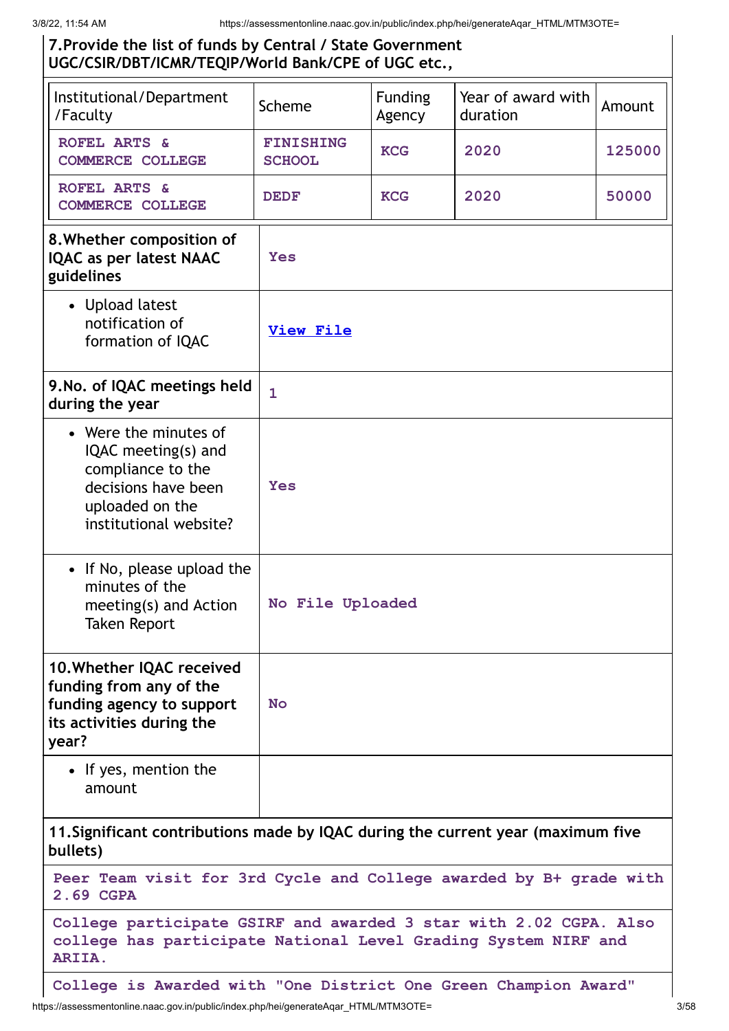**7.Provide the list of funds by Central / State Government UGC/CSIR/DBT/ICMR/TEQIP/World Bank/CPE of UGC etc.,**

| Institutional/Department /Faculty | Scheme | Funding Agency | Year of award with duration | Amount |
|---|---|---|---|---|
| ROFEL ARTS & COMMERCE COLLEGE | FINISHING SCHOOL | KCG | 2020 | 125000 |
| ROFEL ARTS & COMMERCE COLLEGE | DEDF | KCG | 2020 | 50000 |

| | |
|---|---|
| **8.Whether composition of IQAC as per latest NAAC guidelines** | Yes |
| • Upload latest notification of formation of IQAC | View File |
| **9.No. of IQAC meetings held during the year** | 1 |
| • Were the minutes of IQAC meeting(s) and compliance to the decisions have been uploaded on the institutional website? | Yes |
| • If No, please upload the minutes of the meeting(s) and Action Taken Report | No File Uploaded |
| **10.Whether IQAC received funding from any of the funding agency to support its activities during the year?** | No |
| • If yes, mention the amount | |

**11.Significant contributions made by IQAC during the current year (maximum five bullets)**

Peer Team visit for 3rd Cycle and College awarded by B+ grade with 2.69 CGPA

College participate GSIRF and awarded 3 star with 2.02 CGPA. Also college has participate National Level Grading System NIRF and ARIIA.

College is Awarded with "One District One Green Champion Award"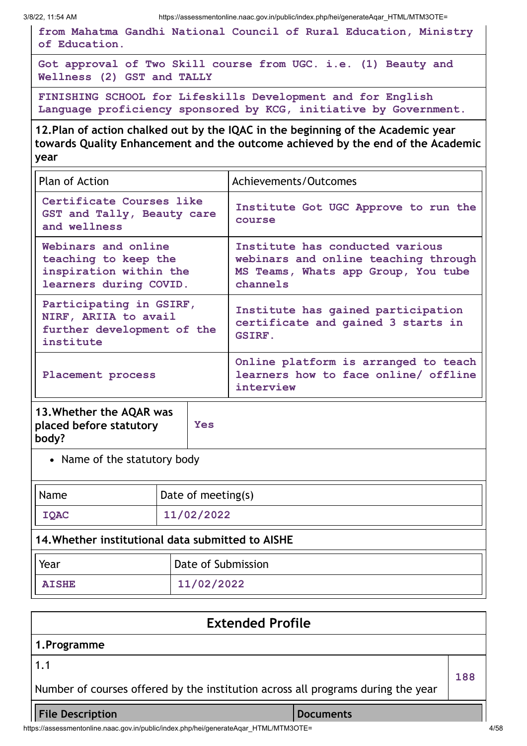from Mahatma Gandhi National Council of Rural Education, Ministry of Education.

Got approval of Two Skill course from UGC. i.e. (1) Beauty and Wellness (2) GST and TALLY

FINISHING SCHOOL for Lifeskills Development and for English Language proficiency sponsored by KCG, initiative by Government.

**12.Plan of action chalked out by the IQAC in the beginning of the Academic year towards Quality Enhancement and the outcome achieved by the end of the Academic year**

| Plan of Action | Achievements/Outcomes |
|---|---|
| Certificate Courses like GST and Tally, Beauty care and wellness | Institute Got UGC Approve to run the course |
| Webinars and online teaching to keep the inspiration within the learners during COVID. | Institute has conducted various webinars and online teaching through MS Teams, Whats app Group, You tube channels |
| Participating in GSIRF, NIRF, ARIIA to avail further development of the institute | Institute has gained participation certificate and gained 3 starts in GSIRF. |
| Placement process | Online platform is arranged to teach learners how to face online/ offline interview |

**13.Whether the AQAR was placed before statutory body?** Yes

- Name of the statutory body

| Name | Date of meeting(s) |
|---|---|
| IQAC | 11/02/2022 |

**14.Whether institutional data submitted to AISHE**

| Year | Date of Submission |
|---|---|
| AISHE | 11/02/2022 |

## Extended Profile

**1.Programme**

| 1.1 Number of courses offered by the institution across all programs during the year | 188 |
|---|---|

| File Description | Documents |
|---|---|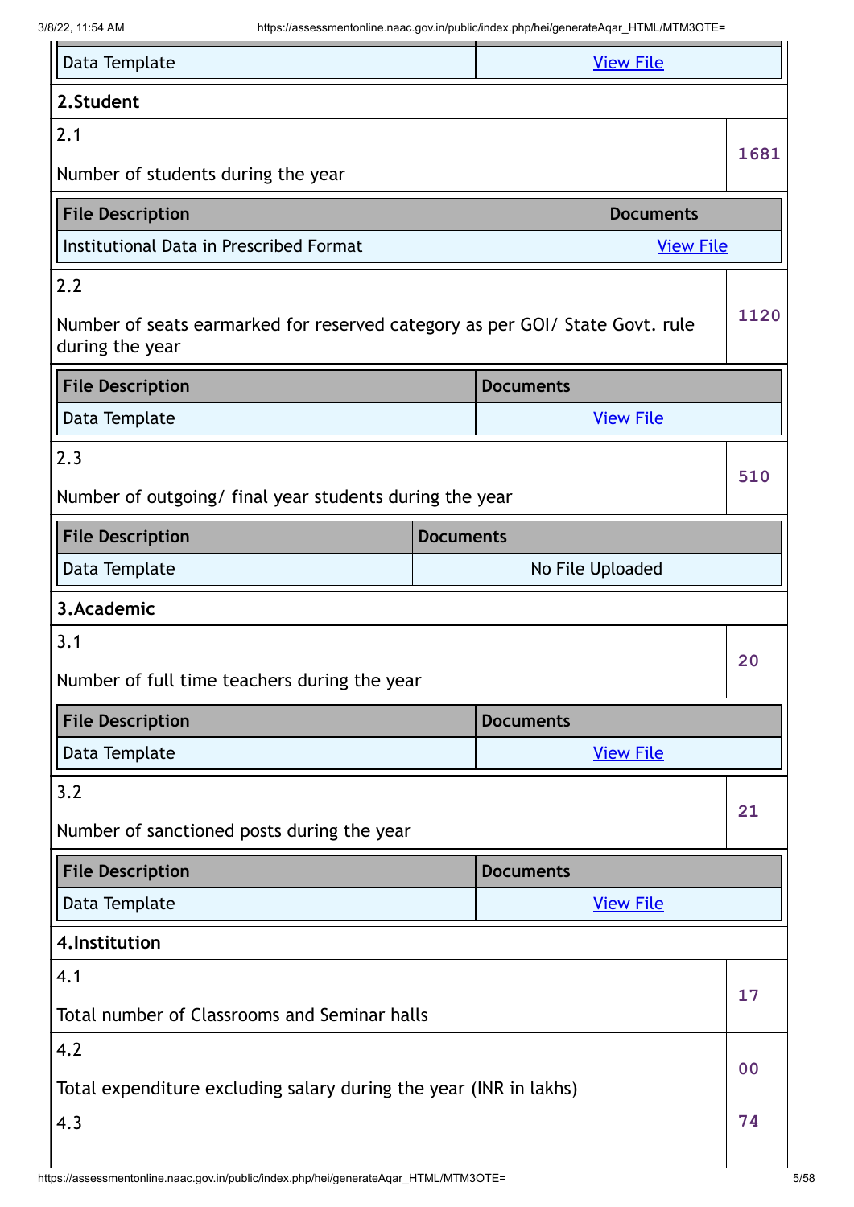| File Description | Documents |
|---|---|
| Data Template | View File |

**2.Student**

| 2.1 Number of students during the year | 1681 |
|---|---|

| File Description | Documents |
|---|---|
| Institutional Data in Prescribed Format | View File |

| 2.2 Number of seats earmarked for reserved category as per GOI/ State Govt. rule during the year | 1120 |
|---|---|

| File Description | Documents |
|---|---|
| Data Template | View File |

| 2.3 Number of outgoing/ final year students during the year | 510 |
|---|---|

| File Description | Documents |
|---|---|
| Data Template | No File Uploaded |

**3.Academic**

| 3.1 Number of full time teachers during the year | 20 |
|---|---|

| File Description | Documents |
|---|---|
| Data Template | View File |

| 3.2 Number of sanctioned posts during the year | 21 |
|---|---|

| File Description | Documents |
|---|---|
| Data Template | View File |

**4.Institution**

| 4.1 Total number of Classrooms and Seminar halls | 17 |
|---|---|
| 4.2 Total expenditure excluding salary during the year (INR in lakhs) | 00 |
| 4.3 | 74 |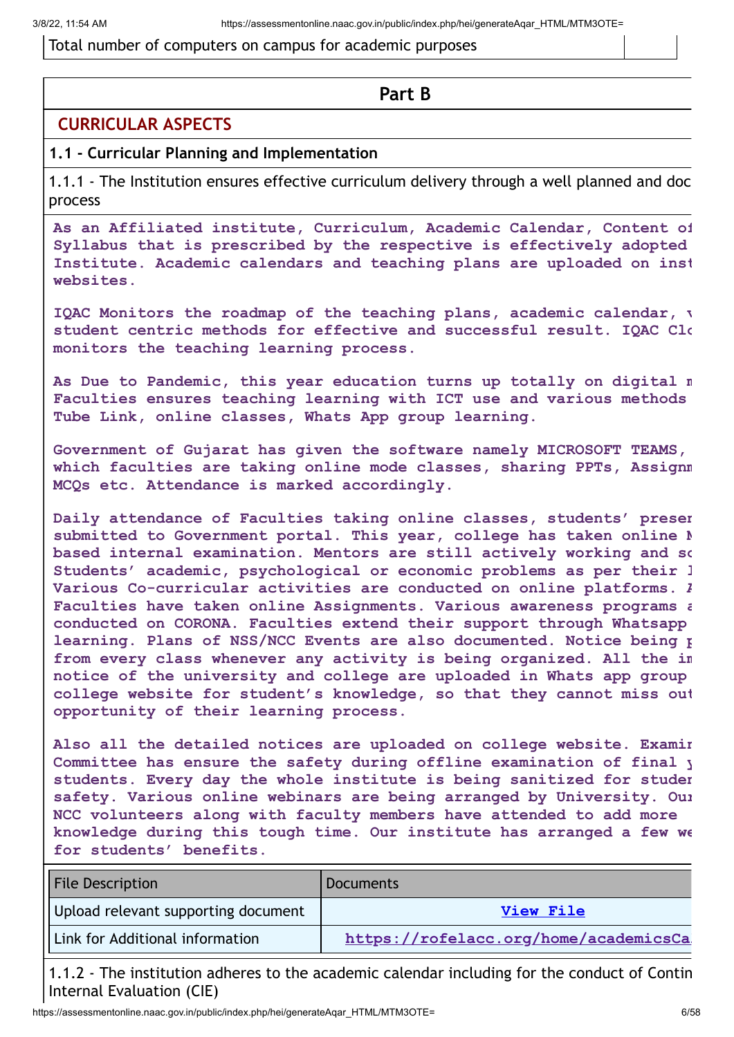| Total number of computers on campus for academic purposes | |
|---|---|

## Part B

### CURRICULAR ASPECTS

**1.1 - Curricular Planning and Implementation**

1.1.1 - The Institution ensures effective curriculum delivery through a well planned and doc process

**As an Affiliated institute, Curriculum, Academic Calendar, Content of Syllabus that is prescribed by the respective is effectively adopted Institute. Academic calendars and teaching plans are uploaded on inst websites.**

**IQAC Monitors the roadmap of the teaching plans, academic calendar, v student centric methods for effective and successful result. IQAC Clo monitors the teaching learning process.**

**As Due to Pandemic, this year education turns up totally on digital m Faculties ensures teaching learning with ICT use and various methods Tube Link, online classes, Whats App group learning.**

**Government of Gujarat has given the software namely MICROSOFT TEAMS, which faculties are taking online mode classes, sharing PPTs, Assignm MCQs etc. Attendance is marked accordingly.**

**Daily attendance of Faculties taking online classes, students' preser submitted to Government portal. This year, college has taken online M based internal examination. Mentors are still actively working and so Students' academic, psychological or economic problems as per their l Various Co-curricular activities are conducted on online platforms. A Faculties have taken online Assignments. Various awareness programs a conducted on CORONA. Faculties extend their support through Whatsapp learning. Plans of NSS/NCC Events are also documented. Notice being p from every class whenever any activity is being organized. All the in notice of the university and college are uploaded in Whats app group college website for student's knowledge, so that they cannot miss out opportunity of their learning process.**

**Also all the detailed notices are uploaded on college website. Examin Committee has ensure the safety during offline examination of final y students. Every day the whole institute is being sanitized for studen safety. Various online webinars are being arranged by University. Our NCC volunteers along with faculty members have attended to add more knowledge during this tough time. Our institute has arranged a few we for students' benefits.**

| File Description | Documents |
|---|---|
| Upload relevant supporting document | View File |
| Link for Additional information | https://rofelacc.org/home/academicsCa |

1.1.2 - The institution adheres to the academic calendar including for the conduct of Contin Internal Evaluation (CIE)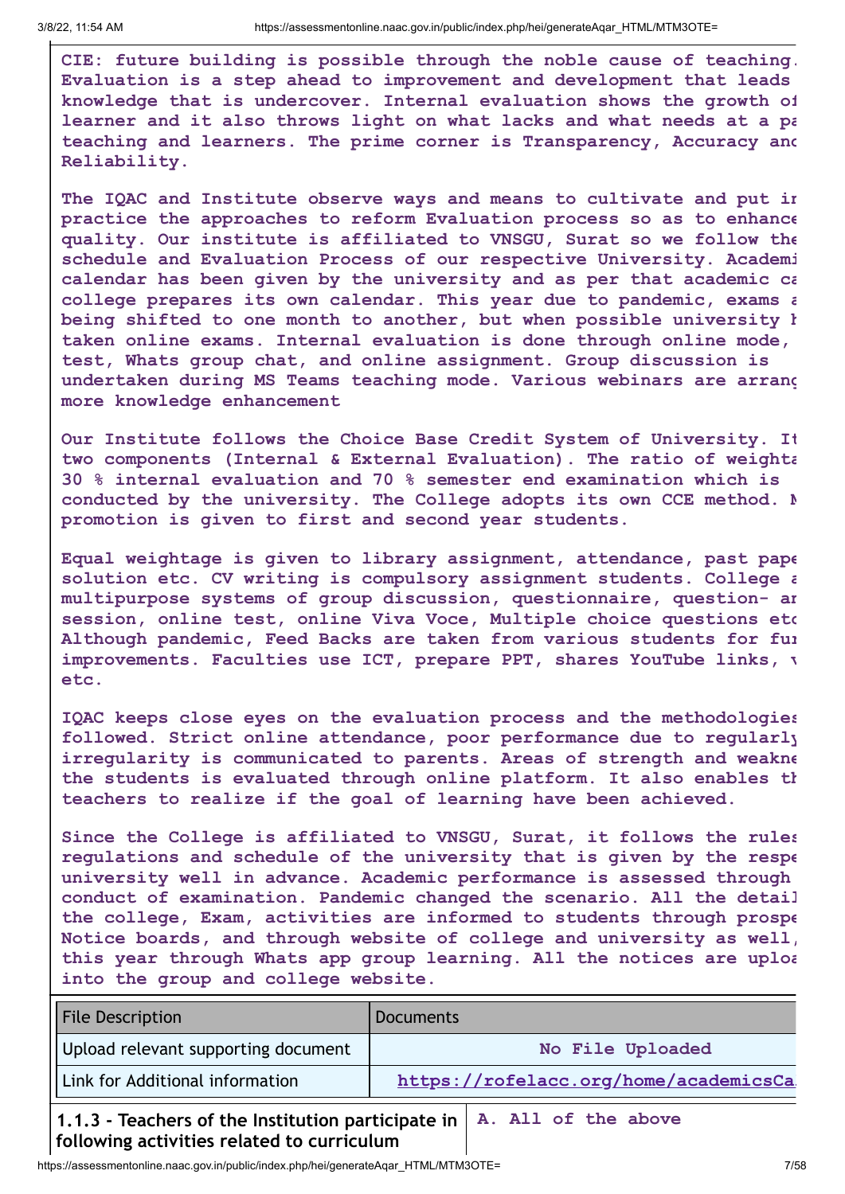CIE: future building is possible through the noble cause of teaching. Evaluation is a step ahead to improvement and development that leads knowledge that is undercover. Internal evaluation shows the growth of learner and it also throws light on what lacks and what needs at a pa teaching and learners. The prime corner is Transparency, Accuracy and Reliability.

The IQAC and Institute observe ways and means to cultivate and put in practice the approaches to reform Evaluation process so as to enhance quality. Our institute is affiliated to VNSGU, Surat so we follow the schedule and Evaluation Process of our respective University. Academi calendar has been given by the university and as per that academic ca college prepares its own calendar. This year due to pandemic, exams a being shifted to one month to another, but when possible university h taken online exams. Internal evaluation is done through online mode, test, Whats group chat, and online assignment. Group discussion is undertaken during MS Teams teaching mode. Various webinars are arrang more knowledge enhancement

Our Institute follows the Choice Base Credit System of University. It two components (Internal & External Evaluation). The ratio of weighta 30 % internal evaluation and 70 % semester end examination which is conducted by the university. The College adopts its own CCE method. M promotion is given to first and second year students.

Equal weightage is given to library assignment, attendance, past pape solution etc. CV writing is compulsory assignment students. College a multipurpose systems of group discussion, questionnaire, question- an session, online test, online Viva Voce, Multiple choice questions etc Although pandemic, Feed Backs are taken from various students for fur improvements. Faculties use ICT, prepare PPT, shares YouTube links, v etc.

IQAC keeps close eyes on the evaluation process and the methodologies followed. Strict online attendance, poor performance due to regularly irregularity is communicated to parents. Areas of strength and weakne the students is evaluated through online platform. It also enables th teachers to realize if the goal of learning have been achieved.

Since the College is affiliated to VNSGU, Surat, it follows the rules regulations and schedule of the university that is given by the respe university well in advance. Academic performance is assessed through conduct of examination. Pandemic changed the scenario. All the detail the college, Exam, activities are informed to students through prospe Notice boards, and through website of college and university as well, this year through Whats app group learning. All the notices are uploa into the group and college website.

| File Description | Documents |
|---|---|
| Upload relevant supporting document | No File Uploaded |
| Link for Additional information | https://rofelacc.org/home/academicsCa |

| 1.1.3 - Teachers of the Institution participate in following activities related to curriculum | A. All of the above |
|---|---|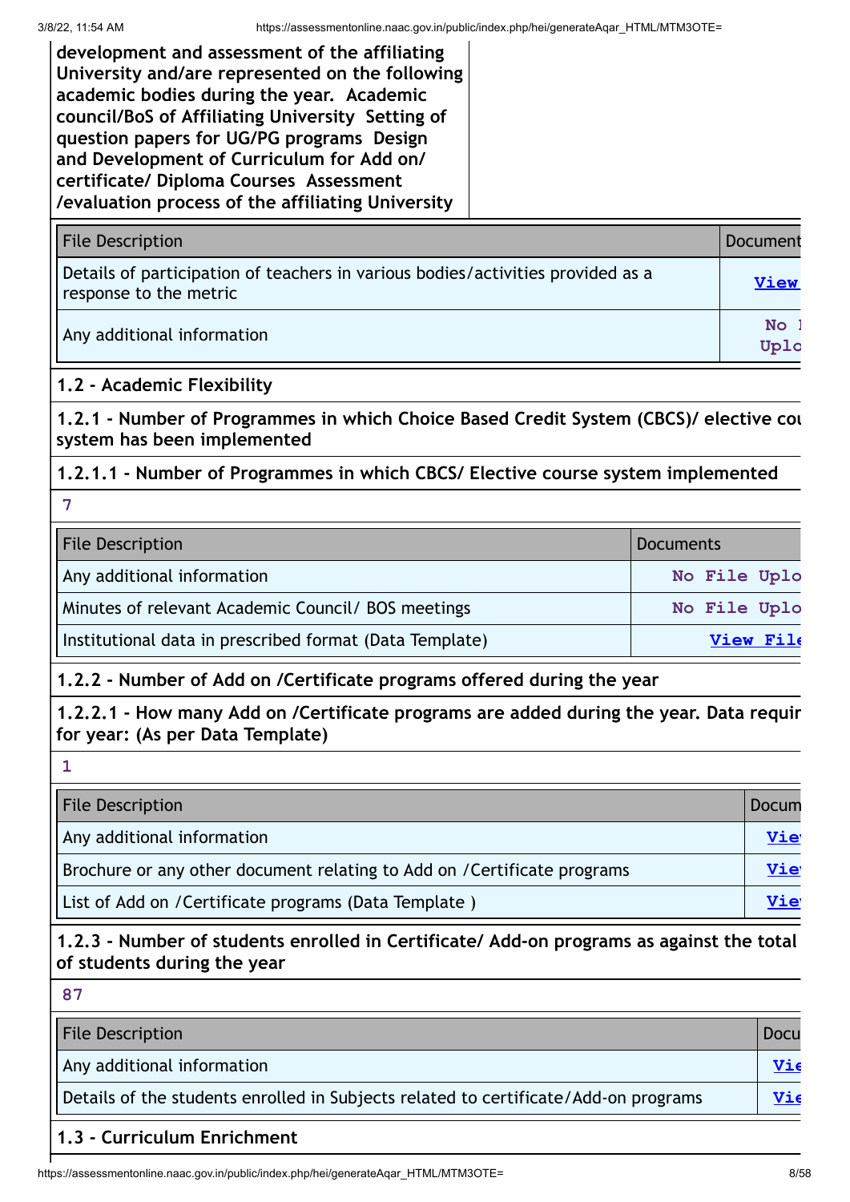| development and assessment of the affiliating University and/are represented on the following academic bodies during the year. Academic council/BoS of Affiliating University Setting of question papers for UG/PG programs Design and Development of Curriculum for Add on/ certificate/ Diploma Courses Assessment /evaluation process of the affiliating University | |
|---|---|

| File Description | Document |
|---|---|
| Details of participation of teachers in various bodies/activities provided as a response to the metric | View |
| Any additional information | No Uplo |

**1.2 - Academic Flexibility**

**1.2.1 - Number of Programmes in which Choice Based Credit System (CBCS)/ elective cou system has been implemented**

**1.2.1.1 - Number of Programmes in which CBCS/ Elective course system implemented**

7

| File Description | Documents |
|---|---|
| Any additional information | No File Uplo |
| Minutes of relevant Academic Council/ BOS meetings | No File Uplo |
| Institutional data in prescribed format (Data Template) | View File |

**1.2.2 - Number of Add on /Certificate programs offered during the year**

**1.2.2.1 - How many Add on /Certificate programs are added during the year. Data requir for year: (As per Data Template)**

1

| File Description | Docum |
|---|---|
| Any additional information | View |
| Brochure or any other document relating to Add on /Certificate programs | View |
| List of Add on /Certificate programs (Data Template ) | View |

**1.2.3 - Number of students enrolled in Certificate/ Add-on programs as against the total of students during the year**

87

| File Description | Docu |
|---|---|
| Any additional information | Vie |
| Details of the students enrolled in Subjects related to certificate/Add-on programs | Vie |

**1.3 - Curriculum Enrichment**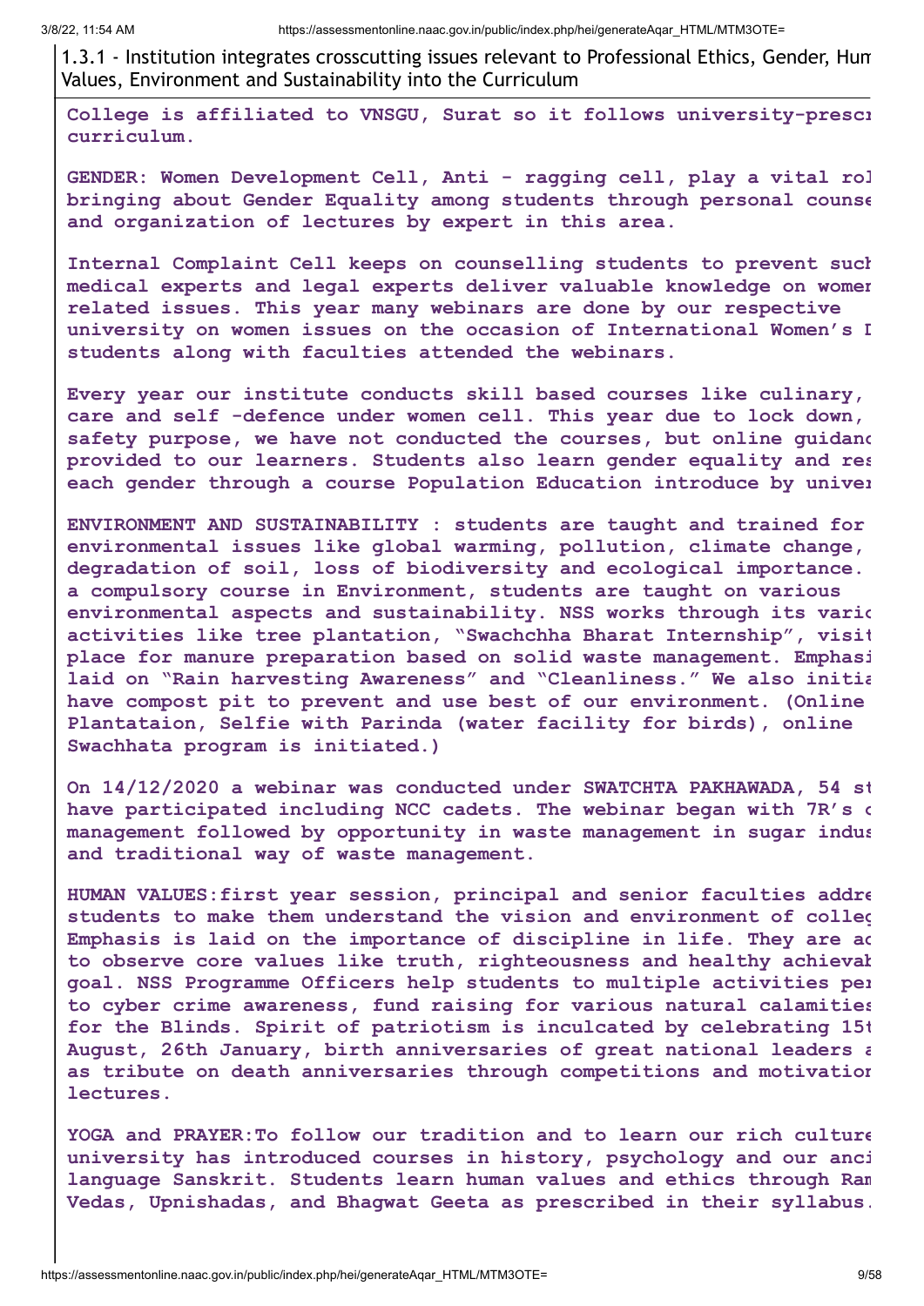1.3.1 - Institution integrates crosscutting issues relevant to Professional Ethics, Gender, Hum Values, Environment and Sustainability into the Curriculum

**College is affiliated to VNSGU, Surat so it follows university-prescr curriculum.**

**GENDER: Women Development Cell, Anti - ragging cell, play a vital rol bringing about Gender Equality among students through personal counse and organization of lectures by expert in this area.**

**Internal Complaint Cell keeps on counselling students to prevent such medical experts and legal experts deliver valuable knowledge on womer related issues. This year many webinars are done by our respective university on women issues on the occasion of International Women's I students along with faculties attended the webinars.**

**Every year our institute conducts skill based courses like culinary, care and self -defence under women cell. This year due to lock down, safety purpose, we have not conducted the courses, but online guidanc provided to our learners. Students also learn gender equality and res each gender through a course Population Education introduce by univer**

**ENVIRONMENT AND SUSTAINABILITY : students are taught and trained for environmental issues like global warming, pollution, climate change, degradation of soil, loss of biodiversity and ecological importance. a compulsory course in Environment, students are taught on various environmental aspects and sustainability. NSS works through its vario activities like tree plantation, "Swachchha Bharat Internship", visit place for manure preparation based on solid waste management. Emphasi laid on "Rain harvesting Awareness" and "Cleanliness." We also initia have compost pit to prevent and use best of our environment. (Online Plantataion, Selfie with Parinda (water facility for birds), online Swachhata program is initiated.)**

**On 14/12/2020 a webinar was conducted under SWATCHTA PAKHAWADA, 54 st have participated including NCC cadets. The webinar began with 7R's c management followed by opportunity in waste management in sugar indus and traditional way of waste management.**

**HUMAN VALUES:first year session, principal and senior faculties addre students to make them understand the vision and environment of colleg Emphasis is laid on the importance of discipline in life. They are ac to observe core values like truth, righteousness and healthy achievab goal. NSS Programme Officers help students to multiple activities per to cyber crime awareness, fund raising for various natural calamities for the Blinds. Spirit of patriotism is inculcated by celebrating 15t August, 26th January, birth anniversaries of great national leaders a as tribute on death anniversaries through competitions and motivation lectures.**

**YOGA and PRAYER:To follow our tradition and to learn our rich culture university has introduced courses in history, psychology and our anci language Sanskrit. Students learn human values and ethics through Ram Vedas, Upnishadas, and Bhagwat Geeta as prescribed in their syllabus.**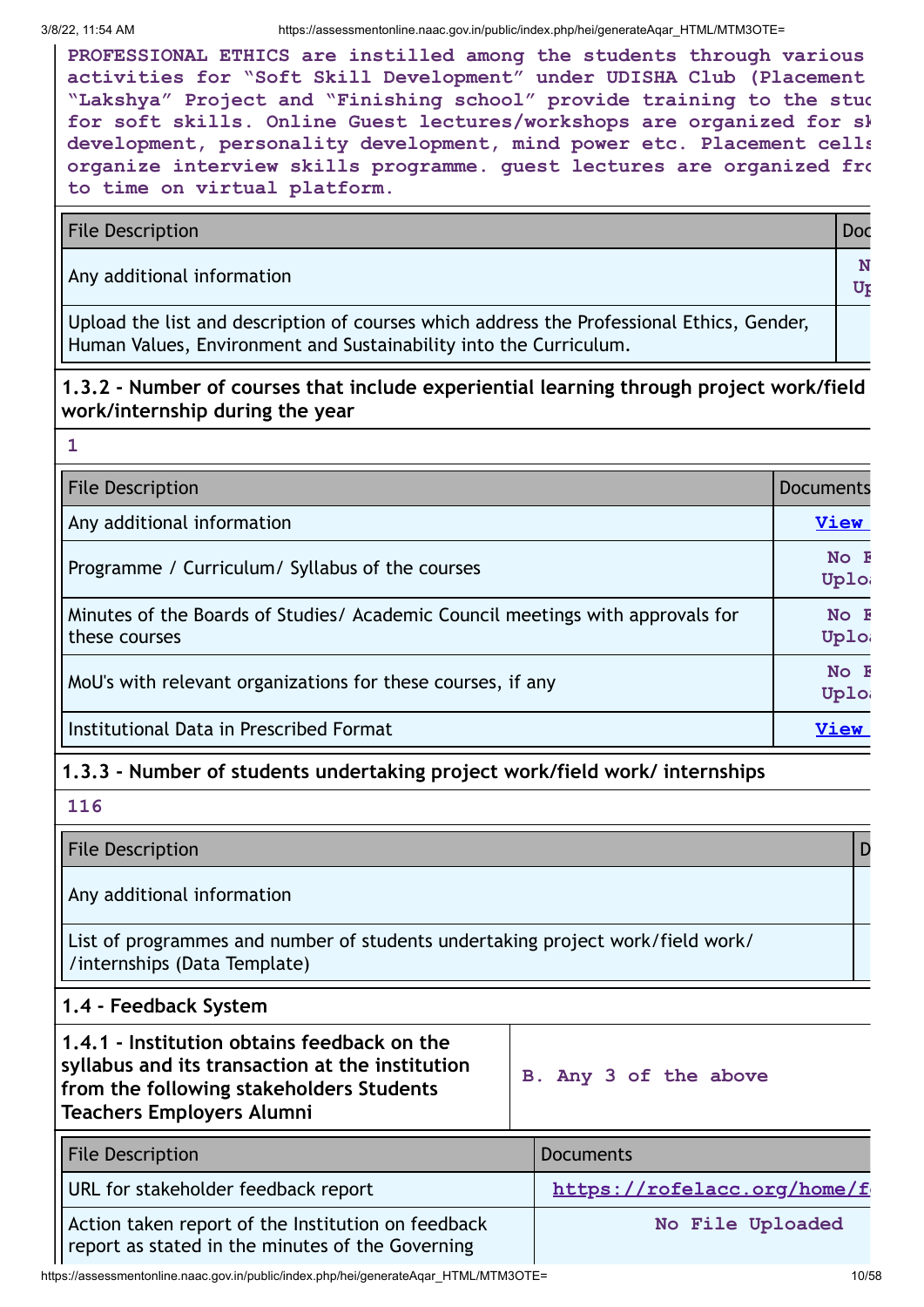**PROFESSIONAL ETHICS are instilled among the students through various activities for "Soft Skill Development" under UDISHA Club (Placement "Lakshya" Project and "Finishing school" provide training to the stud for soft skills. Online Guest lectures/workshops are organized for sk development, personality development, mind power etc. Placement cells organize interview skills programme. guest lectures are organized fro to time on virtual platform.**

| File Description | Doc |
|---|---|
| Any additional information | N Up |
| Upload the list and description of courses which address the Professional Ethics, Gender, Human Values, Environment and Sustainability into the Curriculum. | |

### 1.3.2 - Number of courses that include experiential learning through project work/field work/internship during the year

**1**

| File Description | Documents |
|---|---|
| Any additional information | View |
| Programme / Curriculum/ Syllabus of the courses | No F Uploa |
| Minutes of the Boards of Studies/ Academic Council meetings with approvals for these courses | No F Uploa |
| MoU's with relevant organizations for these courses, if any | No F Uploa |
| Institutional Data in Prescribed Format | View |

### 1.3.3 - Number of students undertaking project work/field work/ internships

**116**

| File Description | D |
|---|---|
| Any additional information | |
| List of programmes and number of students undertaking project work/field work/ /internships (Data Template) | |

### 1.4 - Feedback System

| 1.4.1 - Institution obtains feedback on the syllabus and its transaction at the institution from the following stakeholders Students Teachers Employers Alumni | B. Any 3 of the above |
|---|---|

| File Description | Documents |
|---|---|
| URL for stakeholder feedback report | https://rofelacc.org/home/f |
| Action taken report of the Institution on feedback report as stated in the minutes of the Governing | No File Uploaded |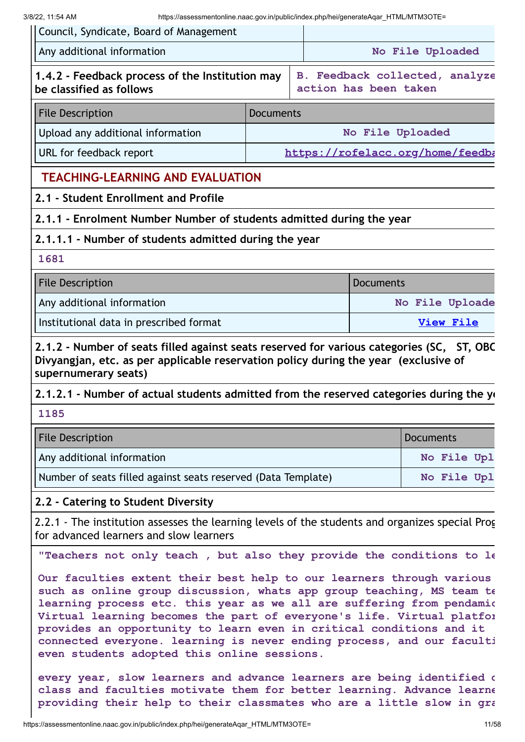| Council, Syndicate, Board of Management | |
|---|---|
| Any additional information | No File Uploaded |

| 1.4.2 - Feedback process of the Institution may be classified as follows | B. Feedback collected, analyze action has been taken |
|---|---|

| File Description | Documents |
|---|---|
| Upload any additional information | No File Uploaded |
| URL for feedback report | https://rofelacc.org/home/feedba |

## TEACHING-LEARNING AND EVALUATION

### 2.1 - Student Enrollment and Profile

#### 2.1.1 - Enrolment Number Number of students admitted during the year

#### 2.1.1.1 - Number of students admitted during the year

1681

| File Description | Documents |
|---|---|
| Any additional information | No File Uploade |
| Institutional data in prescribed format | View File |

#### 2.1.2 - Number of seats filled against seats reserved for various categories (SC, ST, OBC Divyangjan, etc. as per applicable reservation policy during the year (exclusive of supernumerary seats)

#### 2.1.2.1 - Number of actual students admitted from the reserved categories during the ye

1185

| File Description | Documents |
|---|---|
| Any additional information | No File Upl |
| Number of seats filled against seats reserved (Data Template) | No File Upl |

### 2.2 - Catering to Student Diversity

2.2.1 - The institution assesses the learning levels of the students and organizes special Prog for advanced learners and slow learners

"Teachers not only teach , but also they provide the conditions to le

Our faculties extent their best help to our learners through various such as online group discussion, whats app group teaching, MS team te learning process etc. this year as we all are suffering from pendamic Virtual learning becomes the part of everyone's life. Virtual platfor provides an opportunity to learn even in critical conditions and it connected everyone. learning is never ending process, and our faculti even students adopted this online sessions.

every year, slow learners and advance learners are being identified c class and faculties motivate them for better learning. Advance learne providing their help to their classmates who are a little slow in gra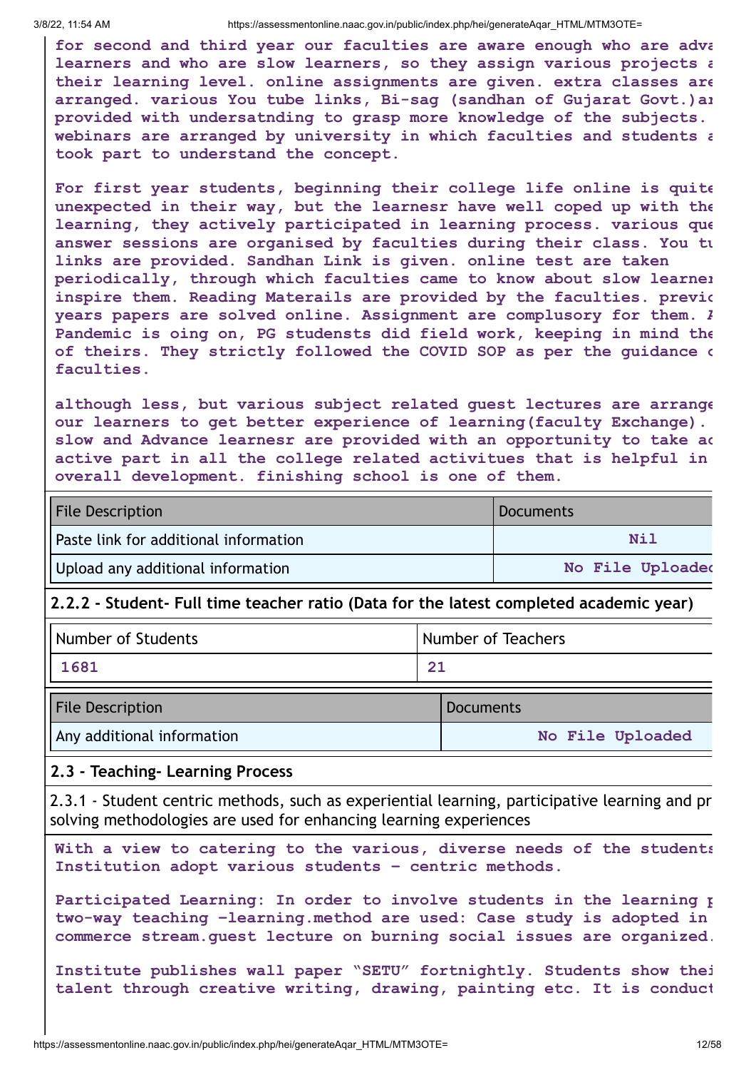for second and third year our faculties are aware enough who are adva learners and who are slow learners, so they assign various projects a their learning level. online assignments are given. extra classes are arranged. various You tube links, Bi-sag (sandhan of Gujarat Govt.)ar provided with undersatnding to grasp more knowledge of the subjects. webinars are arranged by university in which faculties and students a took part to understand the concept.

For first year students, beginning their college life online is quite unexpected in their way, but the learnesr have well coped up with the learning, they actively participated in learning process. various que answer sessions are organised by faculties during their class. You tu links are provided. Sandhan Link is given. online test are taken periodically, through which faculties came to know about slow learner inspire them. Reading Materails are provided by the faculties. previo years papers are solved online. Assignment are complusory for them. A Pandemic is oing on, PG studensts did field work, keeping in mind the of theirs. They strictly followed the COVID SOP as per the guidance o faculties.

although less, but various subject related guest lectures are arrange our learners to get better experience of learning(faculty Exchange). slow and Advance learnesr are provided with an opportunity to take ac active part in all the college related activitues that is helpful in overall development. finishing school is one of them.

| File Description | Documents |
|---|---|
| Paste link for additional information | Nil |
| Upload any additional information | No File Uploaded |

## 2.2.2 - Student- Full time teacher ratio (Data for the latest completed academic year)

| Number of Students | Number of Teachers |
|---|---|
| 1681 | 21 |

| File Description | Documents |
|---|---|
| Any additional information | No File Uploaded |

## 2.3 - Teaching- Learning Process

2.3.1 - Student centric methods, such as experiential learning, participative learning and pr solving methodologies are used for enhancing learning experiences

With a view to catering to the various, diverse needs of the students Institution adopt various students - centric methods.

Participated Learning: In order to involve students in the learning p two-way teaching -learning.method are used: Case study is adopted in commerce stream.guest lecture on burning social issues are organized.

Institute publishes wall paper "SETU" fortnightly. Students show thei talent through creative writing, drawing, painting etc. It is conduct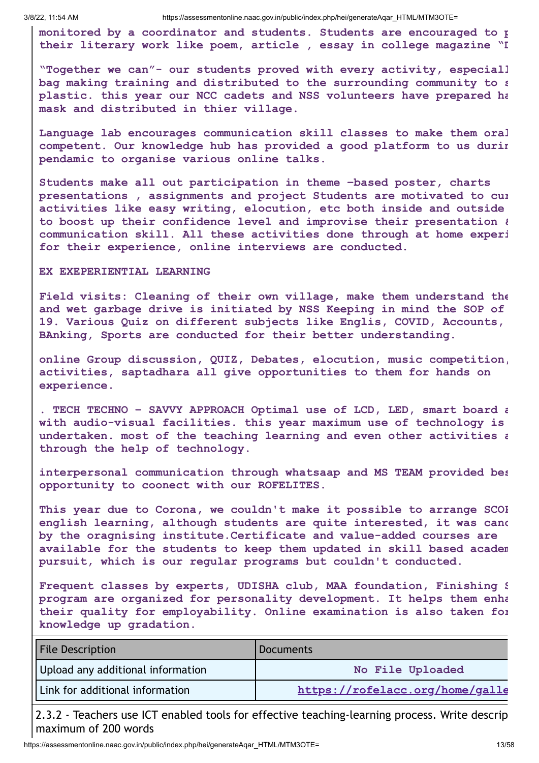**monitored by a coordinator and students. Students are encouraged to p their literary work like poem, article , essay in college magazine "I**

**"Together we can"- our students proved with every activity, especiall bag making training and distributed to the surrounding community to s plastic. this year our NCC cadets and NSS volunteers have prepared ha mask and distributed in thier village.**

**Language lab encourages communication skill classes to make them oral competent. Our knowledge hub has provided a good platform to us durin pendamic to organise various online talks.**

**Students make all out participation in theme -based poster, charts presentations , assignments and project Students are motivated to cur activities like easy writing, elocution, etc both inside and outside to boost up their confidence level and improvise their presentation & communication skill. All these activities done through at home experi for their experience, online interviews are conducted.**

**EX EXEPERIENTIAL LEARNING**

**Field visits: Cleaning of their own village, make them understand the and wet garbage drive is initiated by NSS Keeping in mind the SOP of 19. Various Quiz on different subjects like Englis, COVID, Accounts, BAnking, Sports are conducted for their better understanding.**

**online Group discussion, QUIZ, Debates, elocution, music competition, activities, saptadhara all give opportunities to them for hands on experience.**

**. TECH TECHNO - SAVVY APPROACH Optimal use of LCD, LED, smart board a with audio-visual facilities. this year maximum use of technology is undertaken. most of the teaching learning and even other activities a through the help of technology.**

**interpersonal communication through whatsaap and MS TEAM provided bes opportunity to coonect with our ROFELITES.**

**This year due to Corona, we couldn't make it possible to arrange SCOI english learning, although students are quite interested, it was canc by the oragnising institute.Certificate and value-added courses are available for the students to keep them updated in skill based academ pursuit, which is our regular programs but couldn't conducted.**

**Frequent classes by experts, UDISHA club, MAA foundation, Finishing S program are organized for personality development. It helps them enha their quality for employability. Online examination is also taken for knowledge up gradation.**

| File Description | Documents |
|---|---|
| Upload any additional information | No File Uploaded |
| Link for additional information | https://rofelacc.org/home/galle |

2.3.2 - Teachers use ICT enabled tools for effective teaching-learning process. Write descrip maximum of 200 words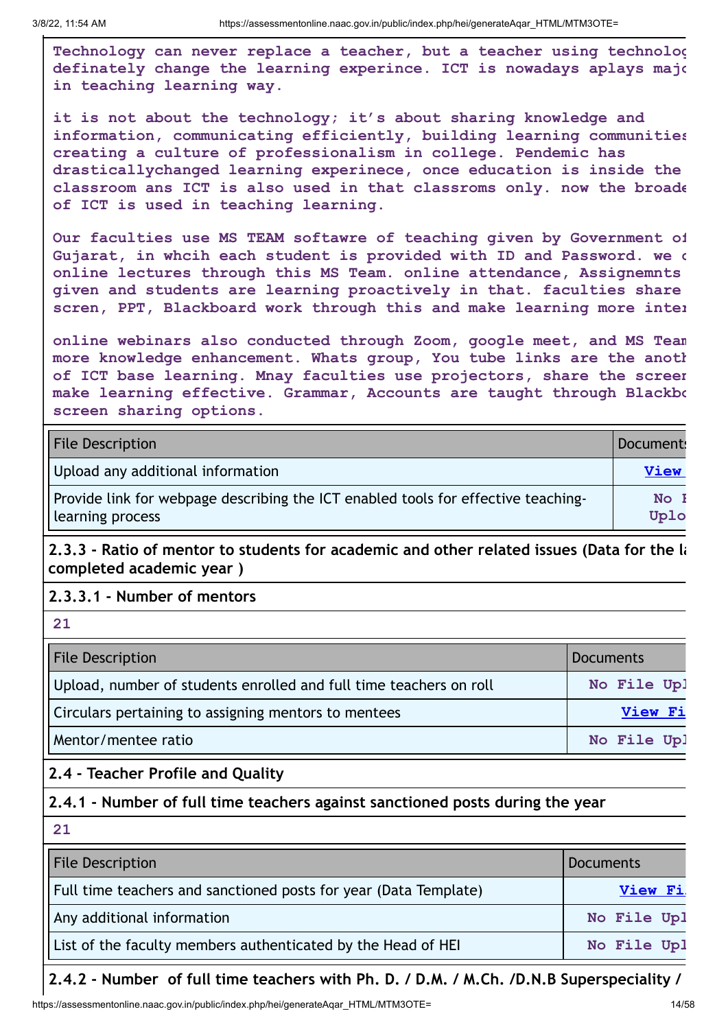Technology can never replace a teacher, but a teacher using technolog definately change the learning experince. ICT is nowadays aplays majo in teaching learning way.

it is not about the technology; it's about sharing knowledge and information, communicating efficiently, building learning communities creating a culture of professionalism in college. Pendemic has drasticallychanged learning experinece, once education is inside the classroom ans ICT is also used in that classroms only. now the broade of ICT is used in teaching learning.

Our faculties use MS TEAM softawre of teaching given by Government of Gujarat, in whcih each student is provided with ID and Password. we c online lectures through this MS Team. online attendance, Assignemnts given and students are learning proactively in that. faculties share scren, PPT, Blackboard work through this and make learning more inter

online webinars also conducted through Zoom, google meet, and MS Team more knowledge enhancement. Whats group, You tube links are the anoth of ICT base learning. Mnay faculties use projectors, share the screen make learning effective. Grammar, Accounts are taught through Blackbo screen sharing options.

| File Description | Documents |
|---|---|
| Upload any additional information | View |
| Provide link for webpage describing the ICT enabled tools for effective teaching-learning process | No F Uplo |

**2.3.3 - Ratio of mentor to students for academic and other related issues (Data for the la completed academic year )**

**2.3.3.1 - Number of mentors**

21

| File Description | Documents |
|---|---|
| Upload, number of students enrolled and full time teachers on roll | No File Upl |
| Circulars pertaining to assigning mentors to mentees | View Fi |
| Mentor/mentee ratio | No File Upl |

**2.4 - Teacher Profile and Quality**

**2.4.1 - Number of full time teachers against sanctioned posts during the year**

21

| File Description | Documents |
|---|---|
| Full time teachers and sanctioned posts for year (Data Template) | View Fi |
| Any additional information | No File Upl |
| List of the faculty members authenticated by the Head of HEI | No File Upl |

**2.4.2 - Number of full time teachers with Ph. D. / D.M. / M.Ch. /D.N.B Superspeciality /**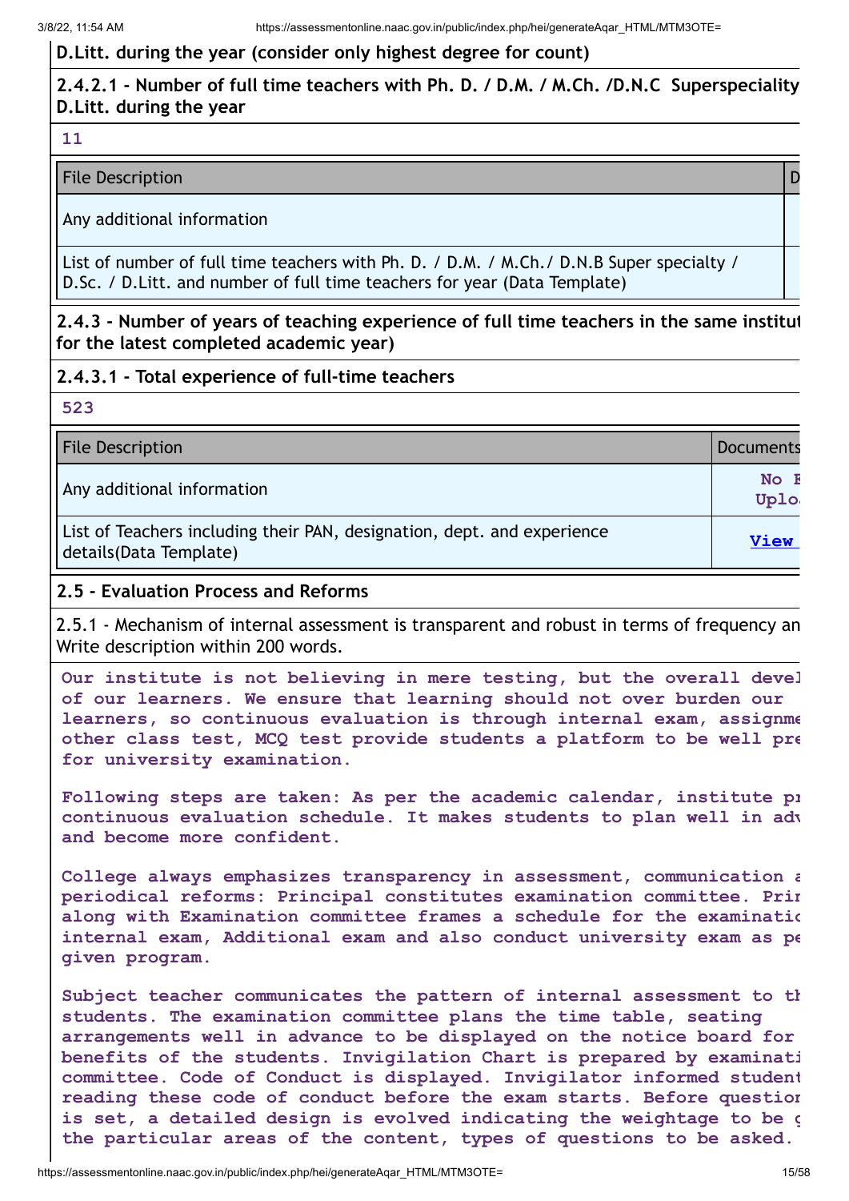**D.Litt. during the year (consider only highest degree for count)**

**2.4.2.1 - Number of full time teachers with Ph. D. / D.M. / M.Ch. /D.N.C Superspeciality D.Litt. during the year**

11

| File Description | D |
| --- | --- |
| Any additional information | |
| List of number of full time teachers with Ph. D. / D.M. / M.Ch./ D.N.B Super specialty / D.Sc. / D.Litt. and number of full time teachers for year (Data Template) | |

**2.4.3 - Number of years of teaching experience of full time teachers in the same institut for the latest completed academic year)**

**2.4.3.1 - Total experience of full-time teachers**

523

| File Description | Documents |
| --- | --- |
| Any additional information | No F Uplo |
| List of Teachers including their PAN, designation, dept. and experience details(Data Template) | View |

**2.5 - Evaluation Process and Reforms**

2.5.1 - Mechanism of internal assessment is transparent and robust in terms of frequency an Write description within 200 words.

Our institute is not believing in mere testing, but the overall devel of our learners. We ensure that learning should not over burden our learners, so continuous evaluation is through internal exam, assignme other class test, MCQ test provide students a platform to be well pre for university examination.

Following steps are taken: As per the academic calendar, institute pr continuous evaluation schedule. It makes students to plan well in adv and become more confident.

College always emphasizes transparency in assessment, communication a periodical reforms: Principal constitutes examination committee. Prin along with Examination committee frames a schedule for the examinatic internal exam, Additional exam and also conduct university exam as pe given program.

Subject teacher communicates the pattern of internal assessment to th students. The examination committee plans the time table, seating arrangements well in advance to be displayed on the notice board for benefits of the students. Invigilation Chart is prepared by examinati committee. Code of Conduct is displayed. Invigilator informed student reading these code of conduct before the exam starts. Before questior is set, a detailed design is evolved indicating the weightage to be g the particular areas of the content, types of questions to be asked.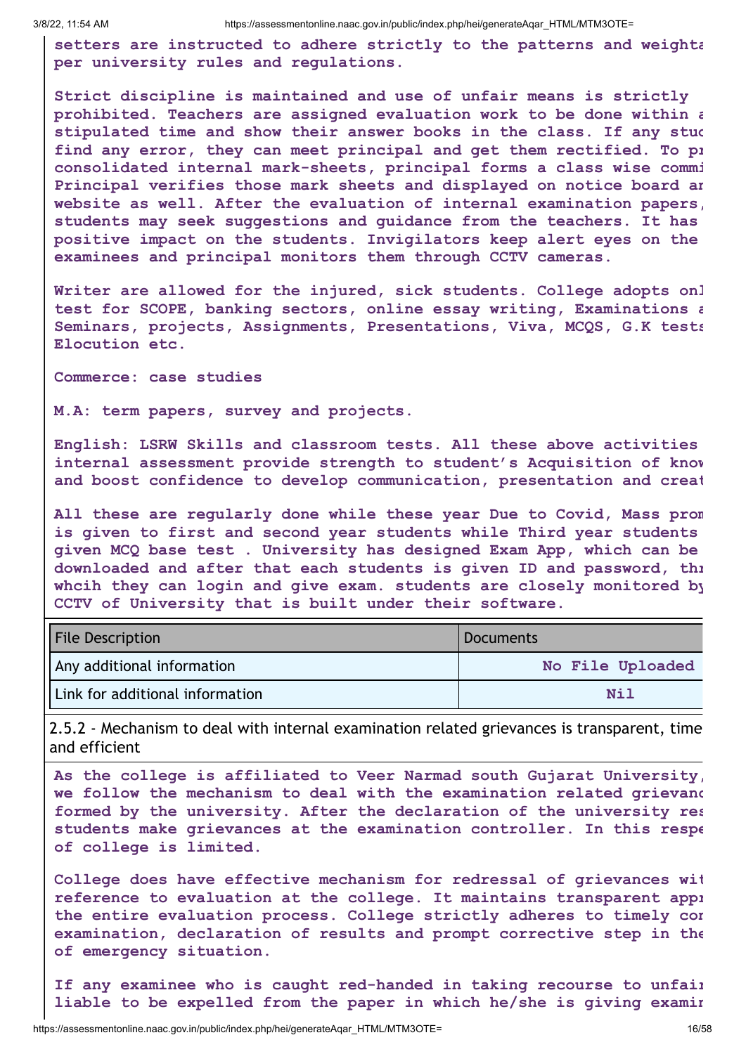**setters are instructed to adhere strictly to the patterns and weighta per university rules and regulations.**

**Strict discipline is maintained and use of unfair means is strictly prohibited. Teachers are assigned evaluation work to be done within a stipulated time and show their answer books in the class. If any stud find any error, they can meet principal and get them rectified. To pr consolidated internal mark-sheets, principal forms a class wise commi Principal verifies those mark sheets and displayed on notice board an website as well. After the evaluation of internal examination papers, students may seek suggestions and guidance from the teachers. It has positive impact on the students. Invigilators keep alert eyes on the examinees and principal monitors them through CCTV cameras.**

**Writer are allowed for the injured, sick students. College adopts onl test for SCOPE, banking sectors, online essay writing, Examinations a Seminars, projects, Assignments, Presentations, Viva, MCQS, G.K tests Elocution etc.**

**Commerce: case studies**

**M.A: term papers, survey and projects.**

**English: LSRW Skills and classroom tests. All these above activities internal assessment provide strength to student's Acquisition of know and boost confidence to develop communication, presentation and creat**

**All these are regularly done while these year Due to Covid, Mass prom is given to first and second year students while Third year students given MCQ base test . University has designed Exam App, which can be downloaded and after that each students is given ID and password, thr whcih they can login and give exam. students are closely monitored by CCTV of University that is built under their software.**

| File Description | Documents |
|---|---|
| Any additional information | No File Uploaded |
| Link for additional information | Nil |

2.5.2 - Mechanism to deal with internal examination related grievances is transparent, time and efficient

**As the college is affiliated to Veer Narmad south Gujarat University, we follow the mechanism to deal with the examination related grievanc formed by the university. After the declaration of the university res students make grievances at the examination controller. In this respe of college is limited.**

**College does have effective mechanism for redressal of grievances wit reference to evaluation at the college. It maintains transparent appr the entire evaluation process. College strictly adheres to timely con examination, declaration of results and prompt corrective step in the of emergency situation.**

**If any examinee who is caught red-handed in taking recourse to unfair liable to be expelled from the paper in which he/she is giving examin**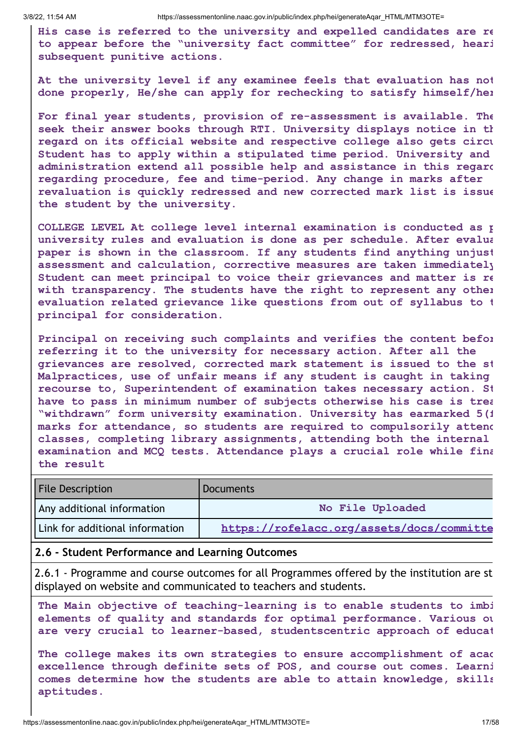His case is referred to the university and expelled candidates are re to appear before the "university fact committee" for redressed, heari subsequent punitive actions.

At the university level if any examinee feels that evaluation has not done properly, He/she can apply for rechecking to satisfy himself/her

For final year students, provision of re-assessment is available. The seek their answer books through RTI. University displays notice in th regard on its official website and respective college also gets circu Student has to apply within a stipulated time period. University and administration extend all possible help and assistance in this regard regarding procedure, fee and time-period. Any change in marks after revaluation is quickly redressed and new corrected mark list is issue the student by the university.

COLLEGE LEVEL At college level internal examination is conducted as p university rules and evaluation is done as per schedule. After evalua paper is shown in the classroom. If any students find anything unjust assessment and calculation, corrective measures are taken immediately Student can meet principal to voice their grievances and matter is re with transparency. The students have the right to represent any other evaluation related grievance like questions from out of syllabus to t principal for consideration.

Principal on receiving such complaints and verifies the content befor referring it to the university for necessary action. After all the grievances are resolved, corrected mark statement is issued to the st Malpractices, use of unfair means if any student is caught in taking recourse to, Superintendent of examination takes necessary action. St have to pass in minimum number of subjects otherwise his case is trea "withdrawn" form university examination. University has earmarked 5(f marks for attendance, so students are required to compulsorily attend classes, completing library assignments, attending both the internal examination and MCQ tests. Attendance plays a crucial role while fina the result

| File Description | Documents |
|---|---|
| Any additional information | No File Uploaded |
| Link for additional information | https://rofelacc.org/assets/docs/committe |

## 2.6 - Student Performance and Learning Outcomes

2.6.1 - Programme and course outcomes for all Programmes offered by the institution are st displayed on website and communicated to teachers and students.

The Main objective of teaching-learning is to enable students to imbi elements of quality and standards for optimal performance. Various ou are very crucial to learner-based, studentscentric approach of educat

The college makes its own strategies to ensure accomplishment of acad excellence through definite sets of POS, and course out comes. Learni comes determine how the students are able to attain knowledge, skills aptitudes.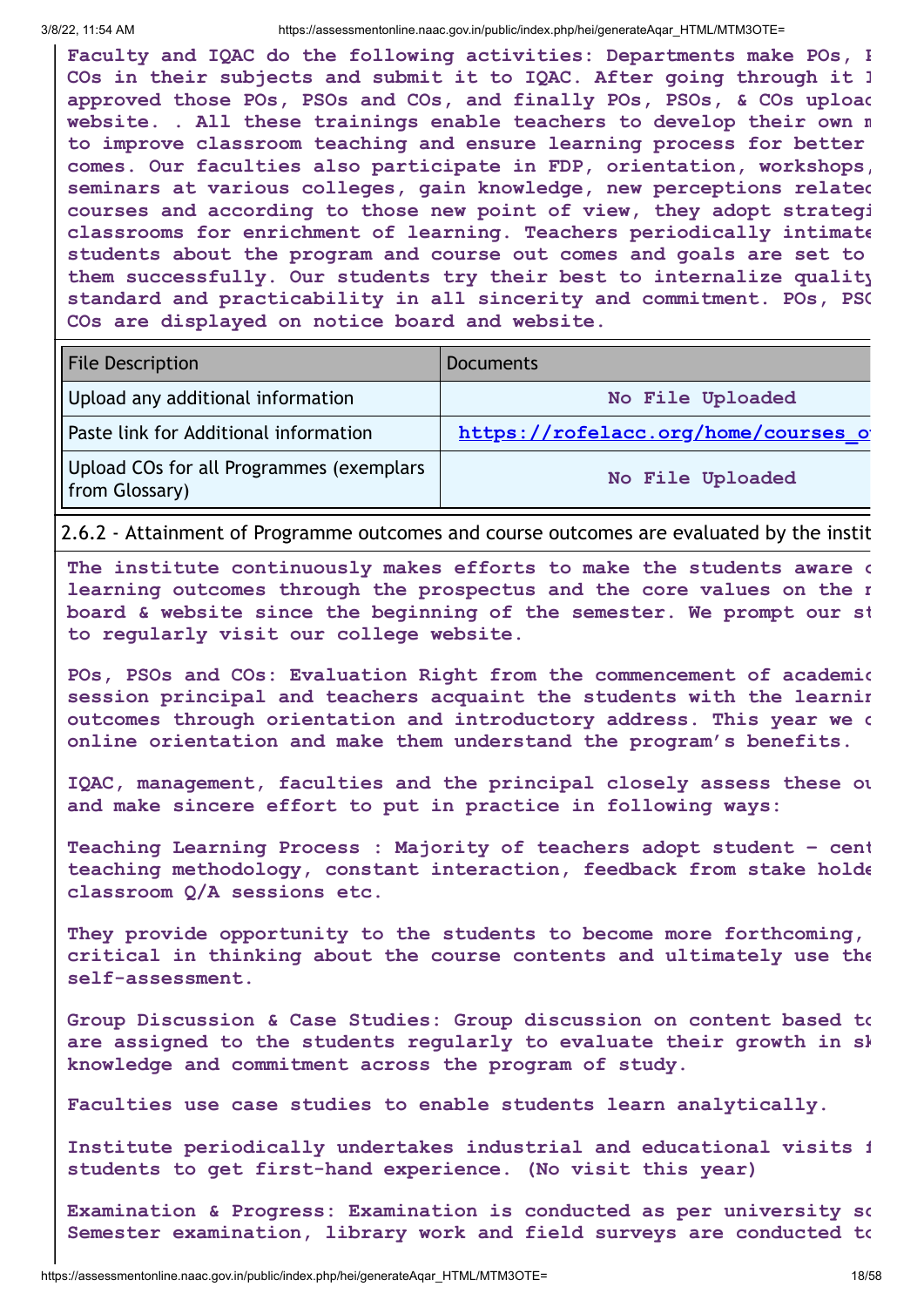**Faculty and IQAC do the following activities: Departments make POs, P COs in their subjects and submit it to IQAC. After going through it I approved those POs, PSOs and COs, and finally POs, PSOs, & COs upload website. . All these trainings enable teachers to develop their own m to improve classroom teaching and ensure learning process for better comes. Our faculties also participate in FDP, orientation, workshops, seminars at various colleges, gain knowledge, new perceptions related courses and according to those new point of view, they adopt strategi classrooms for enrichment of learning. Teachers periodically intimate students about the program and course out comes and goals are set to them successfully. Our students try their best to internalize quality standard and practicability in all sincerity and commitment. POs, PSO COs are displayed on notice board and website.**

| File Description | Documents |
|---|---|
| Upload any additional information | No File Uploaded |
| Paste link for Additional information | https://rofelacc.org/home/courses_o |
| Upload COs for all Programmes (exemplars from Glossary) | No File Uploaded |

2.6.2 - Attainment of Programme outcomes and course outcomes are evaluated by the instit

**The institute continuously makes efforts to make the students aware o learning outcomes through the prospectus and the core values on the n board & website since the beginning of the semester. We prompt our st to regularly visit our college website.**

**POs, PSOs and COs: Evaluation Right from the commencement of academic session principal and teachers acquaint the students with the learnin outcomes through orientation and introductory address. This year we o online orientation and make them understand the program's benefits.**

**IQAC, management, faculties and the principal closely assess these ou and make sincere effort to put in practice in following ways:**

**Teaching Learning Process : Majority of teachers adopt student - cent teaching methodology, constant interaction, feedback from stake holde classroom Q/A sessions etc.**

**They provide opportunity to the students to become more forthcoming, critical in thinking about the course contents and ultimately use the self-assessment.**

**Group Discussion & Case Studies: Group discussion on content based to are assigned to the students regularly to evaluate their growth in sk knowledge and commitment across the program of study.**

**Faculties use case studies to enable students learn analytically.**

**Institute periodically undertakes industrial and educational visits f students to get first-hand experience. (No visit this year)**

**Examination & Progress: Examination is conducted as per university sc Semester examination, library work and field surveys are conducted to**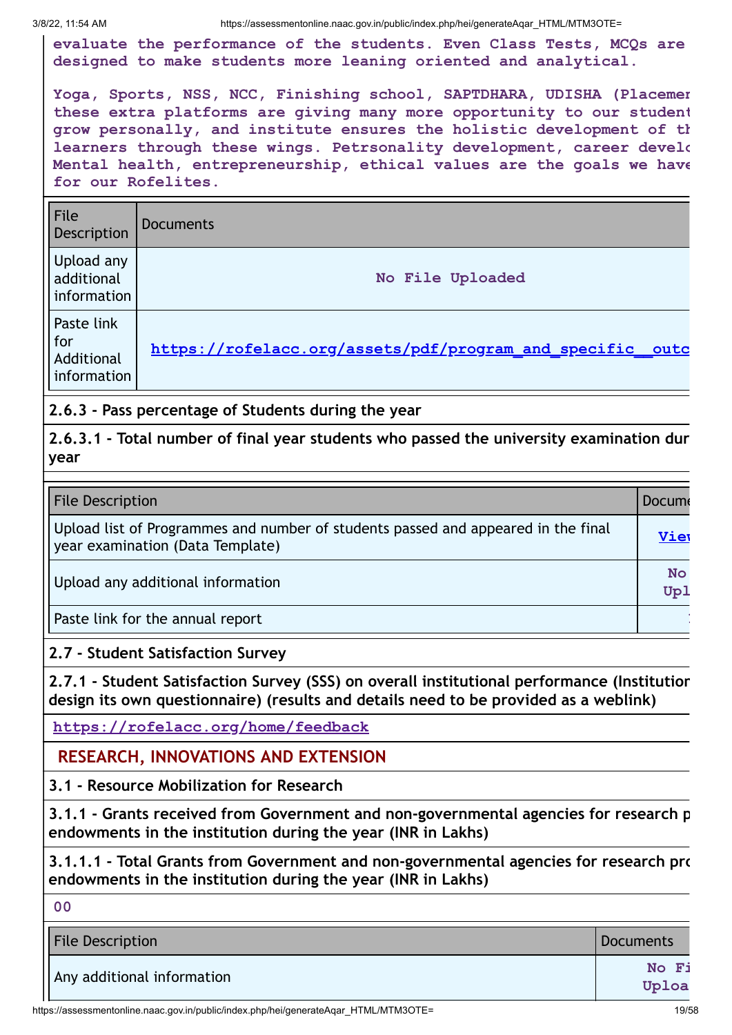evaluate the performance of the students. Even Class Tests, MCQs are designed to make students more leaning oriented and analytical.

Yoga, Sports, NSS, NCC, Finishing school, SAPTDHARA, UDISHA (Placemen these extra platforms are giving many more opportunity to our student grow personally, and institute ensures the holistic development of th learners through these wings. Petrsonality development, career develo Mental health, entrepreneurship, ethical values are the goals we have for our Rofelites.

| File Description | Documents |
|---|---|
| Upload any additional information | No File Uploaded |
| Paste link for Additional information | https://rofelacc.org/assets/pdf/program_and_specific__outc |

**2.6.3 - Pass percentage of Students during the year**

**2.6.3.1 - Total number of final year students who passed the university examination dur year**

| File Description | Docume |
|---|---|
| Upload list of Programmes and number of students passed and appeared in the final year examination (Data Template) | View |
| Upload any additional information | No Upl |
| Paste link for the annual report | |

**2.7 - Student Satisfaction Survey**

**2.7.1 - Student Satisfaction Survey (SSS) on overall institutional performance (Institution design its own questionnaire) (results and details need to be provided as a weblink)**

https://rofelacc.org/home/feedback

## RESEARCH, INNOVATIONS AND EXTENSION

**3.1 - Resource Mobilization for Research**

**3.1.1 - Grants received from Government and non-governmental agencies for research p endowments in the institution during the year (INR in Lakhs)**

**3.1.1.1 - Total Grants from Government and non-governmental agencies for research pro endowments in the institution during the year (INR in Lakhs)**

00

| File Description | Documents |
|---|---|
| Any additional information | No Fi Uploa |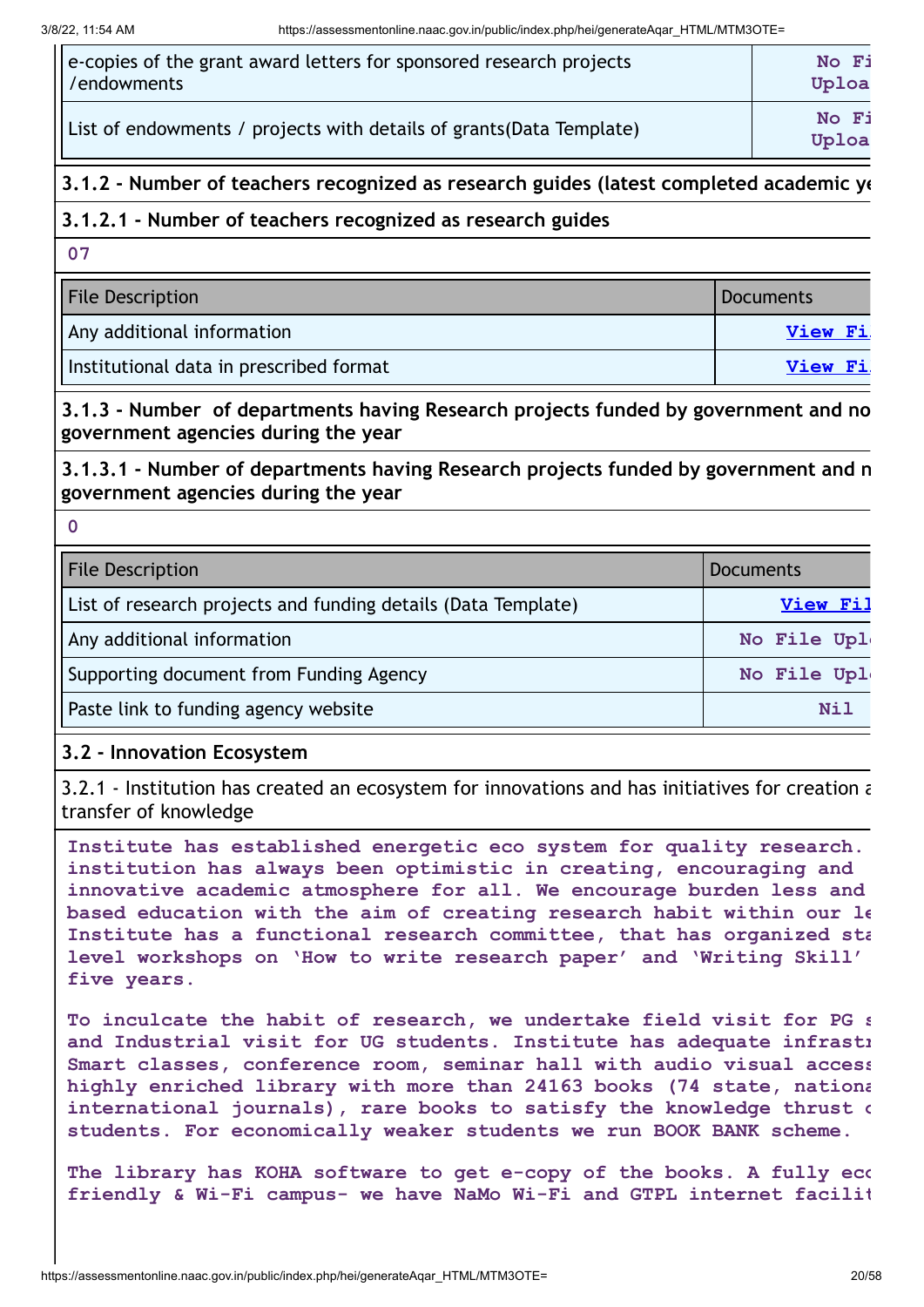| e-copies of the grant award letters for sponsored research projects /endowments | No Fi Uploa |
| --- | --- |
| List of endowments / projects with details of grants(Data Template) | No Fi Uploa |

### 3.1.2 - Number of teachers recognized as research guides (latest completed academic ye

#### 3.1.2.1 - Number of teachers recognized as research guides

07

| File Description | Documents |
| --- | --- |
| Any additional information | View Fi |
| Institutional data in prescribed format | View Fi |

### 3.1.3 - Number of departments having Research projects funded by government and no government agencies during the year

#### 3.1.3.1 - Number of departments having Research projects funded by government and n government agencies during the year

0

| File Description | Documents |
| --- | --- |
| List of research projects and funding details (Data Template) | View Fil |
| Any additional information | No File Upl |
| Supporting document from Funding Agency | No File Upl |
| Paste link to funding agency website | Nil |

## 3.2 - Innovation Ecosystem

3.2.1 - Institution has created an ecosystem for innovations and has initiatives for creation a transfer of knowledge

**Institute has established energetic eco system for quality research. institution has always been optimistic in creating, encouraging and innovative academic atmosphere for all. We encourage burden less and based education with the aim of creating research habit within our le Institute has a functional research committee, that has organized sta level workshops on 'How to write research paper' and 'Writing Skill' five years.**

**To inculcate the habit of research, we undertake field visit for PG s and Industrial visit for UG students. Institute has adequate infrastr Smart classes, conference room, seminar hall with audio visual access highly enriched library with more than 24163 books (74 state, nationa international journals), rare books to satisfy the knowledge thrust o students. For economically weaker students we run BOOK BANK scheme.**

**The library has KOHA software to get e-copy of the books. A fully eco friendly & Wi-Fi campus- we have NaMo Wi-Fi and GTPL internet facilit**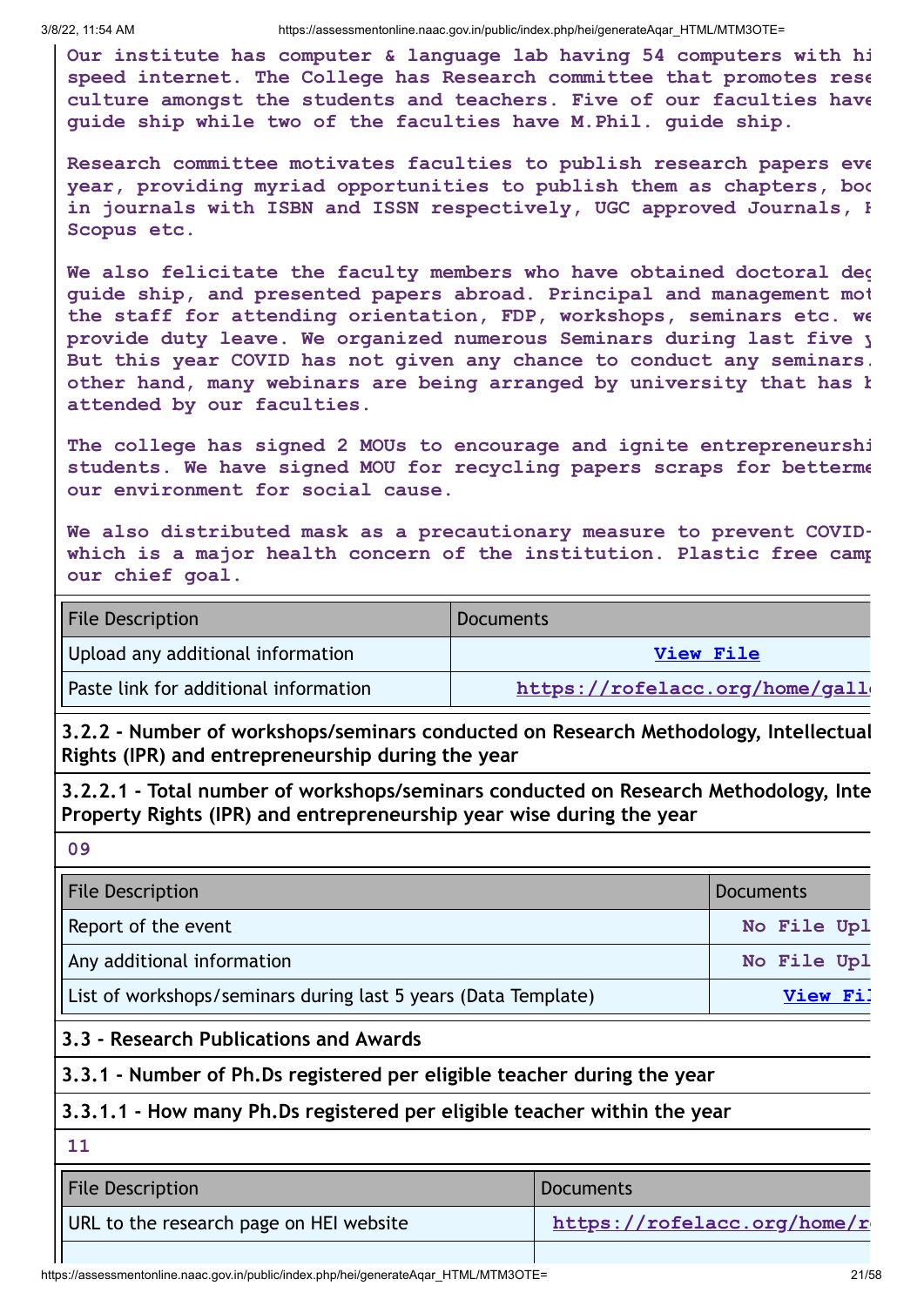Our institute has computer & language lab having 54 computers with hi speed internet. The College has Research committee that promotes rese culture amongst the students and teachers. Five of our faculties have guide ship while two of the faculties have M.Phil. guide ship.

Research committee motivates faculties to publish research papers eve year, providing myriad opportunities to publish them as chapters, boo in journals with ISBN and ISSN respectively, UGC approved Journals, P Scopus etc.

We also felicitate the faculty members who have obtained doctoral deg guide ship, and presented papers abroad. Principal and management mot the staff for attending orientation, FDP, workshops, seminars etc. we provide duty leave. We organized numerous Seminars during last five y But this year COVID has not given any chance to conduct any seminars. other hand, many webinars are being arranged by university that has b attended by our faculties.

The college has signed 2 MOUs to encourage and ignite entrepreneurshi students. We have signed MOU for recycling papers scraps for betterme our environment for social cause.

We also distributed mask as a precautionary measure to prevent COVID- which is a major health concern of the institution. Plastic free camp our chief goal.

| File Description | Documents |
|---|---|
| Upload any additional information | View File |
| Paste link for additional information | https://rofelacc.org/home/gall |

**3.2.2 - Number of workshops/seminars conducted on Research Methodology, Intellectual Rights (IPR) and entrepreneurship during the year**

**3.2.2.1 - Total number of workshops/seminars conducted on Research Methodology, Inte Property Rights (IPR) and entrepreneurship year wise during the year**

09

| File Description | Documents |
|---|---|
| Report of the event | No File Upl |
| Any additional information | No File Upl |
| List of workshops/seminars during last 5 years (Data Template) | View Fil |

**3.3 - Research Publications and Awards**

**3.3.1 - Number of Ph.Ds registered per eligible teacher during the year**

**3.3.1.1 - How many Ph.Ds registered per eligible teacher within the year**

11

| File Description | Documents |
|---|---|
| URL to the research page on HEI website | https://rofelacc.org/home/r |
| | |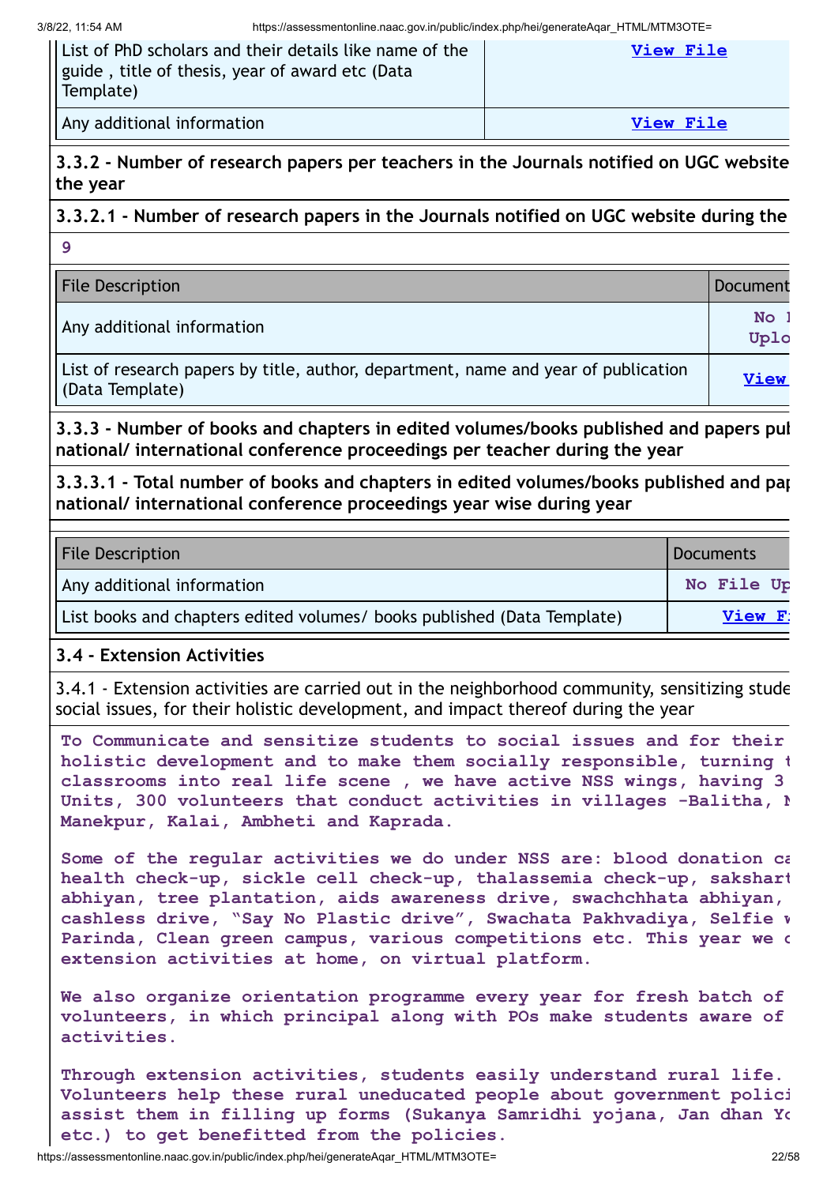| List of PhD scholars and their details like name of the guide , title of thesis, year of award etc (Data Template) | View File |
|---|---|
| Any additional information | View File |

**3.3.2 - Number of research papers per teachers in the Journals notified on UGC website the year**

**3.3.2.1 - Number of research papers in the Journals notified on UGC website during the**

**9**

| File Description | Document |
|---|---|
| Any additional information | No I Uplo |
| List of research papers by title, author, department, name and year of publication (Data Template) | View |

**3.3.3 - Number of books and chapters in edited volumes/books published and papers pul national/ international conference proceedings per teacher during the year**

**3.3.3.1 - Total number of books and chapters in edited volumes/books published and pap national/ international conference proceedings year wise during year**

| File Description | Documents |
|---|---|
| Any additional information | No File Up |
| List books and chapters edited volumes/ books published (Data Template) | View F: |

**3.4 - Extension Activities**

3.4.1 - Extension activities are carried out in the neighborhood community, sensitizing stude social issues, for their holistic development, and impact thereof during the year

**To Communicate and sensitize students to social issues and for their holistic development and to make them socially responsible, turning t classrooms into real life scene , we have active NSS wings, having 3 Units, 300 volunteers that conduct activities in villages -Balitha, M Manekpur, Kalai, Ambheti and Kaprada.**

**Some of the regular activities we do under NSS are: blood donation ca health check-up, sickle cell check-up, thalassemia check-up, sakshart abhiyan, tree plantation, aids awareness drive, swachchhata abhiyan, cashless drive, "Say No Plastic drive", Swachata Pakhvadiya, Selfie w Parinda, Clean green campus, various competitions etc. This year we c extension activities at home, on virtual platform.**

**We also organize orientation programme every year for fresh batch of volunteers, in which principal along with POs make students aware of activities.**

**Through extension activities, students easily understand rural life. Volunteers help these rural uneducated people about government polici assist them in filling up forms (Sukanya Samridhi yojana, Jan dhan Yo etc.) to get benefitted from the policies.**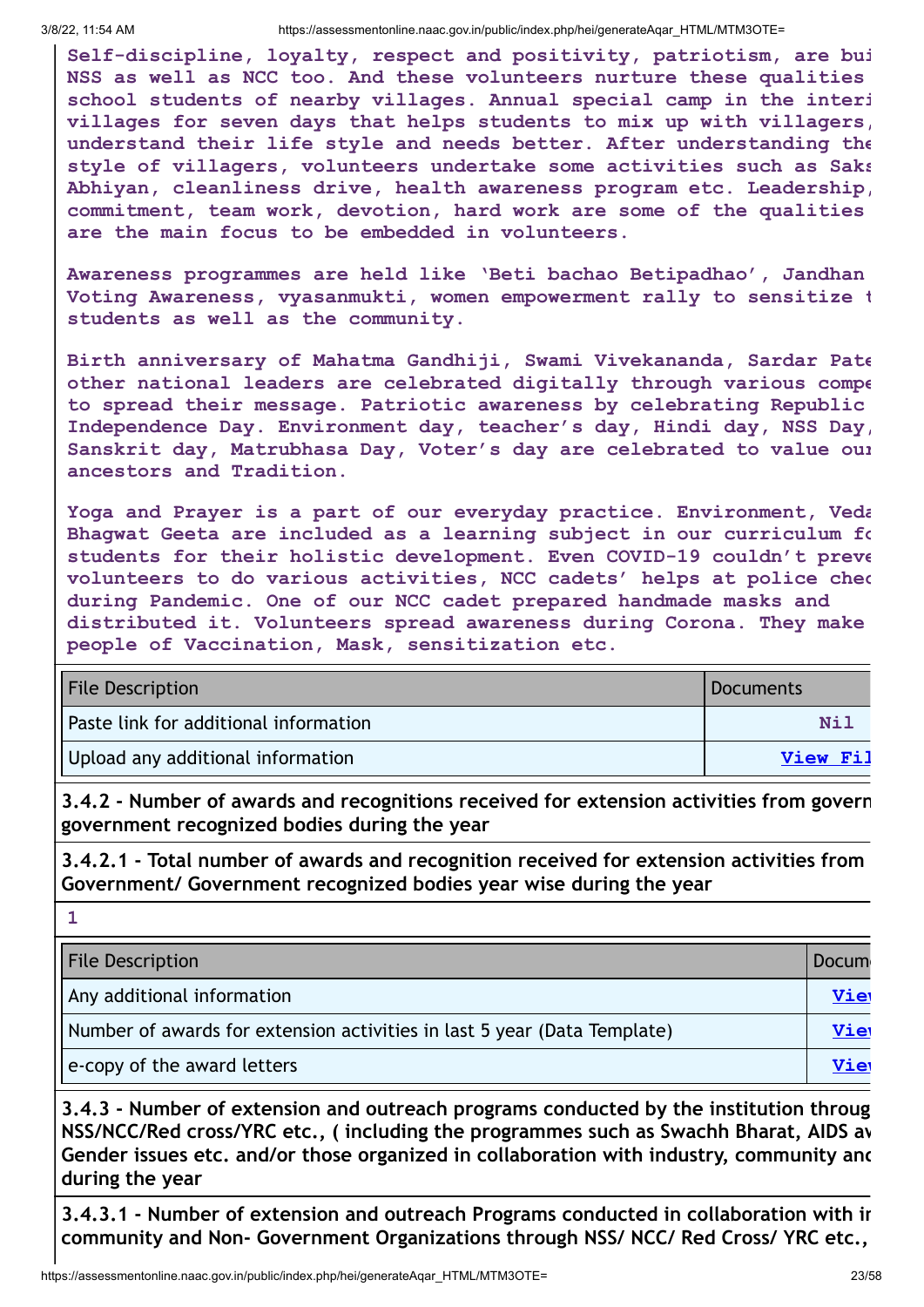Self-discipline, loyalty, respect and positivity, patriotism, are bui NSS as well as NCC too. And these volunteers nurture these qualities school students of nearby villages. Annual special camp in the interi villages for seven days that helps students to mix up with villagers, understand their life style and needs better. After understanding the style of villagers, volunteers undertake some activities such as Saks Abhiyan, cleanliness drive, health awareness program etc. Leadership, commitment, team work, devotion, hard work are some of the qualities are the main focus to be embedded in volunteers.

Awareness programmes are held like 'Beti bachao Betipadhao', Jandhan Voting Awareness, vyasanmukti, women empowerment rally to sensitize t students as well as the community.

Birth anniversary of Mahatma Gandhiji, Swami Vivekananda, Sardar Pate other national leaders are celebrated digitally through various compe to spread their message. Patriotic awareness by celebrating Republic Independence Day. Environment day, teacher's day, Hindi day, NSS Day, Sanskrit day, Matrubhasa Day, Voter's day are celebrated to value ou ancestors and Tradition.

Yoga and Prayer is a part of our everyday practice. Environment, Veda Bhagwat Geeta are included as a learning subject in our curriculum fo students for their holistic development. Even COVID-19 couldn't preve volunteers to do various activities, NCC cadets' helps at police chec during Pandemic. One of our NCC cadet prepared handmade masks and distributed it. Volunteers spread awareness during Corona. They make people of Vaccination, Mask, sensitization etc.

| File Description | Documents |
|---|---|
| Paste link for additional information | Nil |
| Upload any additional information | View Fil |

**3.4.2 - Number of awards and recognitions received for extension activities from govern government recognized bodies during the year**

**3.4.2.1 - Total number of awards and recognition received for extension activities from Government/ Government recognized bodies year wise during the year**

1

| File Description | Docum |
|---|---|
| Any additional information | Vie |
| Number of awards for extension activities in last 5 year (Data Template) | Vie |
| e-copy of the award letters | Vie |

**3.4.3 - Number of extension and outreach programs conducted by the institution throug NSS/NCC/Red cross/YRC etc., ( including the programmes such as Swachh Bharat, AIDS aw Gender issues etc. and/or those organized in collaboration with industry, community and during the year**

**3.4.3.1 - Number of extension and outreach Programs conducted in collaboration with in community and Non- Government Organizations through NSS/ NCC/ Red Cross/ YRC etc.,**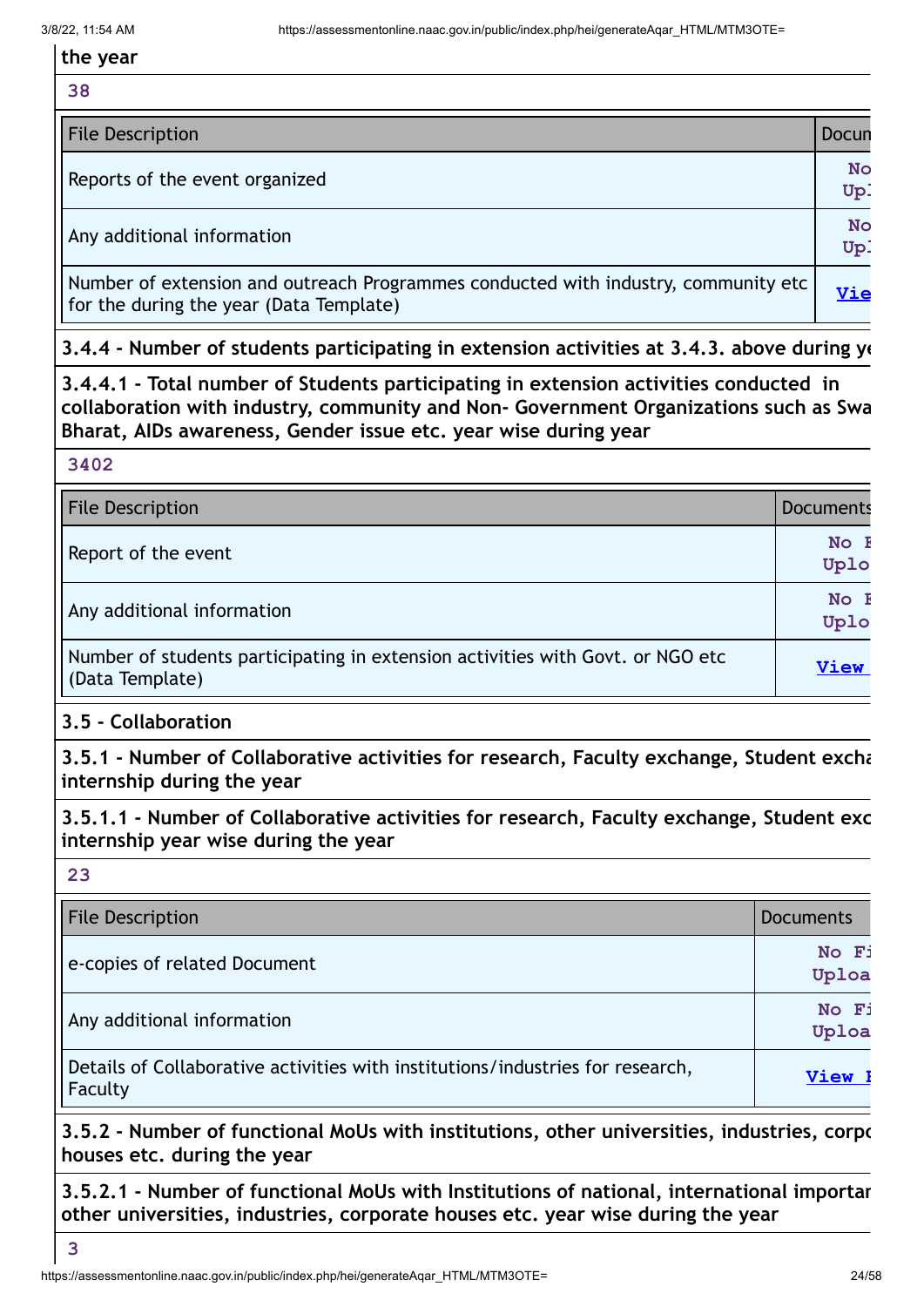the year

38

| File Description | Docun |
|---|---|
| Reports of the event organized | No Upl |
| Any additional information | No Upl |
| Number of extension and outreach Programmes conducted with industry, community etc for the during the year (Data Template) | Vie |

**3.4.4 - Number of students participating in extension activities at 3.4.3. above during ye**

**3.4.4.1 - Total number of Students participating in extension activities conducted in collaboration with industry, community and Non- Government Organizations such as Swa Bharat, AIDs awareness, Gender issue etc. year wise during year**

3402

| File Description | Documents |
|---|---|
| Report of the event | No F Uplo |
| Any additional information | No F Uplo |
| Number of students participating in extension activities with Govt. or NGO etc (Data Template) | View |

**3.5 - Collaboration**

**3.5.1 - Number of Collaborative activities for research, Faculty exchange, Student excha internship during the year**

**3.5.1.1 - Number of Collaborative activities for research, Faculty exchange, Student exc internship year wise during the year**

23

| File Description | Documents |
|---|---|
| e-copies of related Document | No Fi Uploa |
| Any additional information | No Fi Uploa |
| Details of Collaborative activities with institutions/industries for research, Faculty | View F |

**3.5.2 - Number of functional MoUs with institutions, other universities, industries, corpo houses etc. during the year**

**3.5.2.1 - Number of functional MoUs with Institutions of national, international importar other universities, industries, corporate houses etc. year wise during the year**

3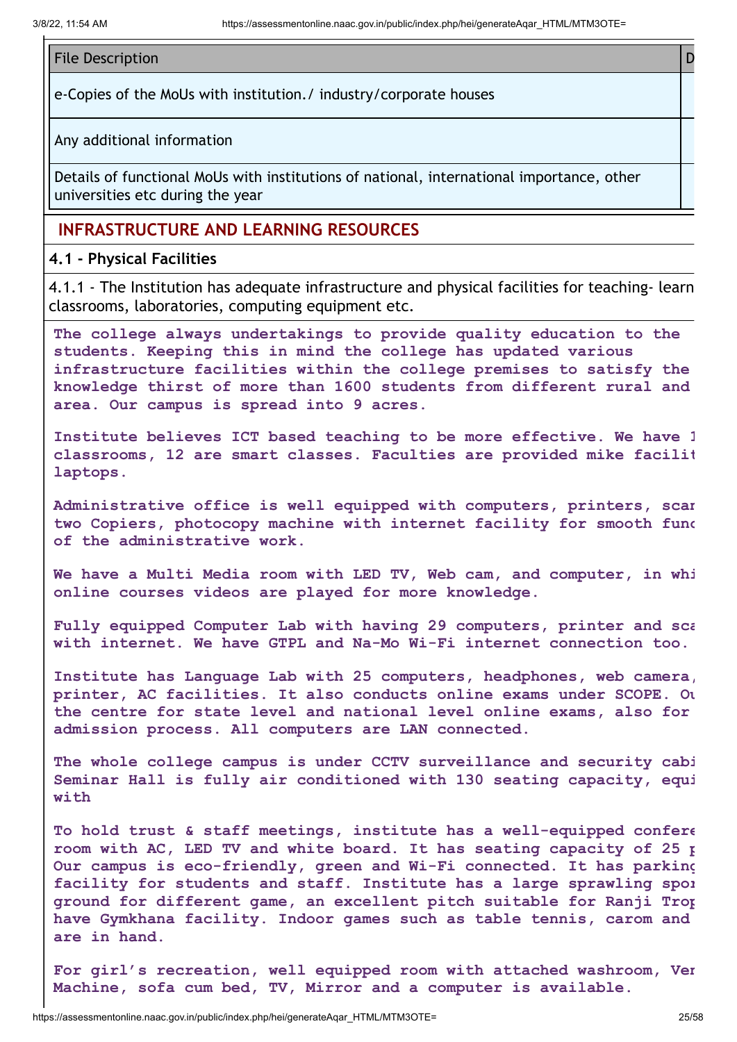| File Description | D |
|---|---|
| e-Copies of the MoUs with institution./ industry/corporate houses | |
| Any additional information | |
| Details of functional MoUs with institutions of national, international importance, other universities etc during the year | |

## INFRASTRUCTURE AND LEARNING RESOURCES

### 4.1 - Physical Facilities

4.1.1 - The Institution has adequate infrastructure and physical facilities for teaching- learn classrooms, laboratories, computing equipment etc.

**The college always undertakings to provide quality education to the students. Keeping this in mind the college has updated various infrastructure facilities within the college premises to satisfy the knowledge thirst of more than 1600 students from different rural and area. Our campus is spread into 9 acres.**

**Institute believes ICT based teaching to be more effective. We have 1 classrooms, 12 are smart classes. Faculties are provided mike facilit laptops.**

**Administrative office is well equipped with computers, printers, scar two Copiers, photocopy machine with internet facility for smooth func of the administrative work.**

**We have a Multi Media room with LED TV, Web cam, and computer, in whi online courses videos are played for more knowledge.**

**Fully equipped Computer Lab with having 29 computers, printer and sca with internet. We have GTPL and Na-Mo Wi-Fi internet connection too.**

**Institute has Language Lab with 25 computers, headphones, web camera, printer, AC facilities. It also conducts online exams under SCOPE. Ou the centre for state level and national level online exams, also for admission process. All computers are LAN connected.**

**The whole college campus is under CCTV surveillance and security cabi Seminar Hall is fully air conditioned with 130 seating capacity, equi with**

**To hold trust & staff meetings, institute has a well-equipped confere room with AC, LED TV and white board. It has seating capacity of 25 p Our campus is eco-friendly, green and Wi-Fi connected. It has parking facility for students and staff. Institute has a large sprawling spor ground for different game, an excellent pitch suitable for Ranji Trop have Gymkhana facility. Indoor games such as table tennis, carom and are in hand.**

**For girl's recreation, well equipped room with attached washroom, Ver Machine, sofa cum bed, TV, Mirror and a computer is available.**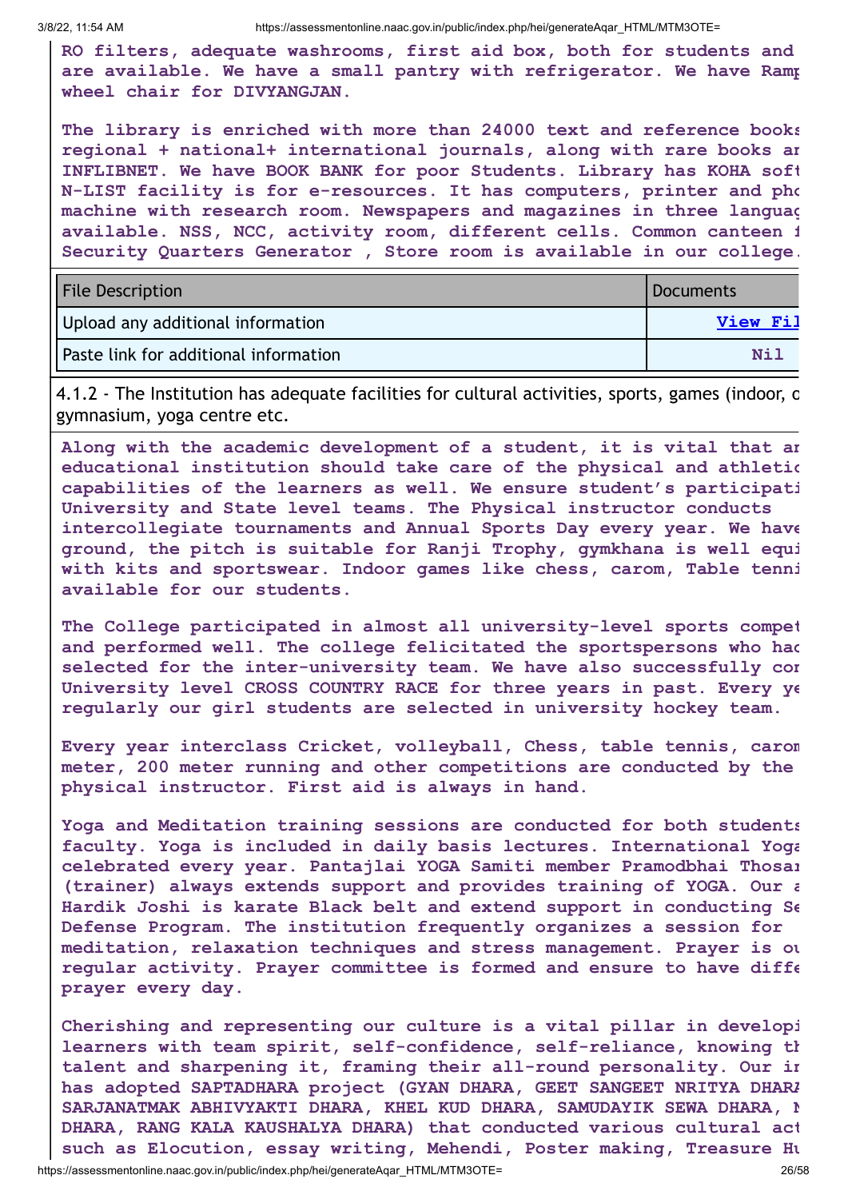RO filters, adequate washrooms, first aid box, both for students and are available. We have a small pantry with refrigerator. We have Ramp wheel chair for DIVYANGJAN.

The library is enriched with more than 24000 text and reference books regional + national+ international journals, along with rare books an INFLIBNET. We have BOOK BANK for poor Students. Library has KOHA soft N-LIST facility is for e-resources. It has computers, printer and pho machine with research room. Newspapers and magazines in three languag available. NSS, NCC, activity room, different cells. Common canteen f Security Quarters Generator , Store room is available in our college.

| File Description | Documents |
|---|---|
| Upload any additional information | View Fil |
| Paste link for additional information | Nil |

4.1.2 - The Institution has adequate facilities for cultural activities, sports, games (indoor, o gymnasium, yoga centre etc.

Along with the academic development of a student, it is vital that an educational institution should take care of the physical and athletic capabilities of the learners as well. We ensure student's participati University and State level teams. The Physical instructor conducts intercollegiate tournaments and Annual Sports Day every year. We have ground, the pitch is suitable for Ranji Trophy, gymkhana is well equi with kits and sportswear. Indoor games like chess, carom, Table tenni available for our students.

The College participated in almost all university-level sports compet and performed well. The college felicitated the sportspersons who had selected for the inter-university team. We have also successfully con University level CROSS COUNTRY RACE for three years in past. Every ye regularly our girl students are selected in university hockey team.

Every year interclass Cricket, volleyball, Chess, table tennis, carom meter, 200 meter running and other competitions are conducted by the physical instructor. First aid is always in hand.

Yoga and Meditation training sessions are conducted for both students faculty. Yoga is included in daily basis lectures. International Yoga celebrated every year. Pantajlai YOGA Samiti member Pramodbhai Thosar (trainer) always extends support and provides training of YOGA. Our a Hardik Joshi is karate Black belt and extend support in conducting Se Defense Program. The institution frequently organizes a session for meditation, relaxation techniques and stress management. Prayer is ou regular activity. Prayer committee is formed and ensure to have diffe prayer every day.

Cherishing and representing our culture is a vital pillar in developi learners with team spirit, self-confidence, self-reliance, knowing th talent and sharpening it, framing their all-round personality. Our in has adopted SAPTADHARA project (GYAN DHARA, GEET SANGEET NRITYA DHARA SARJANATMAK ABHIVYAKTI DHARA, KHEL KUD DHARA, SAMUDAYIK SEWA DHARA, N DHARA, RANG KALA KAUSHALYA DHARA) that conducted various cultural act such as Elocution, essay writing, Mehendi, Poster making, Treasure Hu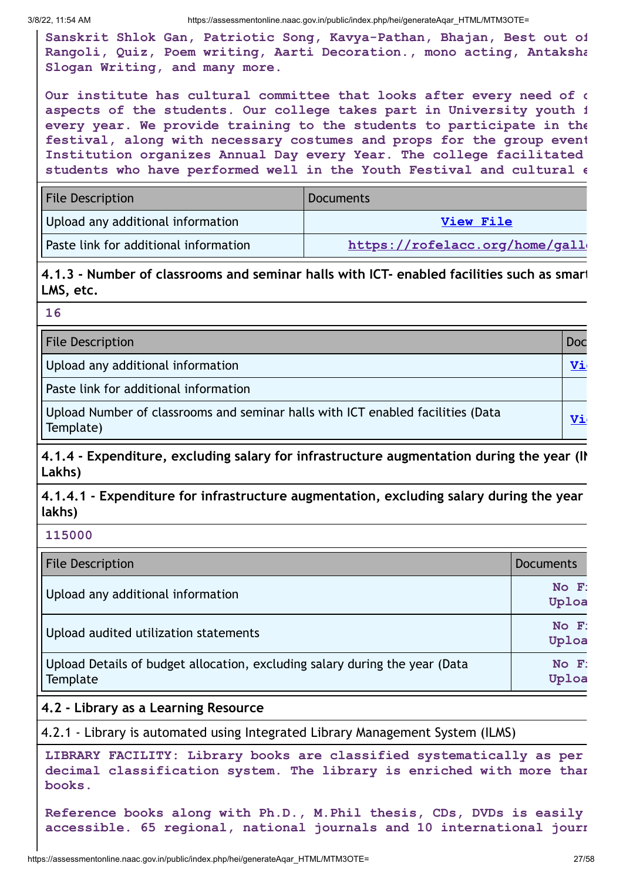Sanskrit Shlok Gan, Patriotic Song, Kavya-Pathan, Bhajan, Best out of Rangoli, Quiz, Poem writing, Aarti Decoration., mono acting, Antaksha Slogan Writing, and many more.

Our institute has cultural committee that looks after every need of c aspects of the students. Our college takes part in University youth f every year. We provide training to the students to participate in the festival, along with necessary costumes and props for the group event Institution organizes Annual Day every Year. The college facilitated students who have performed well in the Youth Festival and cultural e

| File Description | Documents |
|---|---|
| Upload any additional information | View File |
| Paste link for additional information | https://rofelacc.org/home/gall |

**4.1.3 - Number of classrooms and seminar halls with ICT- enabled facilities such as smart LMS, etc.**

16

| File Description | Doc |
|---|---|
| Upload any additional information | Vi |
| Paste link for additional information | |
| Upload Number of classrooms and seminar halls with ICT enabled facilities (Data Template) | Vi |

**4.1.4 - Expenditure, excluding salary for infrastructure augmentation during the year (IN Lakhs)**

**4.1.4.1 - Expenditure for infrastructure augmentation, excluding salary during the year lakhs)**

115000

| File Description | Documents |
|---|---|
| Upload any additional information | No F: Uploa |
| Upload audited utilization statements | No F: Uploa |
| Upload Details of budget allocation, excluding salary during the year (Data Template | No F: Uploa |

**4.2 - Library as a Learning Resource**

4.2.1 - Library is automated using Integrated Library Management System (ILMS)

LIBRARY FACILITY: Library books are classified systematically as per decimal classification system. The library is enriched with more thar books.

Reference books along with Ph.D., M.Phil thesis, CDs, DVDs is easily accessible. 65 regional, national journals and 10 international journ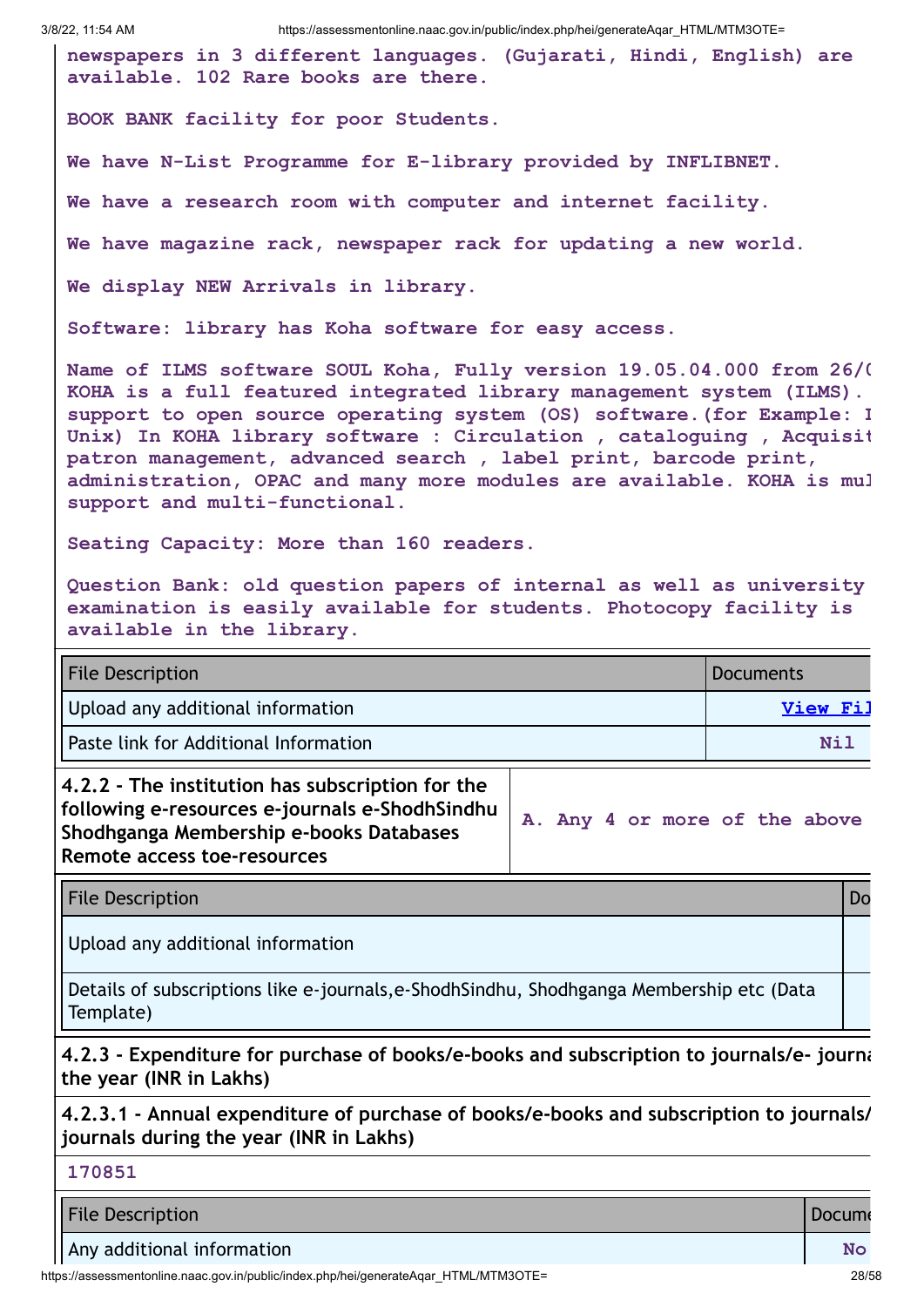newspapers in 3 different languages. (Gujarati, Hindi, English) are available. 102 Rare books are there.

BOOK BANK facility for poor Students.

We have N-List Programme for E-library provided by INFLIBNET.

We have a research room with computer and internet facility.

We have magazine rack, newspaper rack for updating a new world.

We display NEW Arrivals in library.

Software: library has Koha software for easy access.

Name of ILMS software SOUL Koha, Fully version 19.05.04.000 from 26/( KOHA is a full featured integrated library management system (ILMS). support to open source operating system (OS) software.(for Example: I Unix) In KOHA library software : Circulation , cataloguing , Acquisit patron management, advanced search , label print, barcode print, administration, OPAC and many more modules are available. KOHA is mul support and multi-functional.

Seating Capacity: More than 160 readers.

Question Bank: old question papers of internal as well as university examination is easily available for students. Photocopy facility is available in the library.

| File Description | Documents |
|---|---|
| Upload any additional information | View Fil |
| Paste link for Additional Information | Nil |

| 4.2.2 - The institution has subscription for the following e-resources e-journals e-ShodhSindhu Shodhganga Membership e-books Databases Remote access toe-resources | A. Any 4 or more of the above |
|---|---|

| File Description | Do |
|---|---|
| Upload any additional information | |
| Details of subscriptions like e-journals,e-ShodhSindhu, Shodhganga Membership etc (Data Template) | |

**4.2.3 - Expenditure for purchase of books/e-books and subscription to journals/e- journa the year (INR in Lakhs)**

**4.2.3.1 - Annual expenditure of purchase of books/e-books and subscription to journals/ journals during the year (INR in Lakhs)**

170851

| File Description | Docume |
|---|---|
| Any additional information | No |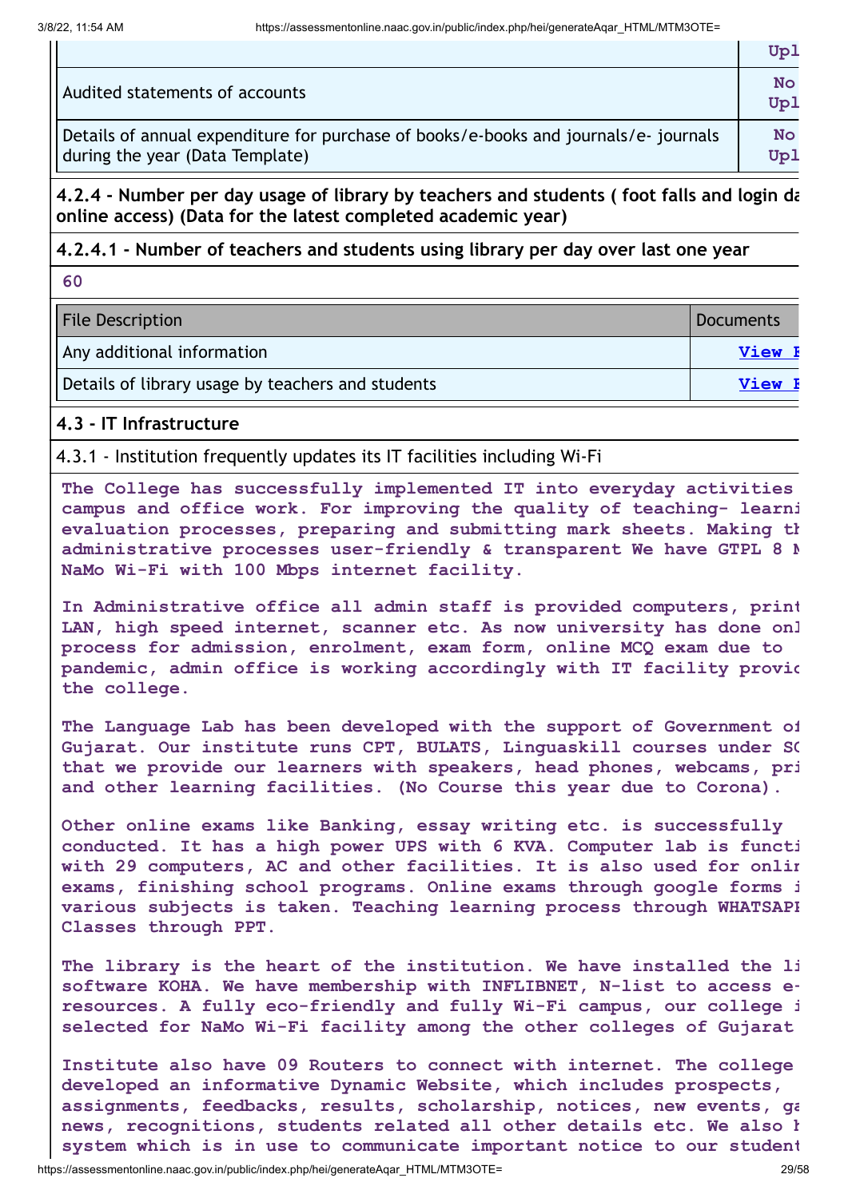| | Upl |
|---|---|
| Audited statements of accounts | No Upl |
| Details of annual expenditure for purchase of books/e-books and journals/e- journals during the year (Data Template) | No Upl |

**4.2.4 - Number per day usage of library by teachers and students ( foot falls and login da online access) (Data for the latest completed academic year)**

**4.2.4.1 - Number of teachers and students using library per day over last one year**

**60**

| File Description | Documents |
|---|---|
| Any additional information | View F |
| Details of library usage by teachers and students | View F |

**4.3 - IT Infrastructure**

4.3.1 - Institution frequently updates its IT facilities including Wi-Fi

**The College has successfully implemented IT into everyday activities campus and office work. For improving the quality of teaching- learni evaluation processes, preparing and submitting mark sheets. Making th administrative processes user-friendly & transparent We have GTPL 8 M NaMo Wi-Fi with 100 Mbps internet facility.**

**In Administrative office all admin staff is provided computers, print LAN, high speed internet, scanner etc. As now university has done onl process for admission, enrolment, exam form, online MCQ exam due to pandemic, admin office is working accordingly with IT facility provic the college.**

**The Language Lab has been developed with the support of Government of Gujarat. Our institute runs CPT, BULATS, Linguaskill courses under SC that we provide our learners with speakers, head phones, webcams, pri and other learning facilities. (No Course this year due to Corona).**

**Other online exams like Banking, essay writing etc. is successfully conducted. It has a high power UPS with 6 KVA. Computer lab is functi with 29 computers, AC and other facilities. It is also used for onlir exams, finishing school programs. Online exams through google forms i various subjects is taken. Teaching learning process through WHATSAPF Classes through PPT.**

**The library is the heart of the institution. We have installed the li software KOHA. We have membership with INFLIBNET, N-list to access e- resources. A fully eco-friendly and fully Wi-Fi campus, our college i selected for NaMo Wi-Fi facility among the other colleges of Gujarat**

**Institute also have 09 Routers to connect with internet. The college developed an informative Dynamic Website, which includes prospects, assignments, feedbacks, results, scholarship, notices, new events, ga news, recognitions, students related all other details etc. We also h system which is in use to communicate important notice to our student**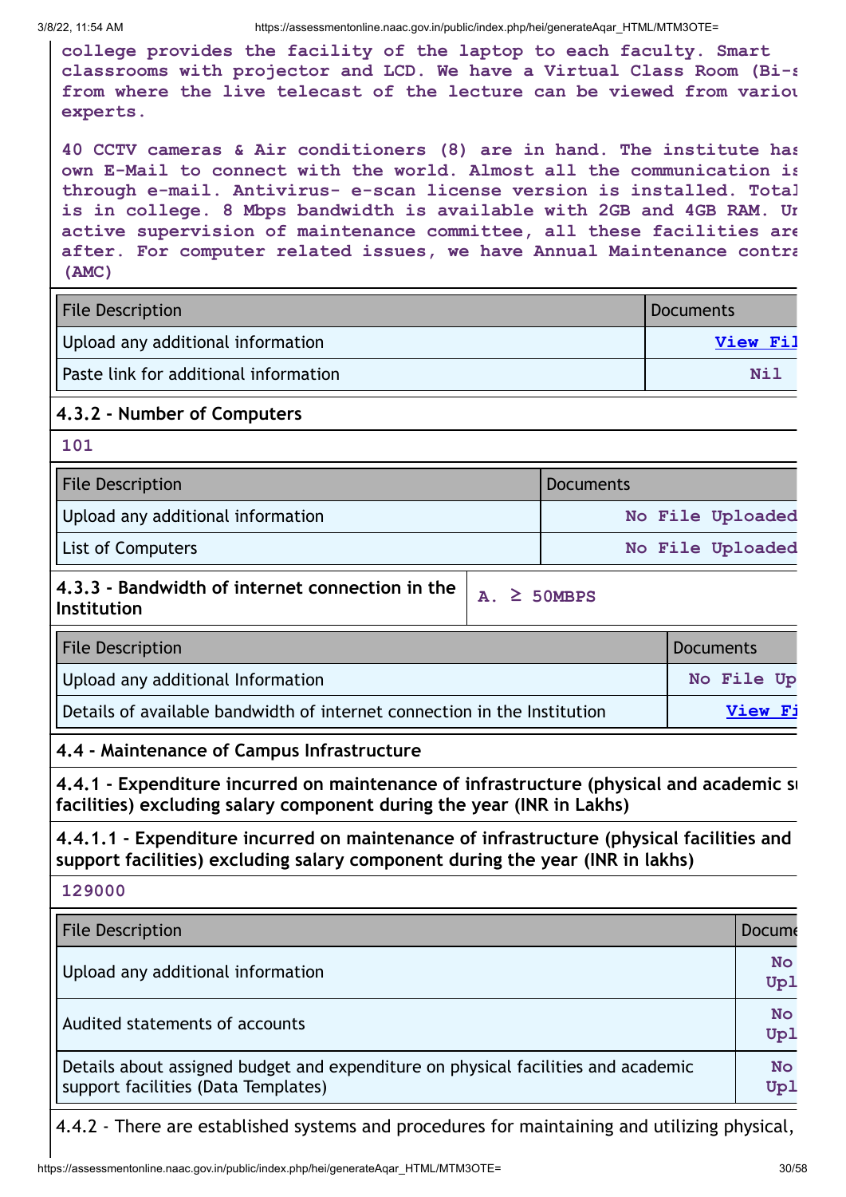college provides the facility of the laptop to each faculty. Smart classrooms with projector and LCD. We have a Virtual Class Room (Bi-s from where the live telecast of the lecture can be viewed from variou experts.

40 CCTV cameras & Air conditioners (8) are in hand. The institute has own E-Mail to connect with the world. Almost all the communication is through e-mail. Antivirus- e-scan license version is installed. Total is in college. 8 Mbps bandwidth is available with 2GB and 4GB RAM. Ur active supervision of maintenance committee, all these facilities are after. For computer related issues, we have Annual Maintenance contra (AMC)

| File Description | Documents |
|---|---|
| Upload any additional information | View Fil |
| Paste link for additional information | Nil |

**4.3.2 - Number of Computers**

101

| File Description | Documents |
|---|---|
| Upload any additional information | No File Uploaded |
| List of Computers | No File Uploaded |

| 4.3.3 - Bandwidth of internet connection in the Institution | A. ≥ 50MBPS |
|---|---|

| File Description | Documents |
|---|---|
| Upload any additional Information | No File Up |
| Details of available bandwidth of internet connection in the Institution | View Fi |

**4.4 - Maintenance of Campus Infrastructure**

**4.4.1 - Expenditure incurred on maintenance of infrastructure (physical and academic su facilities) excluding salary component during the year (INR in Lakhs)**

**4.4.1.1 - Expenditure incurred on maintenance of infrastructure (physical facilities and support facilities) excluding salary component during the year (INR in lakhs)**

129000

| File Description | Docume |
|---|---|
| Upload any additional information | No Upl |
| Audited statements of accounts | No Upl |
| Details about assigned budget and expenditure on physical facilities and academic support facilities (Data Templates) | No Upl |

4.4.2 - There are established systems and procedures for maintaining and utilizing physical,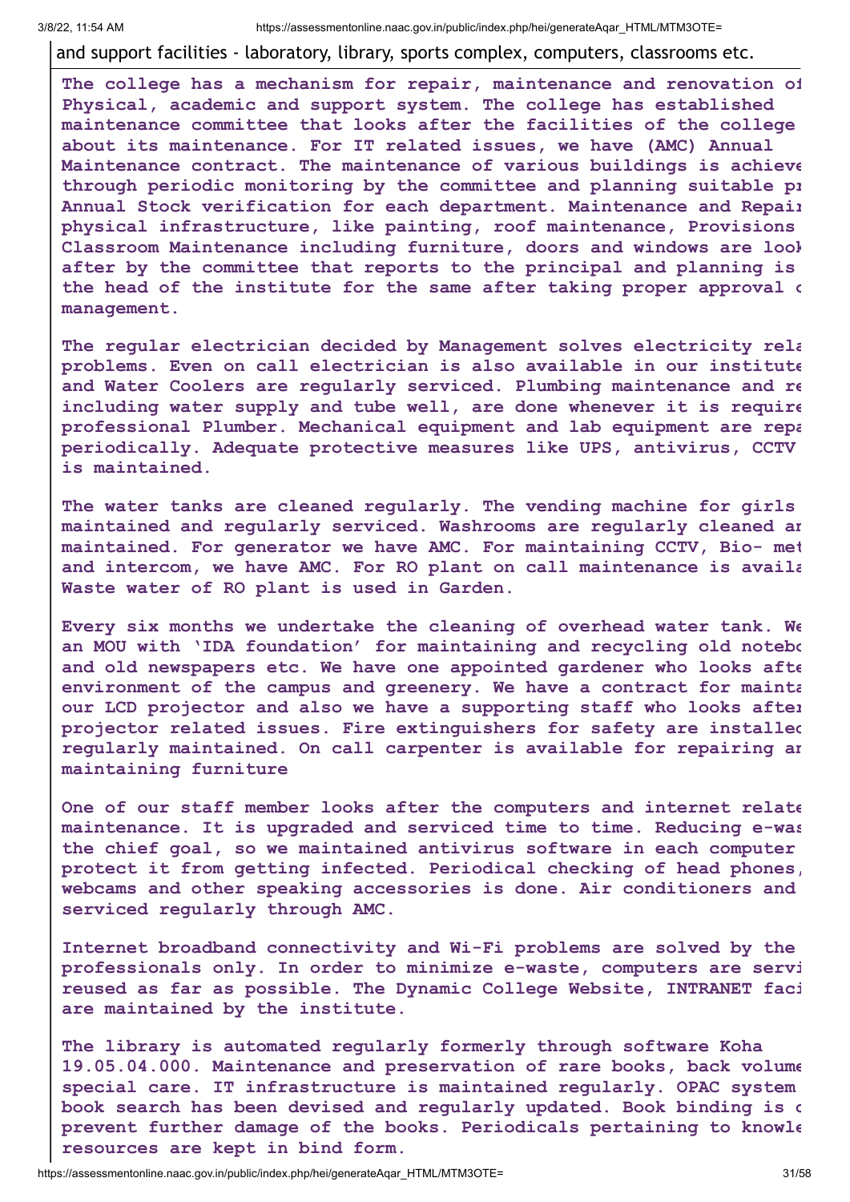and support facilities - laboratory, library, sports complex, computers, classrooms etc.

The college has a mechanism for repair, maintenance and renovation of Physical, academic and support system. The college has established maintenance committee that looks after the facilities of the college about its maintenance. For IT related issues, we have (AMC) Annual Maintenance contract. The maintenance of various buildings is achieve through periodic monitoring by the committee and planning suitable pr Annual Stock verification for each department. Maintenance and Repair physical infrastructure, like painting, roof maintenance, Provisions Classroom Maintenance including furniture, doors and windows are look after by the committee that reports to the principal and planning is the head of the institute for the same after taking proper approval c management.

The regular electrician decided by Management solves electricity rela problems. Even on call electrician is also available in our institute and Water Coolers are regularly serviced. Plumbing maintenance and re including water supply and tube well, are done whenever it is require professional Plumber. Mechanical equipment and lab equipment are repa periodically. Adequate protective measures like UPS, antivirus, CCTV is maintained.

The water tanks are cleaned regularly. The vending machine for girls maintained and regularly serviced. Washrooms are regularly cleaned ar maintained. For generator we have AMC. For maintaining CCTV, Bio- met and intercom, we have AMC. For RO plant on call maintenance is availa Waste water of RO plant is used in Garden.

Every six months we undertake the cleaning of overhead water tank. We an MOU with 'IDA foundation' for maintaining and recycling old notebo and old newspapers etc. We have one appointed gardener who looks afte environment of the campus and greenery. We have a contract for mainta our LCD projector and also we have a supporting staff who looks after projector related issues. Fire extinguishers for safety are installed regularly maintained. On call carpenter is available for repairing ar maintaining furniture

One of our staff member looks after the computers and internet relate maintenance. It is upgraded and serviced time to time. Reducing e-was the chief goal, so we maintained antivirus software in each computer protect it from getting infected. Periodical checking of head phones, webcams and other speaking accessories is done. Air conditioners and serviced regularly through AMC.

Internet broadband connectivity and Wi-Fi problems are solved by the professionals only. In order to minimize e-waste, computers are servi reused as far as possible. The Dynamic College Website, INTRANET faci are maintained by the institute.

The library is automated regularly formerly through software Koha 19.05.04.000. Maintenance and preservation of rare books, back volume special care. IT infrastructure is maintained regularly. OPAC system book search has been devised and regularly updated. Book binding is c prevent further damage of the books. Periodicals pertaining to knowle resources are kept in bind form.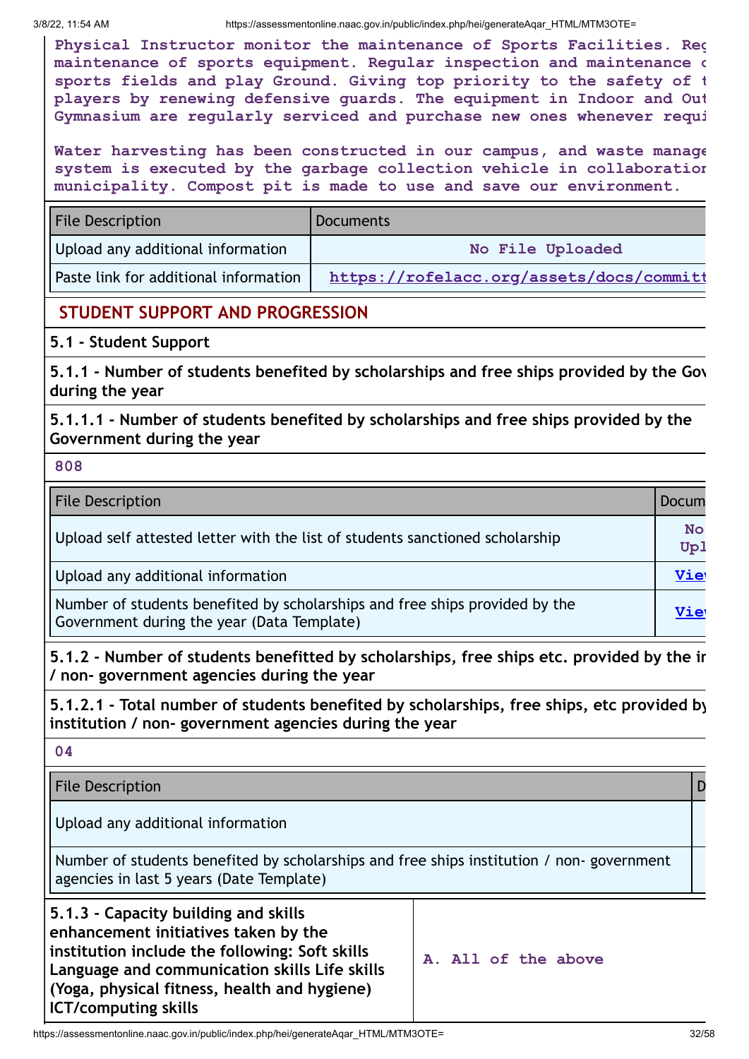Physical Instructor monitor the maintenance of Sports Facilities. Reg maintenance of sports equipment. Regular inspection and maintenance c sports fields and play Ground. Giving top priority to the safety of t players by renewing defensive guards. The equipment in Indoor and Out Gymnasium are regularly serviced and purchase new ones whenever requi

Water harvesting has been constructed in our campus, and waste manage system is executed by the garbage collection vehicle in collaboration municipality. Compost pit is made to use and save our environment.

| File Description | Documents |
|---|---|
| Upload any additional information | No File Uploaded |
| Paste link for additional information | https://rofelacc.org/assets/docs/committ |

## STUDENT SUPPORT AND PROGRESSION

### 5.1 - Student Support

**5.1.1 - Number of students benefited by scholarships and free ships provided by the Gov during the year**

**5.1.1.1 - Number of students benefited by scholarships and free ships provided by the Government during the year**

808

| File Description | Docum |
|---|---|
| Upload self attested letter with the list of students sanctioned scholarship | No Upl |
| Upload any additional information | Vie |
| Number of students benefited by scholarships and free ships provided by the Government during the year (Data Template) | Vie |

**5.1.2 - Number of students benefitted by scholarships, free ships etc. provided by the ir / non- government agencies during the year**

**5.1.2.1 - Total number of students benefited by scholarships, free ships, etc provided by institution / non- government agencies during the year**

04

| File Description | D |
|---|---|
| Upload any additional information | |
| Number of students benefited by scholarships and free ships institution / non- government agencies in last 5 years (Date Template) | |

| **5.1.3 - Capacity building and skills enhancement initiatives taken by the institution include the following: Soft skills Language and communication skills Life skills (Yoga, physical fitness, health and hygiene) ICT/computing skills** | A. All of the above |
|---|---|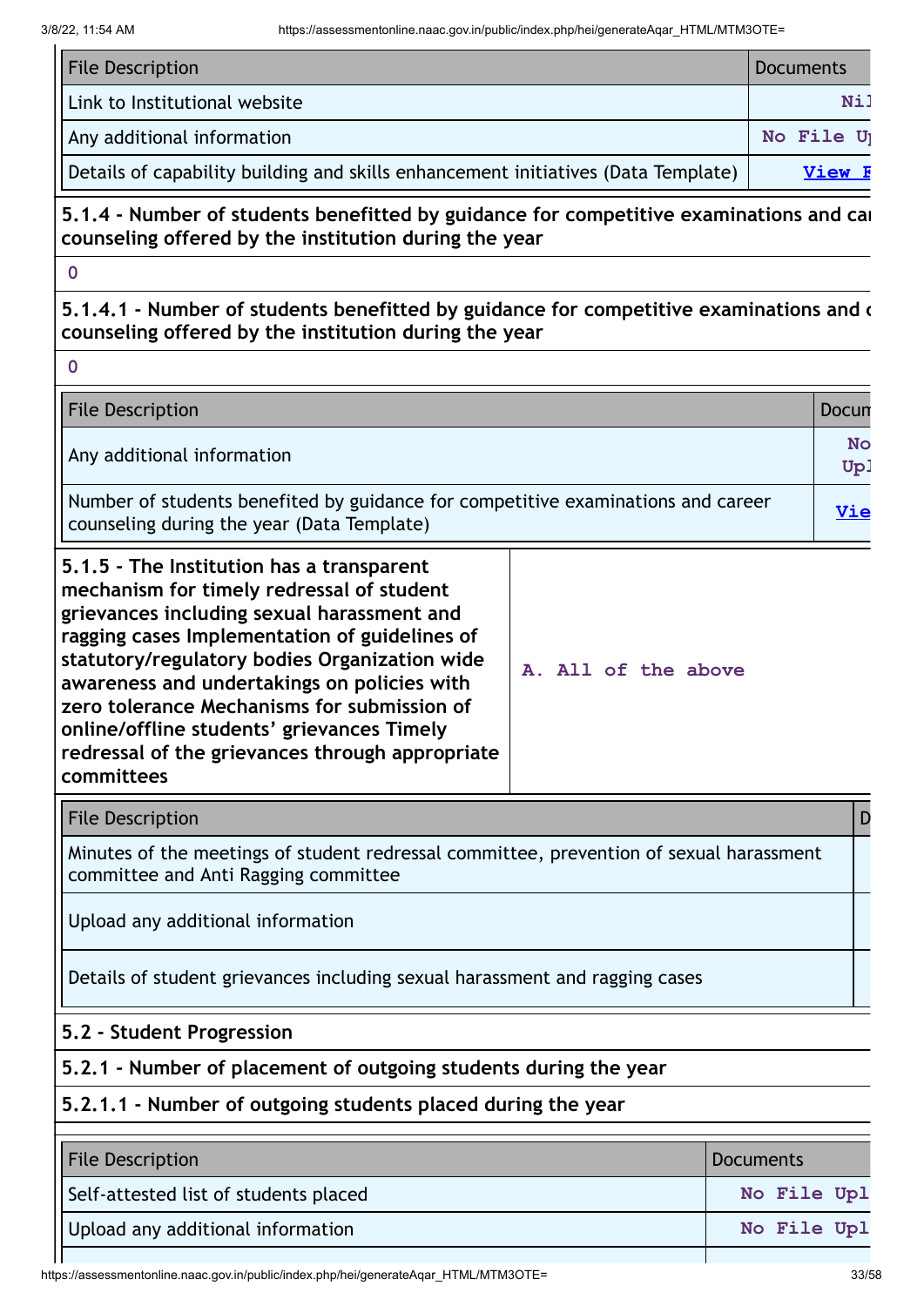| File Description | Documents |
| --- | --- |
| Link to Institutional website | Nil |
| Any additional information | No File Up |
| Details of capability building and skills enhancement initiatives (Data Template) | View F |

**5.1.4 - Number of students benefitted by guidance for competitive examinations and car counseling offered by the institution during the year**

0

**5.1.4.1 - Number of students benefitted by guidance for competitive examinations and c counseling offered by the institution during the year**

0

| File Description | Docum |
| --- | --- |
| Any additional information | No Upl |
| Number of students benefited by guidance for competitive examinations and career counseling during the year (Data Template) | Vie |

| **5.1.5 - The Institution has a transparent mechanism for timely redressal of student grievances including sexual harassment and ragging cases Implementation of guidelines of statutory/regulatory bodies Organization wide awareness and undertakings on policies with zero tolerance Mechanisms for submission of online/offline students' grievances Timely redressal of the grievances through appropriate committees** | **A. All of the above** |
| --- | --- |

| File Description | D |
| --- | --- |
| Minutes of the meetings of student redressal committee, prevention of sexual harassment committee and Anti Ragging committee | |
| Upload any additional information | |
| Details of student grievances including sexual harassment and ragging cases | |

**5.2 - Student Progression**

**5.2.1 - Number of placement of outgoing students during the year**

**5.2.1.1 - Number of outgoing students placed during the year**

| File Description | Documents |
| --- | --- |
| Self-attested list of students placed | No File Upl |
| Upload any additional information | No File Upl |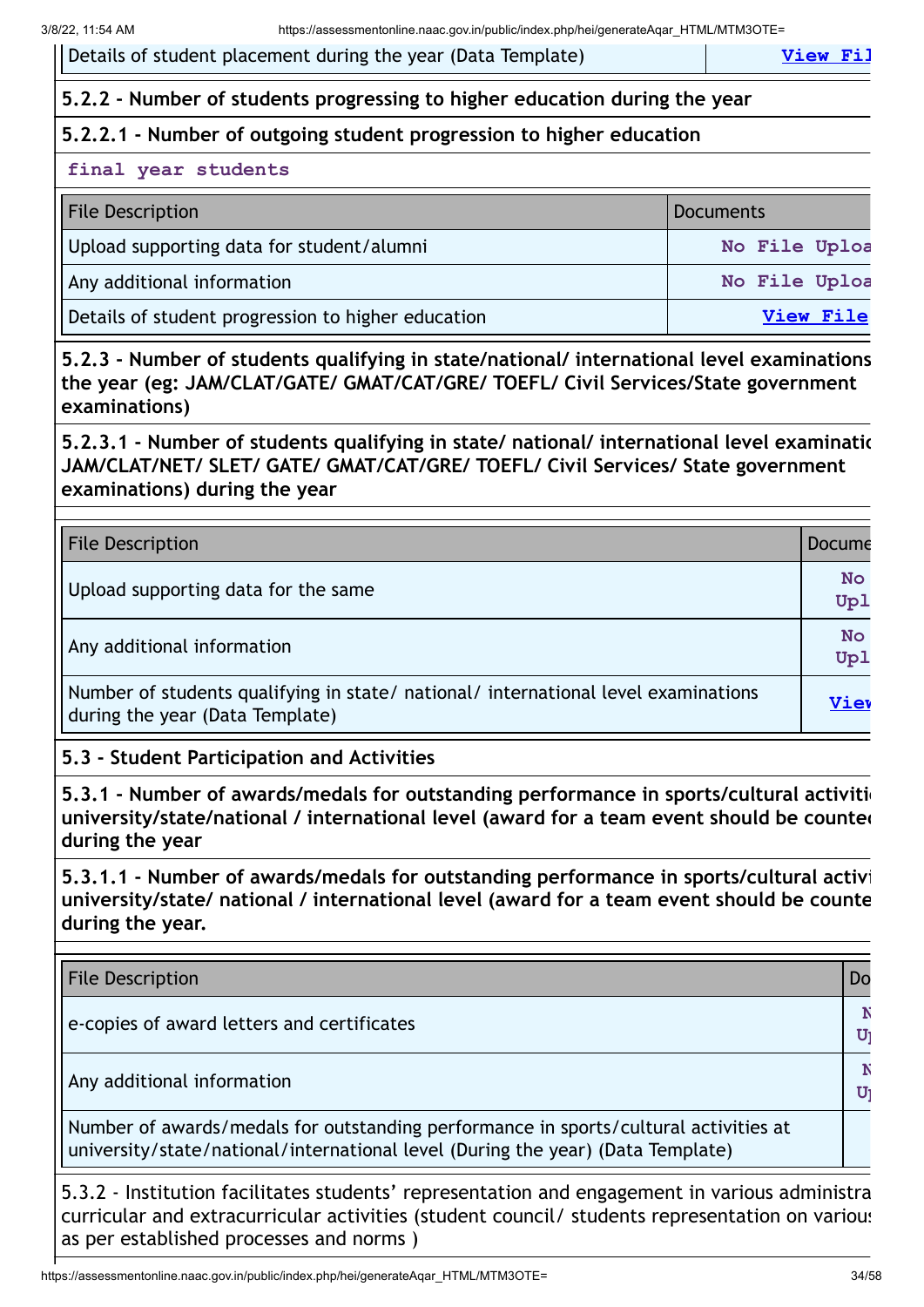| Details of student placement during the year (Data Template) | View Fil |
|---|---|

**5.2.2 - Number of students progressing to higher education during the year**

**5.2.2.1 - Number of outgoing student progression to higher education**

**final year students**

| File Description | Documents |
|---|---|
| Upload supporting data for student/alumni | No File Uploa |
| Any additional information | No File Uploa |
| Details of student progression to higher education | View File |

**5.2.3 - Number of students qualifying in state/national/ international level examinations the year (eg: JAM/CLAT/GATE/ GMAT/CAT/GRE/ TOEFL/ Civil Services/State government examinations)**

**5.2.3.1 - Number of students qualifying in state/ national/ international level examinatic JAM/CLAT/NET/ SLET/ GATE/ GMAT/CAT/GRE/ TOEFL/ Civil Services/ State government examinations) during the year**

| File Description | Docume |
|---|---|
| Upload supporting data for the same | No Upl |
| Any additional information | No Upl |
| Number of students qualifying in state/ national/ international level examinations during the year (Data Template) | View |

**5.3 - Student Participation and Activities**

**5.3.1 - Number of awards/medals for outstanding performance in sports/cultural activiti university/state/national / international level (award for a team event should be counted during the year**

**5.3.1.1 - Number of awards/medals for outstanding performance in sports/cultural activi university/state/ national / international level (award for a team event should be counte during the year.**

| File Description | Do |
|---|---|
| e-copies of award letters and certificates | N U |
| Any additional information | N U |
| Number of awards/medals for outstanding performance in sports/cultural activities at university/state/national/international level (During the year) (Data Template) | |

5.3.2 - Institution facilitates students' representation and engagement in various administra curricular and extracurricular activities (student council/ students representation on various as per established processes and norms )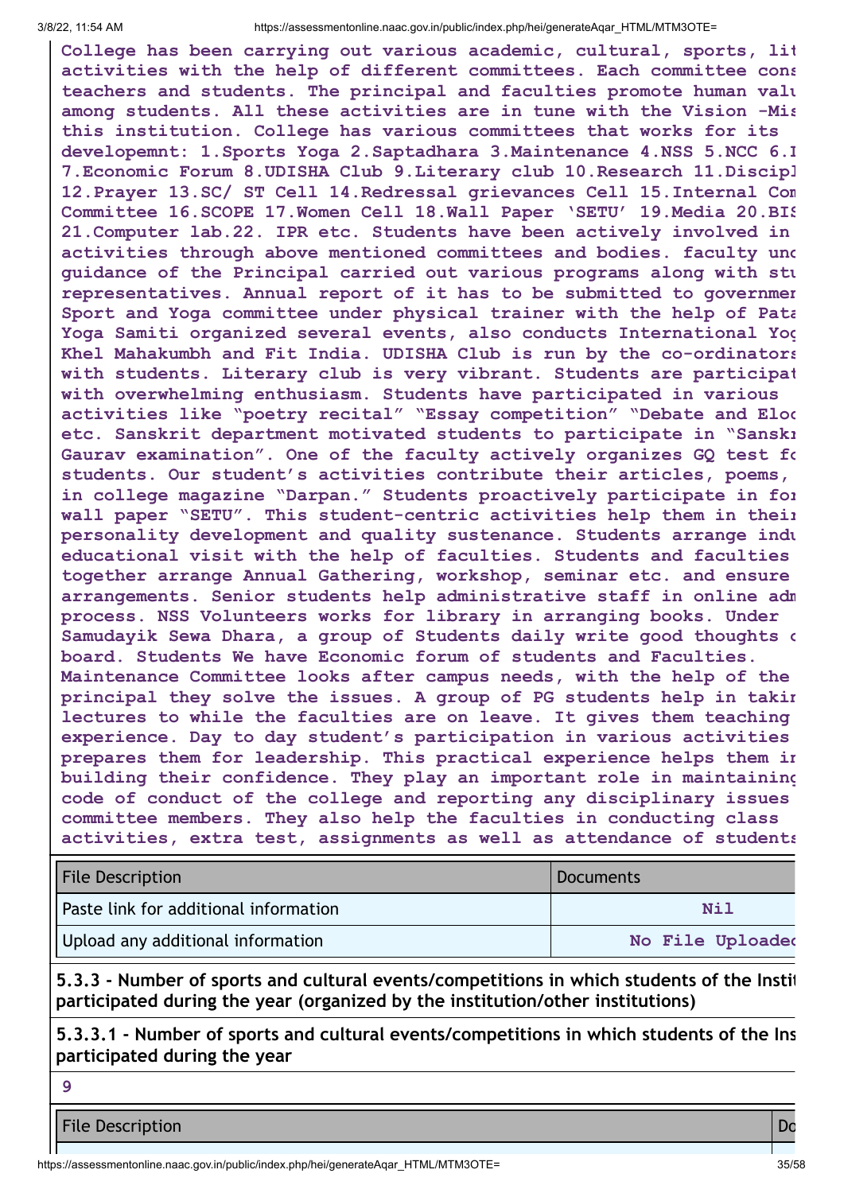College has been carrying out various academic, cultural, sports, lit activities with the help of different committees. Each committee cons teachers and students. The principal and faculties promote human valu among students. All these activities are in tune with the Vision -Mis this institution. College has various committees that works for its developemnt: 1.Sports Yoga 2.Saptadhara 3.Maintenance 4.NSS 5.NCC 6.I 7.Economic Forum 8.UDISHA Club 9.Literary club 10.Research 11.Discipl 12.Prayer 13.SC/ ST Cell 14.Redressal grievances Cell 15.Internal Com Committee 16.SCOPE 17.Women Cell 18.Wall Paper 'SETU' 19.Media 20.BIS 21.Computer lab.22. IPR etc. Students have been actively involved in activities through above mentioned committees and bodies. faculty und guidance of the Principal carried out various programs along with stu representatives. Annual report of it has to be submitted to governmen Sport and Yoga committee under physical trainer with the help of Pata Yoga Samiti organized several events, also conducts International Yog Khel Mahakumbh and Fit India. UDISHA Club is run by the co-ordinators with students. Literary club is very vibrant. Students are participat with overwhelming enthusiasm. Students have participated in various activities like "poetry recital" "Essay competition" "Debate and Eloc etc. Sanskrit department motivated students to participate in "Sanskr Gaurav examination". One of the faculty actively organizes GQ test fo students. Our student's activities contribute their articles, poems, in college magazine "Darpan." Students proactively participate in for wall paper "SETU". This student-centric activities help them in their personality development and quality sustenance. Students arrange indu educational visit with the help of faculties. Students and faculties together arrange Annual Gathering, workshop, seminar etc. and ensure arrangements. Senior students help administrative staff in online adm process. NSS Volunteers works for library in arranging books. Under Samudayik Sewa Dhara, a group of Students daily write good thoughts o board. Students We have Economic forum of students and Faculties. Maintenance Committee looks after campus needs, with the help of the principal they solve the issues. A group of PG students help in takin lectures to while the faculties are on leave. It gives them teaching experience. Day to day student's participation in various activities prepares them for leadership. This practical experience helps them in building their confidence. They play an important role in maintaining code of conduct of the college and reporting any disciplinary issues committee members. They also help the faculties in conducting class activities, extra test, assignments as well as attendance of students

| File Description | Documents |
|---|---|
| Paste link for additional information | Nil |
| Upload any additional information | No File Uploaded |

**5.3.3 - Number of sports and cultural events/competitions in which students of the Instit participated during the year (organized by the institution/other institutions)**

**5.3.3.1 - Number of sports and cultural events/competitions in which students of the Ins participated during the year**

9

| File Description | Do |
|---|---|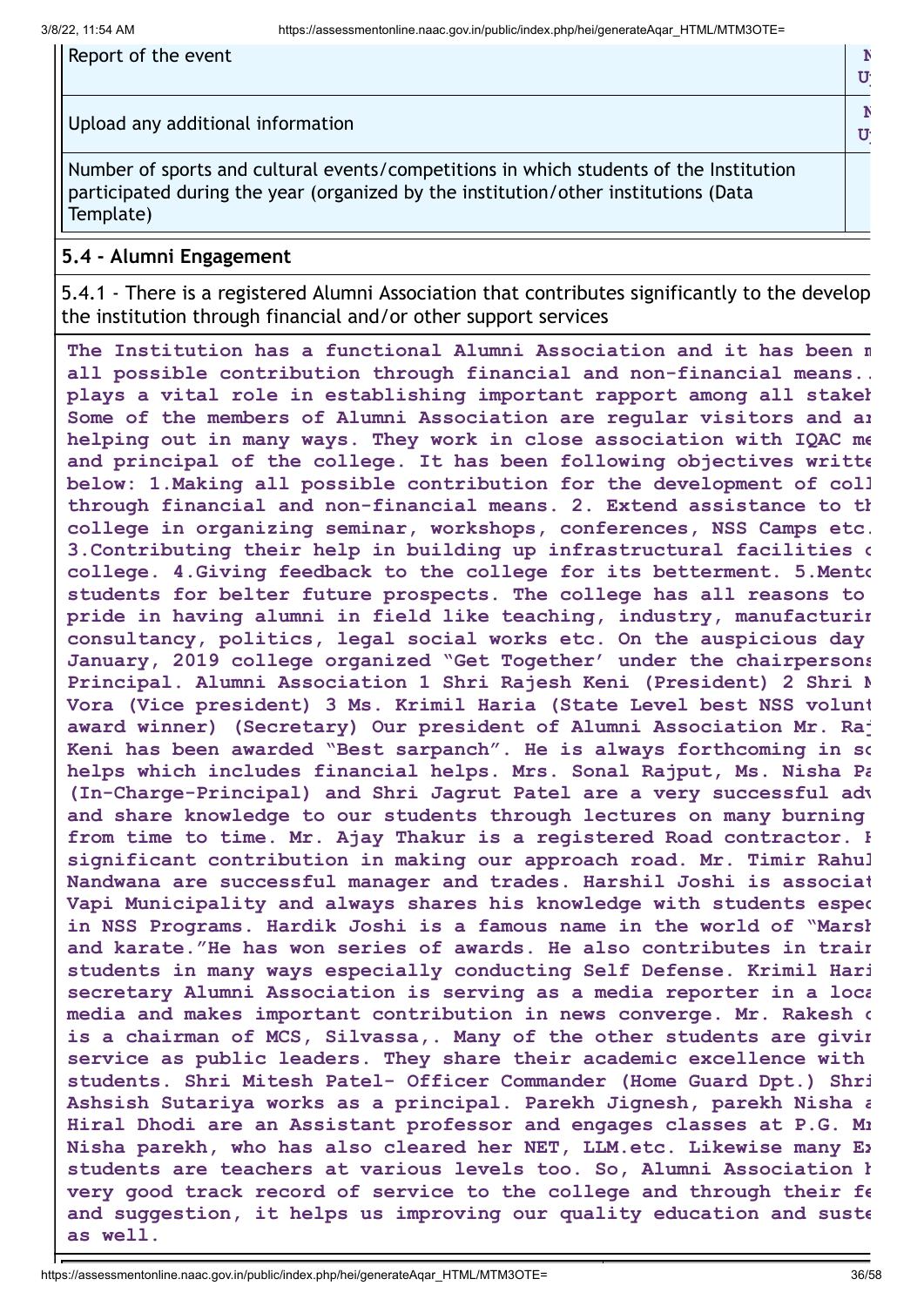| Report of the event | N U |
|---|---|
| Upload any additional information | N U |
| Number of sports and cultural events/competitions in which students of the Institution participated during the year (organized by the institution/other institutions (Data Template) | |

**5.4 - Alumni Engagement**

5.4.1 - There is a registered Alumni Association that contributes significantly to the develop the institution through financial and/or other support services

**The Institution has a functional Alumni Association and it has been m all possible contribution through financial and non-financial means.. plays a vital role in establishing important rapport among all stakeh Some of the members of Alumni Association are regular visitors and ar helping out in many ways. They work in close association with IQAC me and principal of the college. It has been following objectives writte below: 1.Making all possible contribution for the development of coll through financial and non-financial means. 2. Extend assistance to th college in organizing seminar, workshops, conferences, NSS Camps etc. 3.Contributing their help in building up infrastructural facilities o college. 4.Giving feedback to the college for its betterment. 5.Mento students for belter future prospects. The college has all reasons to pride in having alumni in field like teaching, industry, manufacturin consultancy, politics, legal social works etc. On the auspicious day January, 2019 college organized "Get Together' under the chairpersons Principal. Alumni Association 1 Shri Rajesh Keni (President) 2 Shri M Vora (Vice president) 3 Ms. Krimil Haria (State Level best NSS volunt award winner) (Secretary) Our president of Alumni Association Mr. Raj Keni has been awarded "Best sarpanch". He is always forthcoming in so helps which includes financial helps. Mrs. Sonal Rajput, Ms. Nisha Pa (In-Charge-Principal) and Shri Jagrut Patel are a very successful adv and share knowledge to our students through lectures on many burning from time to time. Mr. Ajay Thakur is a registered Road contractor. H significant contribution in making our approach road. Mr. Timir Rahul Nandwana are successful manager and trades. Harshil Joshi is associat Vapi Municipality and always shares his knowledge with students espec in NSS Programs. Hardik Joshi is a famous name in the world of "Marsh and karate."He has won series of awards. He also contributes in train students in many ways especially conducting Self Defense. Krimil Hari secretary Alumni Association is serving as a media reporter in a loca media and makes important contribution in news converge. Mr. Rakesh c is a chairman of MCS, Silvassa,. Many of the other students are givin service as public leaders. They share their academic excellence with students. Shri Mitesh Patel- Officer Commander (Home Guard Dpt.) Shri Ashsish Sutariya works as a principal. Parekh Jignesh, parekh Nisha a Hiral Dhodi are an Assistant professor and engages classes at P.G. Mr Nisha parekh, who has also cleared her NET, LLM.etc. Likewise many Ex students are teachers at various levels too. So, Alumni Association h very good track record of service to the college and through their fe and suggestion, it helps us improving our quality education and suste as well.**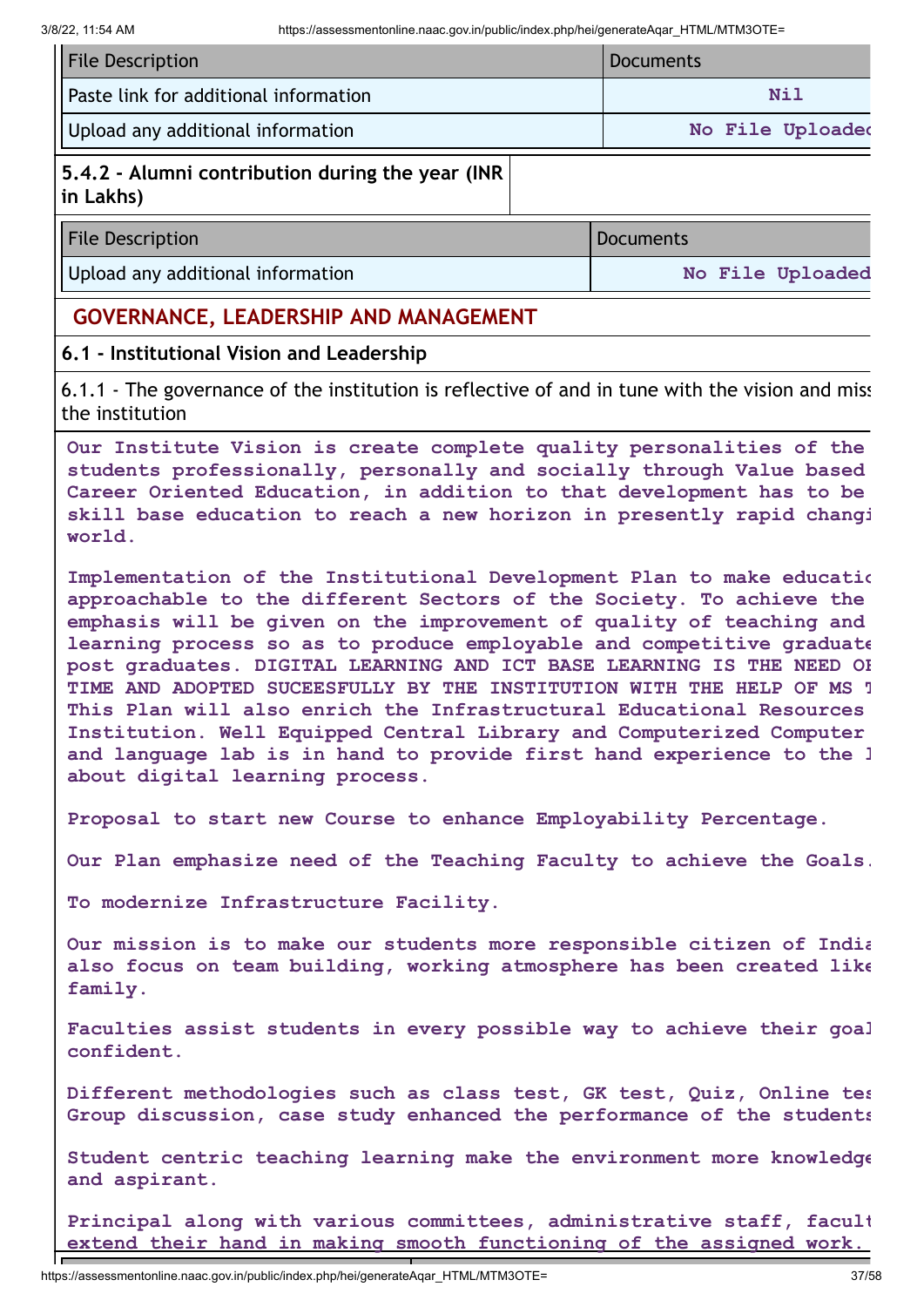| File Description | Documents |
|---|---|
| Paste link for additional information | Nil |
| Upload any additional information | No File Uploaded |

**5.4.2 - Alumni contribution during the year (INR in Lakhs)**

| File Description | Documents |
|---|---|
| Upload any additional information | No File Uploaded |

## GOVERNANCE, LEADERSHIP AND MANAGEMENT

### 6.1 - Institutional Vision and Leadership

6.1.1 - The governance of the institution is reflective of and in tune with the vision and miss the institution

**Our Institute Vision is create complete quality personalities of the students professionally, personally and socially through Value based Career Oriented Education, in addition to that development has to be skill base education to reach a new horizon in presently rapid changi world.**

**Implementation of the Institutional Development Plan to make educatic approachable to the different Sectors of the Society. To achieve the emphasis will be given on the improvement of quality of teaching and learning process so as to produce employable and competitive graduate post graduates. DIGITAL LEARNING AND ICT BASE LEARNING IS THE NEED OI TIME AND ADOPTED SUCEESFULLY BY THE INSTITUTION WITH THE HELP OF MS T This Plan will also enrich the Infrastructural Educational Resources Institution. Well Equipped Central Library and Computerized Computer and language lab is in hand to provide first hand experience to the l about digital learning process.**

**Proposal to start new Course to enhance Employability Percentage.**

**Our Plan emphasize need of the Teaching Faculty to achieve the Goals.**

**To modernize Infrastructure Facility.**

**Our mission is to make our students more responsible citizen of India also focus on team building, working atmosphere has been created like family.**

**Faculties assist students in every possible way to achieve their goal confident.**

**Different methodologies such as class test, GK test, Quiz, Online tes Group discussion, case study enhanced the performance of the students**

**Student centric teaching learning make the environment more knowledge and aspirant.**

**Principal along with various committees, administrative staff, facult extend their hand in making smooth functioning of the assigned work.**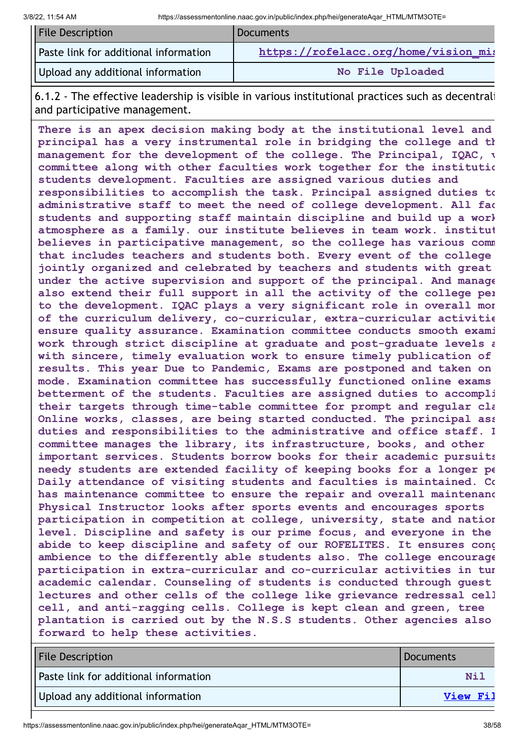| File Description | Documents |
| --- | --- |
| Paste link for additional information | https://rofelacc.org/home/vision_mis |
| Upload any additional information | No File Uploaded |

6.1.2 - The effective leadership is visible in various institutional practices such as decentrali and participative management.

**There is an apex decision making body at the institutional level and principal has a very instrumental role in bridging the college and th management for the development of the college. The Principal, IQAC, v committee along with other faculties work together for the institutio students development. Faculties are assigned various duties and responsibilities to accomplish the task. Principal assigned duties to administrative staff to meet the need of college development. All fac students and supporting staff maintain discipline and build up a work atmosphere as a family. our institute believes in team work. institut believes in participative management, so the college has various comm that includes teachers and students both. Every event of the college jointly organized and celebrated by teachers and students with great under the active supervision and support of the principal. And manage also extend their full support in all the activity of the college per to the development. IQAC plays a very significant role in overall mon of the curriculum delivery, co-curricular, extra-curricular activitie ensure quality assurance. Examination committee conducts smooth exami work through strict discipline at graduate and post-graduate levels a with sincere, timely evaluation work to ensure timely publication of results. This year Due to Pandemic, Exams are postponed and taken on mode. Examination committee has successfully functioned online exams betterment of the students. Faculties are assigned duties to accompli their targets through time-table committee for prompt and regular cla Online works, classes, are being started conducted. The principal ass duties and responsibilities to the administrative and office staff. I committee manages the library, its infrastructure, books, and other important services. Students borrow books for their academic pursuits needy students are extended facility of keeping books for a longer pe Daily attendance of visiting students and faculties is maintained. Co has maintenance committee to ensure the repair and overall maintenanc Physical Instructor looks after sports events and encourages sports participation in competition at college, university, state and nation level. Discipline and safety is our prime focus, and everyone in the abide to keep discipline and safety of our ROFELITES. It ensures cong ambience to the differently able students also. The college encourage participation in extra-curricular and co-curricular activities in tur academic calendar. Counseling of students is conducted through guest lectures and other cells of the college like grievance redressal cell cell, and anti-ragging cells. College is kept clean and green, tree plantation is carried out by the N.S.S students. Other agencies also forward to help these activities.**

| File Description | Documents |
| --- | --- |
| Paste link for additional information | Nil |
| Upload any additional information | View Fil |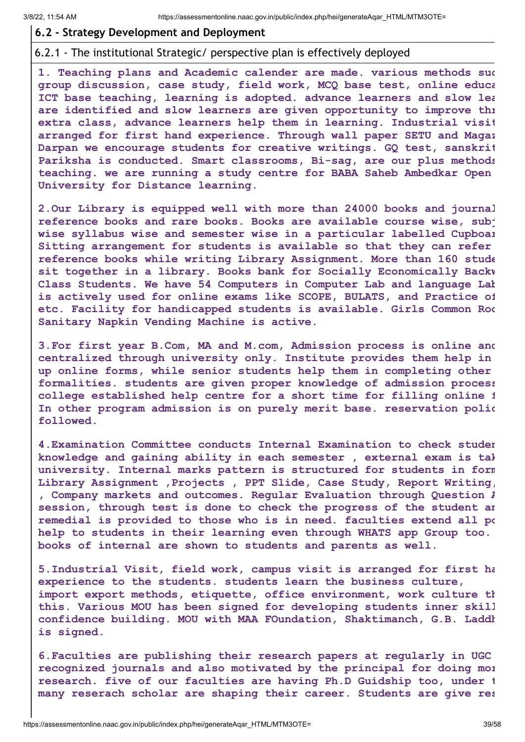## 6.2 - Strategy Development and Deployment

6.2.1 - The institutional Strategic/ perspective plan is effectively deployed

**1. Teaching plans and Academic calender are made. various methods suc group discussion, case study, field work, MCQ base test, online educa ICT base teaching, learning is adopted. advance learners and slow lea are identified and slow learners are given opportunity to improve thr extra class, advance learners help them in learning. Industrial visit arranged for first hand experience. Through wall paper SETU and Magaz Darpan we encourage students for creative writings. GQ test, sanskrit Pariksha is conducted. Smart classrooms, Bi-sag, are our plus methods teaching. we are running a study centre for BABA Saheb Ambedkar Open University for Distance learning.**

**2.Our Library is equipped well with more than 24000 books and journal reference books and rare books. Books are available course wise, subj wise syllabus wise and semester wise in a particular labelled Cupboar Sitting arrangement for students is available so that they can refer reference books while writing Library Assignment. More than 160 stude sit together in a library. Books bank for Socially Economically Backw Class Students. We have 54 Computers in Computer Lab and language Lab is actively used for online exams like SCOPE, BULATS, and Practice of etc. Facility for handicapped students is available. Girls Common Roo Sanitary Napkin Vending Machine is active.**

**3.For first year B.Com, MA and M.com, Admission process is online and centralized through university only. Institute provides them help in up online forms, while senior students help them in completing other formalities. students are given proper knowledge of admission process college established help centre for a short time for filling online f In other program admission is on purely merit base. reservation polic followed.**

**4.Examination Committee conducts Internal Examination to check studen knowledge and gaining ability in each semester , external exam is tak university. Internal marks pattern is structured for students in form Library Assignment ,Projects , PPT Slide, Case Study, Report Writing, , Company markets and outcomes. Regular Evaluation through Question A session, through test is done to check the progress of the student an remedial is provided to those who is in need. faculties extend all po help to students in their learning even through WHATS app Group too. books of internal are shown to students and parents as well.**

**5.Industrial Visit, field work, campus visit is arranged for first ha experience to the students. students learn the business culture, import export methods, etiquette, office environment, work culture th this. Various MOU has been signed for developing students inner skill confidence building. MOU with MAA FOundation, Shaktimanch, G.B. Laddh is signed.**

**6.Faculties are publishing their research papers at regularly in UGC recognized journals and also motivated by the principal for doing mor research. five of our faculties are having Ph.D Guidship too, under t many reserach scholar are shaping their career. Students are give res**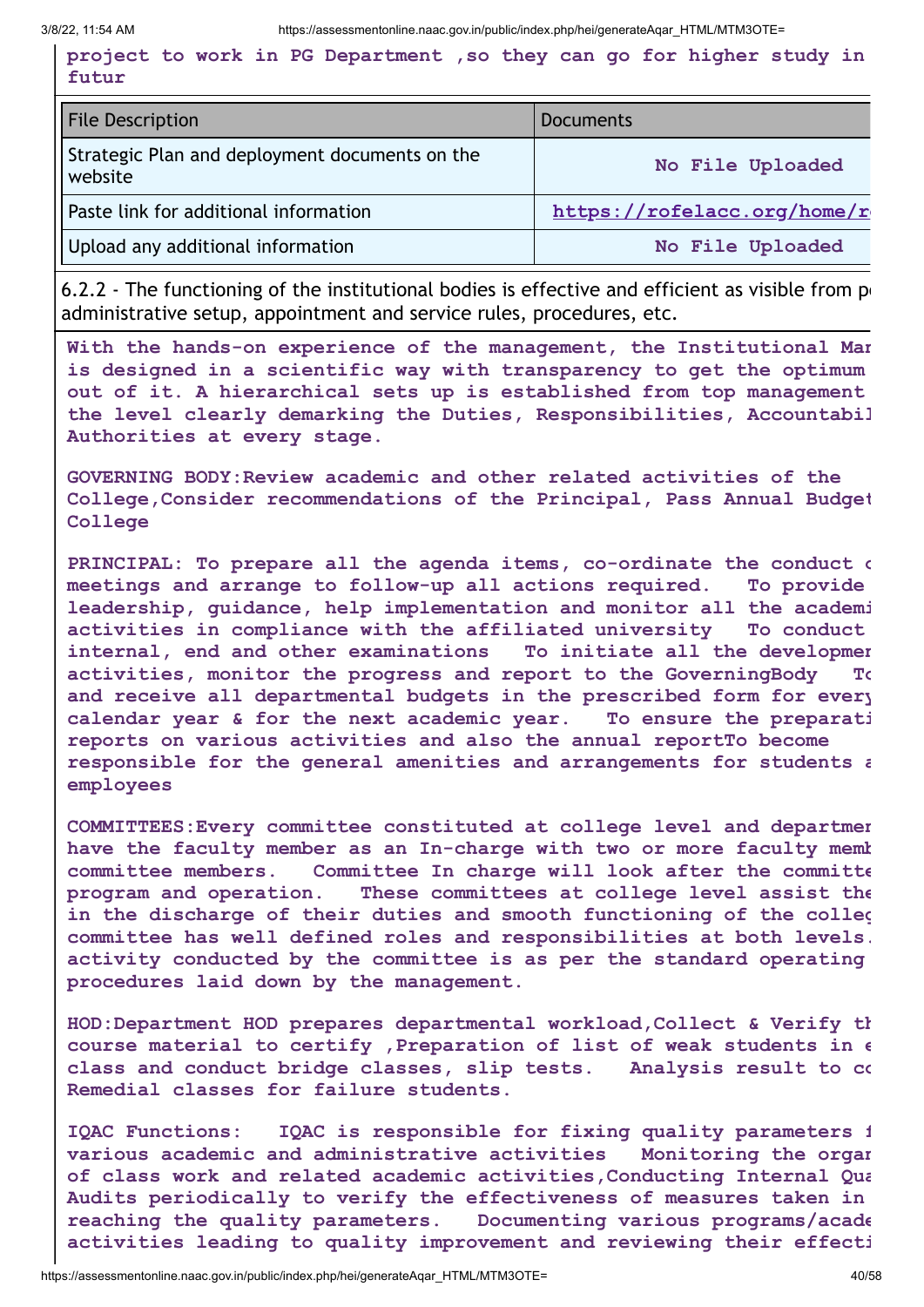**project to work in PG Department ,so they can go for higher study in futur**

| File Description | Documents |
| --- | --- |
| Strategic Plan and deployment documents on the website | No File Uploaded |
| Paste link for additional information | https://rofelacc.org/home/r |
| Upload any additional information | No File Uploaded |

6.2.2 - The functioning of the institutional bodies is effective and efficient as visible from p administrative setup, appointment and service rules, procedures, etc.

**With the hands-on experience of the management, the Institutional Mar is designed in a scientific way with transparency to get the optimum out of it. A hierarchical sets up is established from top management the level clearly demarking the Duties, Responsibilities, Accountabil Authorities at every stage.**

**GOVERNING BODY:Review academic and other related activities of the College,Consider recommendations of the Principal, Pass Annual Budget College**

**PRINCIPAL: To prepare all the agenda items, co-ordinate the conduct c meetings and arrange to follow-up all actions required. To provide leadership, guidance, help implementation and monitor all the academi activities in compliance with the affiliated university To conduct internal, end and other examinations To initiate all the developmen activities, monitor the progress and report to the GoverningBody Tc and receive all departmental budgets in the prescribed form for every calendar year & for the next academic year. To ensure the preparati reports on various activities and also the annual reportTo become responsible for the general amenities and arrangements for students a employees**

**COMMITTEES:Every committee constituted at college level and departmen have the faculty member as an In-charge with two or more faculty memb committee members. Committee In charge will look after the committe program and operation. These committees at college level assist the in the discharge of their duties and smooth functioning of the colleg committee has well defined roles and responsibilities at both levels. activity conducted by the committee is as per the standard operating procedures laid down by the management.**

**HOD:Department HOD prepares departmental workload,Collect & Verify th course material to certify ,Preparation of list of weak students in e class and conduct bridge classes, slip tests. Analysis result to cc Remedial classes for failure students.**

**IQAC Functions: IQAC is responsible for fixing quality parameters f various academic and administrative activities Monitoring the organ of class work and related academic activities,Conducting Internal Qua Audits periodically to verify the effectiveness of measures taken in reaching the quality parameters. Documenting various programs/acade activities leading to quality improvement and reviewing their effecti**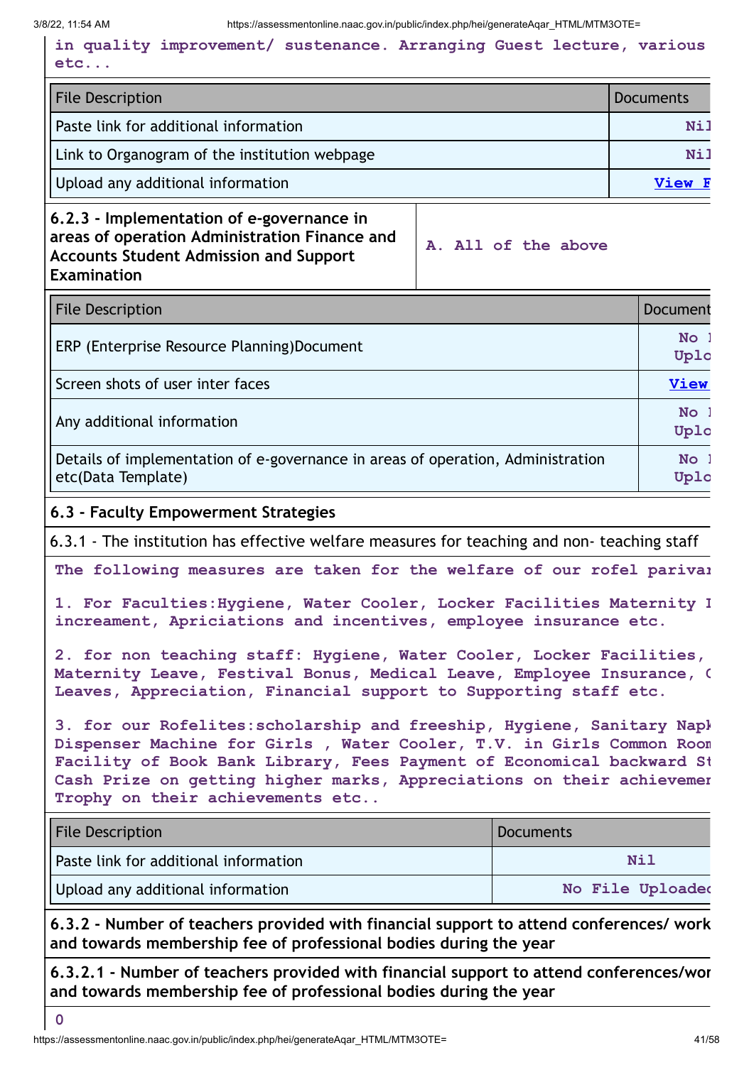in quality improvement/ sustenance. Arranging Guest lecture, various etc...

| File Description | Documents |
|---|---|
| Paste link for additional information | Nil |
| Link to Organogram of the institution webpage | Nil |
| Upload any additional information | View F |

| **6.2.3 - Implementation of e-governance in areas of operation Administration Finance and Accounts Student Admission and Support Examination** | **A. All of the above** |
|---|---|

| File Description | Document |
|---|---|
| ERP (Enterprise Resource Planning)Document | No Uplo |
| Screen shots of user inter faces | View |
| Any additional information | No Uplo |
| Details of implementation of e-governance in areas of operation, Administration etc(Data Template) | No Uplo |

**6.3 - Faculty Empowerment Strategies**

6.3.1 - The institution has effective welfare measures for teaching and non- teaching staff

The following measures are taken for the welfare of our rofel parivar

1. For Faculties:Hygiene, Water Cooler, Locker Facilities Maternity L increament, Apriciations and incentives, employee insurance etc.

2. for non teaching staff: Hygiene, Water Cooler, Locker Facilities, Maternity Leave, Festival Bonus, Medical Leave, Employee Insurance, C Leaves, Appreciation, Financial support to Supporting staff etc.

3. for our Rofelites:scholarship and freeship, Hygiene, Sanitary Napk Dispenser Machine for Girls , Water Cooler, T.V. in Girls Common Room Facility of Book Bank Library, Fees Payment of Economical backward St Cash Prize on getting higher marks, Appreciations on their achievemen Trophy on their achievements etc..

| File Description | Documents |
|---|---|
| Paste link for additional information | Nil |
| Upload any additional information | No File Uploaded |

**6.3.2 - Number of teachers provided with financial support to attend conferences/ work and towards membership fee of professional bodies during the year**

**6.3.2.1 - Number of teachers provided with financial support to attend conferences/wor and towards membership fee of professional bodies during the year**

0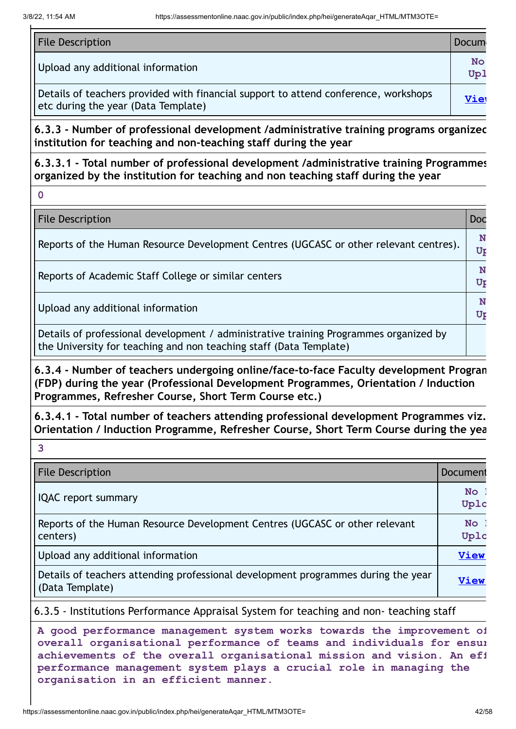| File Description | Docum |
|---|---|
| Upload any additional information | No Upl |
| Details of teachers provided with financial support to attend conference, workshops etc during the year (Data Template) | View |

**6.3.3 - Number of professional development /administrative training programs organized institution for teaching and non-teaching staff during the year**

**6.3.3.1 - Total number of professional development /administrative training Programmes organized by the institution for teaching and non teaching staff during the year**

**0**

| File Description | Doc |
|---|---|
| Reports of the Human Resource Development Centres (UGCASC or other relevant centres). | N Up |
| Reports of Academic Staff College or similar centers | N Up |
| Upload any additional information | N Up |
| Details of professional development / administrative training Programmes organized by the University for teaching and non teaching staff (Data Template) | |

**6.3.4 - Number of teachers undergoing online/face-to-face Faculty development Program (FDP) during the year (Professional Development Programmes, Orientation / Induction Programmes, Refresher Course, Short Term Course etc.)**

**6.3.4.1 - Total number of teachers attending professional development Programmes viz. Orientation / Induction Programme, Refresher Course, Short Term Course during the yea**

**3**

| File Description | Document |
|---|---|
| IQAC report summary | No Uplo |
| Reports of the Human Resource Development Centres (UGCASC or other relevant centers) | No Uplo |
| Upload any additional information | View |
| Details of teachers attending professional development programmes during the year (Data Template) | View |

6.3.5 - Institutions Performance Appraisal System for teaching and non- teaching staff

**A good performance management system works towards the improvement of overall organisational performance of teams and individuals for ensur achievements of the overall organisational mission and vision. An eff performance management system plays a crucial role in managing the organisation in an efficient manner.**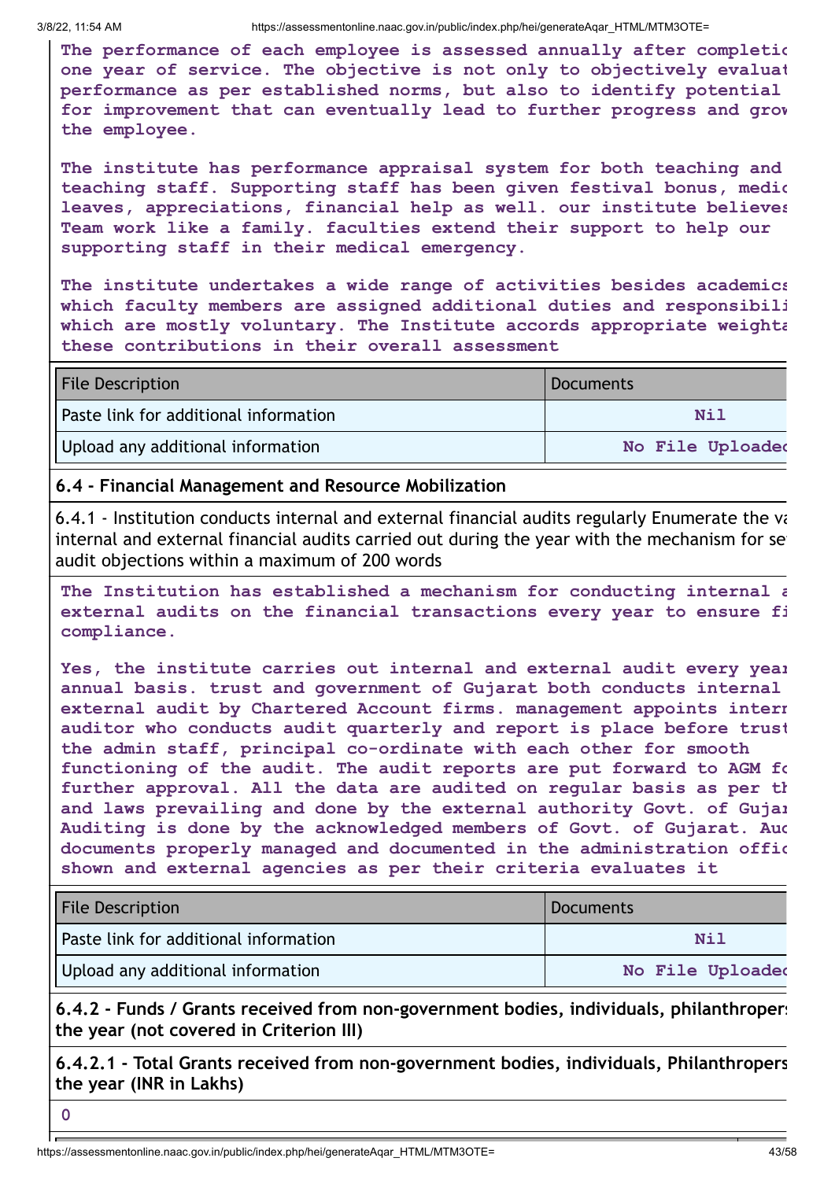**The performance of each employee is assessed annually after completio one year of service. The objective is not only to objectively evaluat performance as per established norms, but also to identify potential for improvement that can eventually lead to further progress and grow the employee.**

**The institute has performance appraisal system for both teaching and teaching staff. Supporting staff has been given festival bonus, medic leaves, appreciations, financial help as well. our institute believes Team work like a family. faculties extend their support to help our supporting staff in their medical emergency.**

**The institute undertakes a wide range of activities besides academics which faculty members are assigned additional duties and responsibili which are mostly voluntary. The Institute accords appropriate weighta these contributions in their overall assessment**

| File Description | Documents |
|---|---|
| Paste link for additional information | Nil |
| Upload any additional information | No File Uploaded |

**6.4 - Financial Management and Resource Mobilization**

6.4.1 - Institution conducts internal and external financial audits regularly Enumerate the va internal and external financial audits carried out during the year with the mechanism for se audit objections within a maximum of 200 words

**The Institution has established a mechanism for conducting internal a external audits on the financial transactions every year to ensure fi compliance.**

**Yes, the institute carries out internal and external audit every year annual basis. trust and government of Gujarat both conducts internal external audit by Chartered Account firms. management appoints intern auditor who conducts audit quarterly and report is place before trust the admin staff, principal co-ordinate with each other for smooth functioning of the audit. The audit reports are put forward to AGM fo further approval. All the data are audited on regular basis as per th and laws prevailing and done by the external authority Govt. of Gujar Auditing is done by the acknowledged members of Govt. of Gujarat. Aud documents properly managed and documented in the administration offic shown and external agencies as per their criteria evaluates it**

| File Description | Documents |
|---|---|
| Paste link for additional information | Nil |
| Upload any additional information | No File Uploaded |

**6.4.2 - Funds / Grants received from non-government bodies, individuals, philanthropers the year (not covered in Criterion III)**

**6.4.2.1 - Total Grants received from non-government bodies, individuals, Philanthropers the year (INR in Lakhs)**

0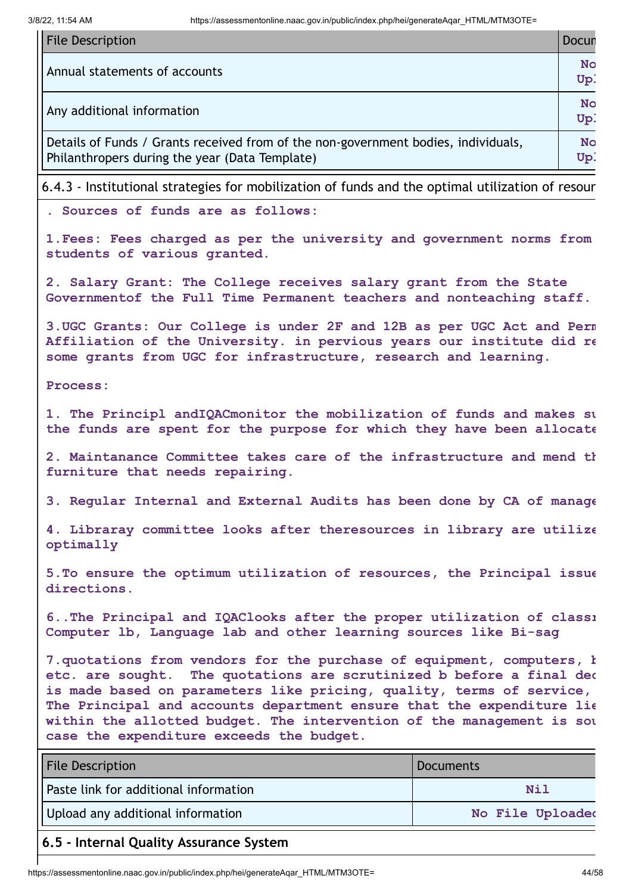| File Description | Docun |
|---|---|
| Annual statements of accounts | No Upl |
| Any additional information | No Upl |
| Details of Funds / Grants received from of the non-government bodies, individuals, Philanthropers during the year (Data Template) | No Upl |

6.4.3 - Institutional strategies for mobilization of funds and the optimal utilization of resour

. Sources of funds are as follows:

1.Fees: Fees charged as per the university and government norms from students of various granted.

2. Salary Grant: The College receives salary grant from the State Governmentof the Full Time Permanent teachers and nonteaching staff.

3.UGC Grants: Our College is under 2F and 12B as per UGC Act and Perm Affiliation of the University. in pervious years our institute did re some grants from UGC for infrastructure, research and learning.

Process:

1. The Principl andIQACmonitor the mobilization of funds and makes su the funds are spent for the purpose for which they have been allocate

2. Maintanance Committee takes care of the infrastructure and mend th furniture that needs repairing.

3. Regular Internal and External Audits has been done by CA of manage

4. Libraray committee looks after theresources in library are utilize optimally

5.To ensure the optimum utilization of resources, the Principal issue directions.

6..The Principal and IQAClooks after the proper utilization of classr Computer lb, Language lab and other learning sources like Bi-sag

7.quotations from vendors for the purchase of equipment, computers, b etc. are sought. The quotations are scrutinized b before a final dec is made based on parameters like pricing, quality, terms of service, The Principal and accounts department ensure that the expenditure lie within the allotted budget. The intervention of the management is sou case the expenditure exceeds the budget.

| File Description | Documents |
|---|---|
| Paste link for additional information | Nil |
| Upload any additional information | No File Uploaded |

## 6.5 - Internal Quality Assurance System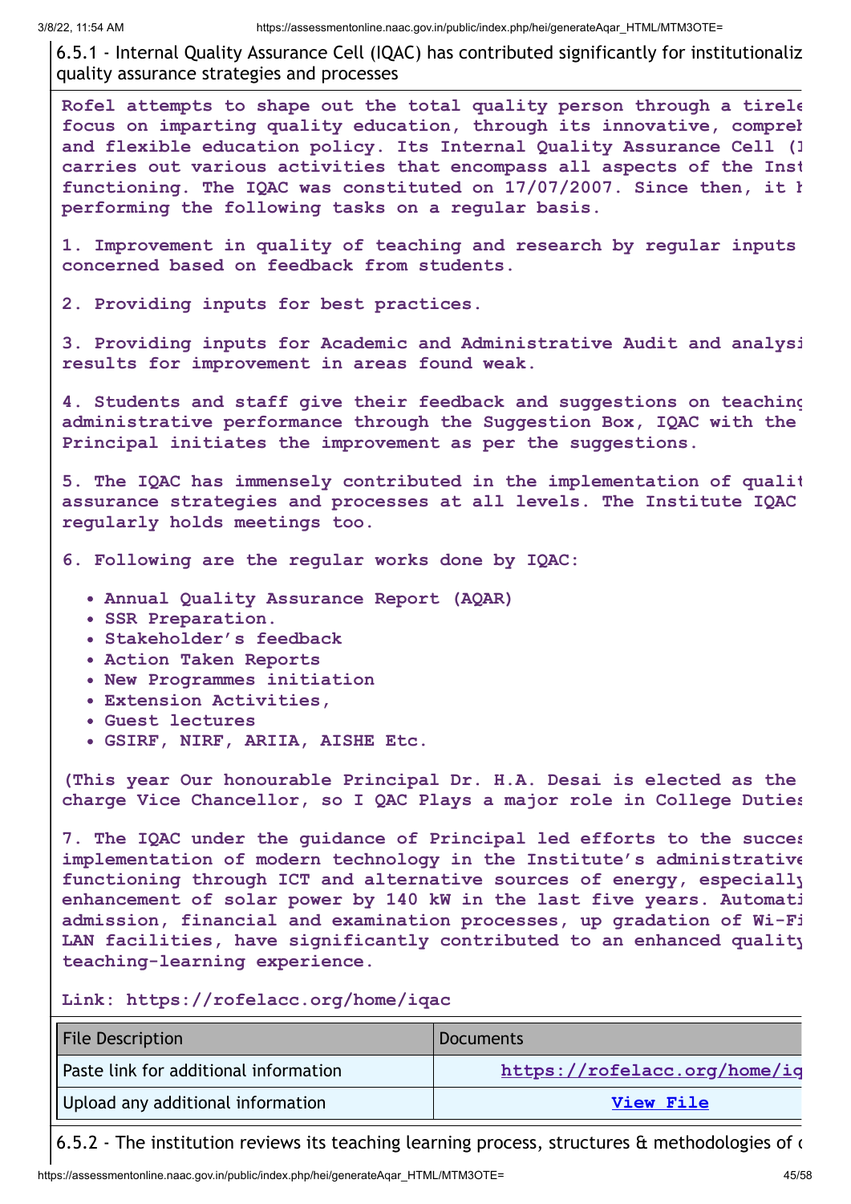6.5.1 - Internal Quality Assurance Cell (IQAC) has contributed significantly for institutionaliz quality assurance strategies and processes

**Rofel attempts to shape out the total quality person through a tirele focus on imparting quality education, through its innovative, compreh and flexible education policy. Its Internal Quality Assurance Cell (I carries out various activities that encompass all aspects of the Inst functioning. The IQAC was constituted on 17/07/2007. Since then, it h performing the following tasks on a regular basis.**

**1. Improvement in quality of teaching and research by regular inputs concerned based on feedback from students.**

**2. Providing inputs for best practices.**

**3. Providing inputs for Academic and Administrative Audit and analysi results for improvement in areas found weak.**

**4. Students and staff give their feedback and suggestions on teachinc administrative performance through the Suggestion Box, IQAC with the Principal initiates the improvement as per the suggestions.**

**5. The IQAC has immensely contributed in the implementation of qualit assurance strategies and processes at all levels. The Institute IQAC regularly holds meetings too.**

**6. Following are the regular works done by IQAC:**

- **Annual Quality Assurance Report (AQAR)**
- **SSR Preparation.**
- **Stakeholder's feedback**
- **Action Taken Reports**
- **New Programmes initiation**
- **Extension Activities,**
- **Guest lectures**
- **GSIRF, NIRF, ARIIA, AISHE Etc.**

**(This year Our honourable Principal Dr. H.A. Desai is elected as the charge Vice Chancellor, so I QAC Plays a major role in College Duties**

**7. The IQAC under the guidance of Principal led efforts to the succes implementation of modern technology in the Institute's administrative functioning through ICT and alternative sources of energy, especially enhancement of solar power by 140 kW in the last five years. Automati admission, financial and examination processes, up gradation of Wi-Fi LAN facilities, have significantly contributed to an enhanced quality teaching-learning experience.**

**Link: https://rofelacc.org/home/iqac**

| File Description | Documents |
|---|---|
| Paste link for additional information | https://rofelacc.org/home/iq |
| Upload any additional information | View File |

6.5.2 - The institution reviews its teaching learning process, structures & methodologies of c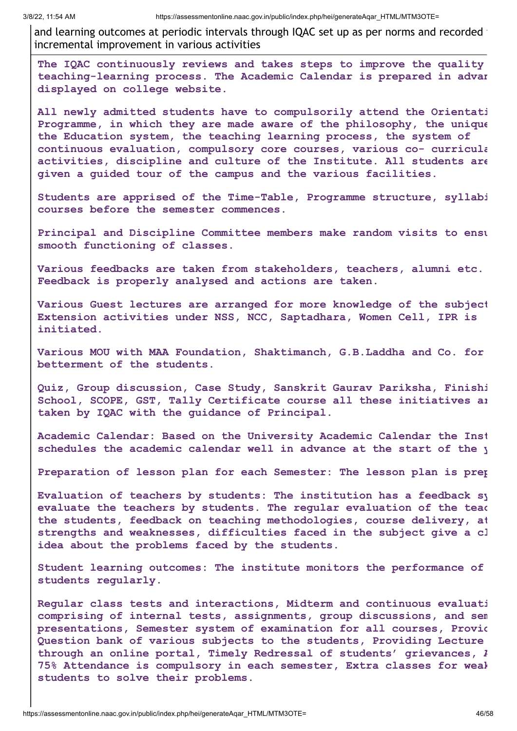and learning outcomes at periodic intervals through IQAC set up as per norms and recorded incremental improvement in various activities

**The IQAC continuously reviews and takes steps to improve the quality teaching-learning process. The Academic Calendar is prepared in advar displayed on college website.**

**All newly admitted students have to compulsorily attend the Orientati Programme, in which they are made aware of the philosophy, the unique the Education system, the teaching learning process, the system of continuous evaluation, compulsory core courses, various co- curricula activities, discipline and culture of the Institute. All students are given a guided tour of the campus and the various facilities.**

**Students are apprised of the Time-Table, Programme structure, syllabi courses before the semester commences.**

**Principal and Discipline Committee members make random visits to ensu smooth functioning of classes.**

**Various feedbacks are taken from stakeholders, teachers, alumni etc. Feedback is properly analysed and actions are taken.**

**Various Guest lectures are arranged for more knowledge of the subject Extension activities under NSS, NCC, Saptadhara, Women Cell, IPR is initiated.**

**Various MOU with MAA Foundation, Shaktimanch, G.B.Laddha and Co. for betterment of the students.**

**Quiz, Group discussion, Case Study, Sanskrit Gaurav Pariksha, Finishi School, SCOPE, GST, Tally Certificate course all these initiatives ar taken by IQAC with the guidance of Principal.**

**Academic Calendar: Based on the University Academic Calendar the Inst schedules the academic calendar well in advance at the start of the y**

**Preparation of lesson plan for each Semester: The lesson plan is prep**

**Evaluation of teachers by students: The institution has a feedback sy evaluate the teachers by students. The regular evaluation of the teac the students, feedback on teaching methodologies, course delivery, at strengths and weaknesses, difficulties faced in the subject give a cl idea about the problems faced by the students.**

**Student learning outcomes: The institute monitors the performance of students regularly.**

**Regular class tests and interactions, Midterm and continuous evaluati comprising of internal tests, assignments, group discussions, and sem presentations, Semester system of examination for all courses, Provid Question bank of various subjects to the students, Providing Lecture through an online portal, Timely Redressal of students' grievances, A 75% Attendance is compulsory in each semester, Extra classes for weak students to solve their problems.**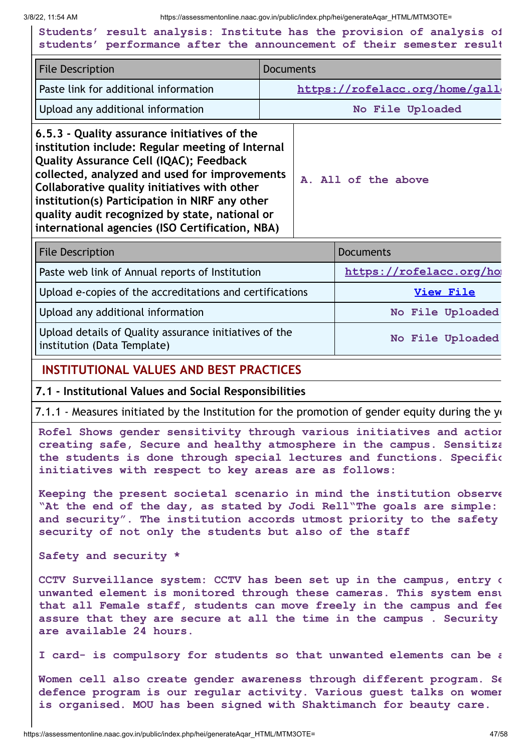**Students' result analysis: Institute has the provision of analysis of students' performance after the announcement of their semester result**

| File Description | Documents |
|---|---|
| Paste link for additional information | https://rofelacc.org/home/gall |
| Upload any additional information | No File Uploaded |

| 6.5.3 - Quality assurance initiatives of the institution include: Regular meeting of Internal Quality Assurance Cell (IQAC); Feedback collected, analyzed and used for improvements Collaborative quality initiatives with other institution(s) Participation in NIRF any other quality audit recognized by state, national or international agencies (ISO Certification, NBA) | A. All of the above |
|---|---|

| File Description | Documents |
|---|---|
| Paste web link of Annual reports of Institution | https://rofelacc.org/ho |
| Upload e-copies of the accreditations and certifications | View File |
| Upload any additional information | No File Uploaded |
| Upload details of Quality assurance initiatives of the institution (Data Template) | No File Uploaded |

## INSTITUTIONAL VALUES AND BEST PRACTICES

### 7.1 - Institutional Values and Social Responsibilities

7.1.1 - Measures initiated by the Institution for the promotion of gender equity during the y

**Rofel Shows gender sensitivity through various initiatives and actio creating safe, Secure and healthy atmosphere in the campus. Sensitiz the students is done through special lectures and functions. Specifi initiatives with respect to key areas are as follows:**

**Keeping the present societal scenario in mind the institution observe "At the end of the day, as stated by Jodi Rell"The goals are simple: and security". The institution accords utmost priority to the safety security of not only the students but also of the staff**

**Safety and security \***

**CCTV Surveillance system: CCTV has been set up in the campus, entry o unwanted element is monitored through these cameras. This system ens that all Female staff, students can move freely in the campus and fe assure that they are secure at all the time in the campus . Security are available 24 hours.**

**I card- is compulsory for students so that unwanted elements can be**

**Women cell also create gender awareness through different program. S defence program is our regular activity. Various guest talks on wome is organised. MOU has been signed with Shaktimanch for beauty care.**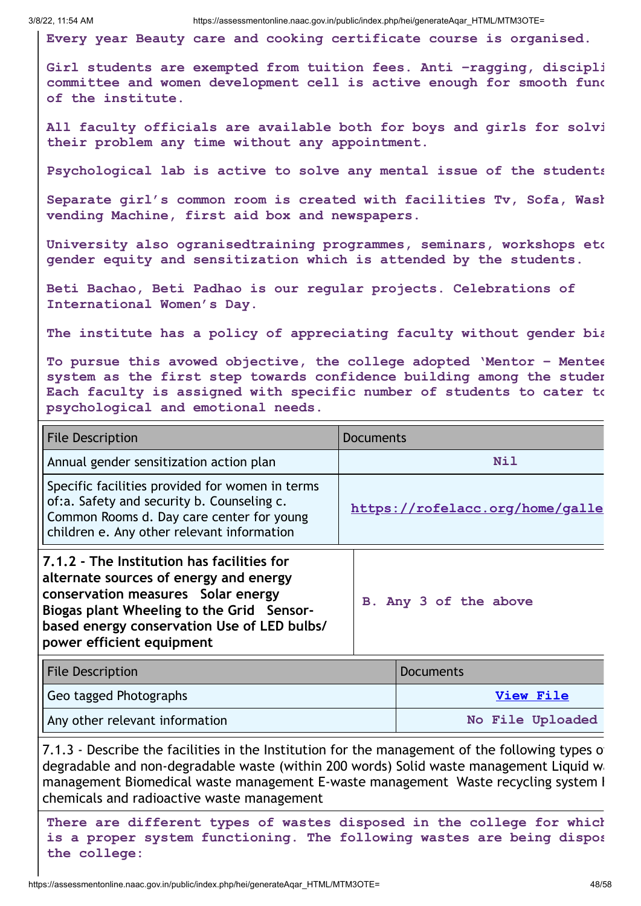Every year Beauty care and cooking certificate course is organised.

Girl students are exempted from tuition fees. Anti -ragging, discipli committee and women development cell is active enough for smooth func of the institute.

All faculty officials are available both for boys and girls for solvi their problem any time without any appointment.

Psychological lab is active to solve any mental issue of the students

Separate girl's common room is created with facilities Tv, Sofa, Wash vending Machine, first aid box and newspapers.

University also ogranisedtraining programmes, seminars, workshops etc gender equity and sensitization which is attended by the students.

Beti Bachao, Beti Padhao is our regular projects. Celebrations of International Women's Day.

The institute has a policy of appreciating faculty without gender bia

To pursue this avowed objective, the college adopted 'Mentor - Mentee system as the first step towards confidence building among the studen Each faculty is assigned with specific number of students to cater to psychological and emotional needs.

| File Description | Documents |
|---|---|
| Annual gender sensitization action plan | Nil |
| Specific facilities provided for women in terms of:a. Safety and security b. Counseling c. Common Rooms d. Day care center for young children e. Any other relevant information | https://rofelacc.org/home/galle |

| 7.1.2 - The Institution has facilities for alternate sources of energy and energy conservation measures Solar energy Biogas plant Wheeling to the Grid Sensor-based energy conservation Use of LED bulbs/ power efficient equipment | B. Any 3 of the above |
|---|---|

| File Description | Documents |
|---|---|
| Geo tagged Photographs | View File |
| Any other relevant information | No File Uploaded |

7.1.3 - Describe the facilities in the Institution for the management of the following types o degradable and non-degradable waste (within 200 words) Solid waste management Liquid wa management Biomedical waste management E-waste management Waste recycling system I chemicals and radioactive waste management

There are different types of wastes disposed in the college for which is a proper system functioning. The following wastes are being dispos the college: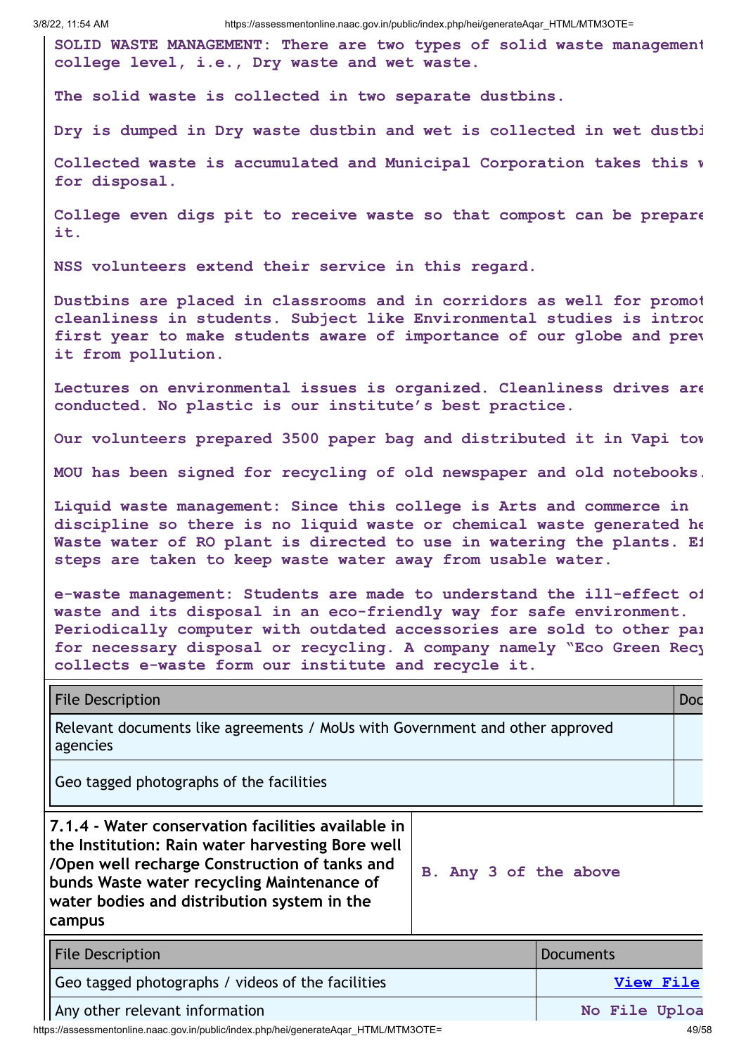**SOLID WASTE MANAGEMENT: There are two types of solid waste management college level, i.e., Dry waste and wet waste.**

**The solid waste is collected in two separate dustbins.**

**Dry is dumped in Dry waste dustbin and wet is collected in wet dustbi**

**Collected waste is accumulated and Municipal Corporation takes this w for disposal.**

**College even digs pit to receive waste so that compost can be prepare it.**

**NSS volunteers extend their service in this regard.**

**Dustbins are placed in classrooms and in corridors as well for promot cleanliness in students. Subject like Environmental studies is introd first year to make students aware of importance of our globe and prev it from pollution.**

**Lectures on environmental issues is organized. Cleanliness drives are conducted. No plastic is our institute's best practice.**

**Our volunteers prepared 3500 paper bag and distributed it in Vapi tow**

**MOU has been signed for recycling of old newspaper and old notebooks.**

**Liquid waste management: Since this college is Arts and commerce in discipline so there is no liquid waste or chemical waste generated he Waste water of RO plant is directed to use in watering the plants. Ef steps are taken to keep waste water away from usable water.**

**e-waste management: Students are made to understand the ill-effect of waste and its disposal in an eco-friendly way for safe environment. Periodically computer with outdated accessories are sold to other par for necessary disposal or recycling. A company namely "Eco Green Recy collects e-waste form our institute and recycle it.**

| File Description | Doc |
|---|---|
| Relevant documents like agreements / MoUs with Government and other approved agencies | |
| Geo tagged photographs of the facilities | |

| **7.1.4 - Water conservation facilities available in the Institution: Rain water harvesting Bore well /Open well recharge Construction of tanks and bunds Waste water recycling Maintenance of water bodies and distribution system in the campus** | **B. Any 3 of the above** |
|---|---|

| File Description | Documents |
|---|---|
| Geo tagged photographs / videos of the facilities | **View File** |
| Any other relevant information | **No File Uploa** |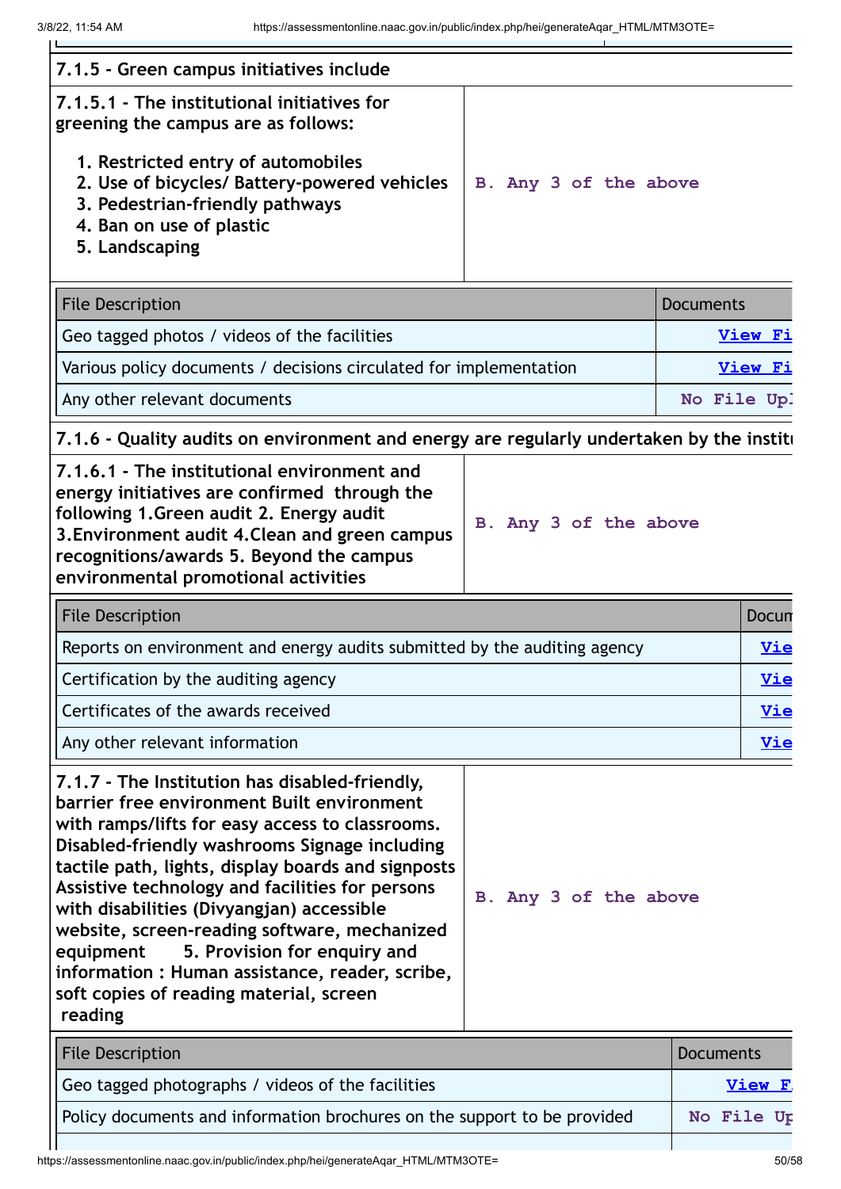**7.1.5 - Green campus initiatives include**

| **7.1.5.1 - The institutional initiatives for greening the campus are as follows:**<br><br>1. Restricted entry of automobiles<br>2. Use of bicycles/ Battery-powered vehicles<br>3. Pedestrian-friendly pathways<br>4. Ban on use of plastic<br>5. Landscaping | B. Any 3 of the above |
|---|---|

| File Description | Documents |
|---|---|
| Geo tagged photos / videos of the facilities | View Fi |
| Various policy documents / decisions circulated for implementation | View Fi |
| Any other relevant documents | No File Upl |

**7.1.6 - Quality audits on environment and energy are regularly undertaken by the institu**

| **7.1.6.1 - The institutional environment and energy initiatives are confirmed through the following 1.Green audit 2. Energy audit 3.Environment audit 4.Clean and green campus recognitions/awards 5. Beyond the campus environmental promotional activities** | B. Any 3 of the above |
|---|---|

| File Description | Docum |
|---|---|
| Reports on environment and energy audits submitted by the auditing agency | Vie |
| Certification by the auditing agency | Vie |
| Certificates of the awards received | Vie |
| Any other relevant information | Vie |

| **7.1.7 - The Institution has disabled-friendly, barrier free environment Built environment with ramps/lifts for easy access to classrooms. Disabled-friendly washrooms Signage including tactile path, lights, display boards and signposts Assistive technology and facilities for persons with disabilities (Divyangjan) accessible website, screen-reading software, mechanized equipment 5. Provision for enquiry and information : Human assistance, reader, scribe, soft copies of reading material, screen reading** | B. Any 3 of the above |
|---|---|

| File Description | Documents |
|---|---|
| Geo tagged photographs / videos of the facilities | View F |
| Policy documents and information brochures on the support to be provided | No File Up |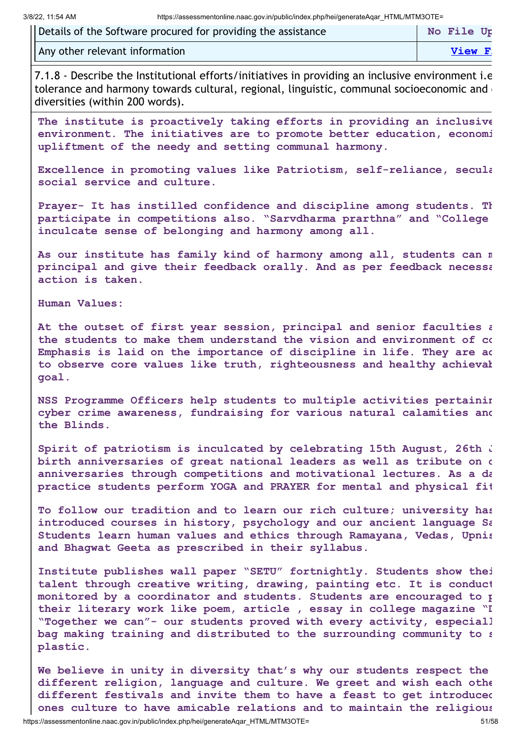| Details of the Software procured for providing the assistance | No File Up |
| --- | --- |
| Any other relevant information | View F |

7.1.8 - Describe the Institutional efforts/initiatives in providing an inclusive environment i.e tolerance and harmony towards cultural, regional, linguistic, communal socioeconomic and diversities (within 200 words).

**The institute is proactively taking efforts in providing an inclusive environment. The initiatives are to promote better education, economi upliftment of the needy and setting communal harmony.**

**Excellence in promoting values like Patriotism, self-reliance, secula social service and culture.**

**Prayer- It has instilled confidence and discipline among students. Th participate in competitions also. "Sarvdharma prarthna" and "College inculcate sense of belonging and harmony among all.**

**As our institute has family kind of harmony among all, students can m principal and give their feedback orally. And as per feedback necessa action is taken.**

**Human Values:**

**At the outset of first year session, principal and senior faculties a the students to make them understand the vision and environment of co Emphasis is laid on the importance of discipline in life. They are ac to observe core values like truth, righteousness and healthy achievab goal.**

**NSS Programme Officers help students to multiple activities pertainin cyber crime awareness, fundraising for various natural calamities anc the Blinds.**

**Spirit of patriotism is inculcated by celebrating 15th August, 26th J birth anniversaries of great national leaders as well as tribute on c anniversaries through competitions and motivational lectures. As a da practice students perform YOGA and PRAYER for mental and physical fit**

**To follow our tradition and to learn our rich culture; university has introduced courses in history, psychology and our ancient language Sa Students learn human values and ethics through Ramayana, Vedas, Upnis and Bhagwat Geeta as prescribed in their syllabus.**

**Institute publishes wall paper "SETU" fortnightly. Students show thei talent through creative writing, drawing, painting etc. It is conduct monitored by a coordinator and students. Students are encouraged to p their literary work like poem, article , essay in college magazine "I "Together we can"- our students proved with every activity, especiall bag making training and distributed to the surrounding community to s plastic.**

**We believe in unity in diversity that's why our students respect the different religion, language and culture. We greet and wish each othe different festivals and invite them to have a feast to get introducec ones culture to have amicable relations and to maintain the religious**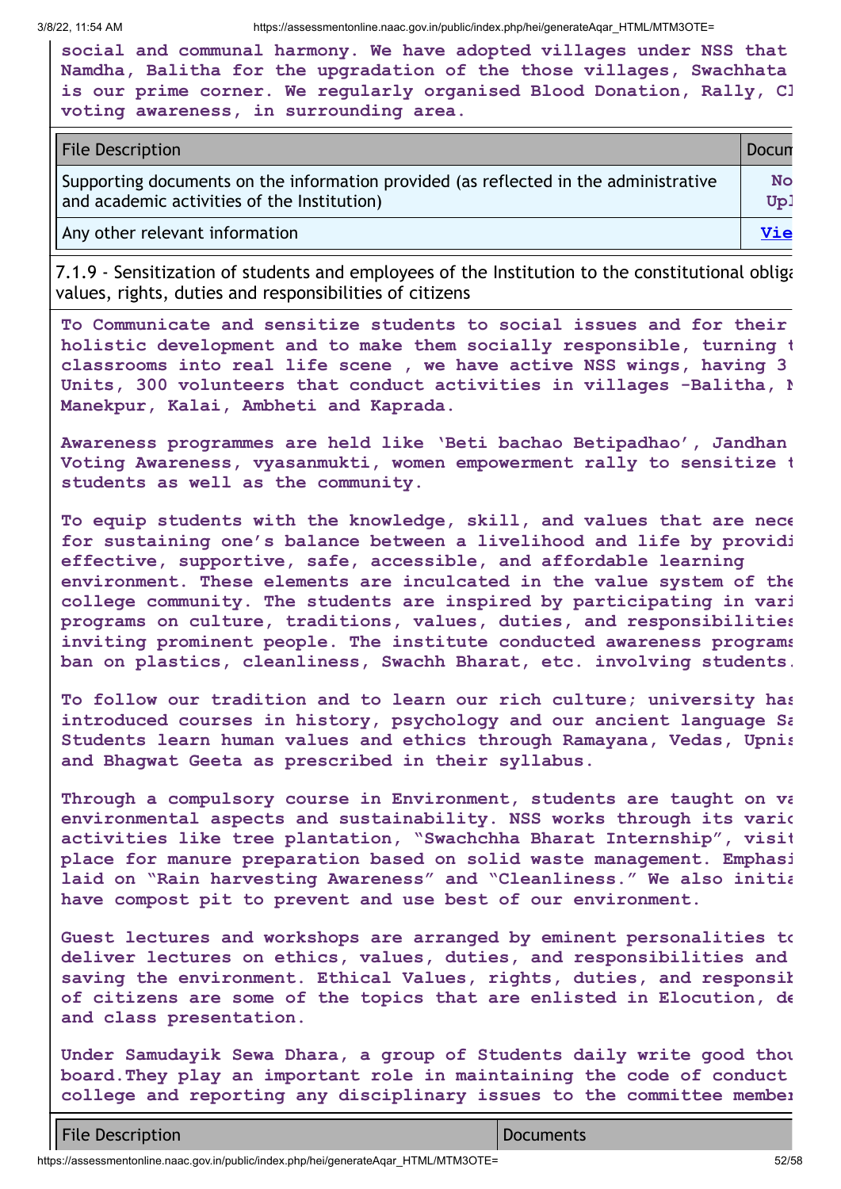**social and communal harmony. We have adopted villages under NSS that Namdha, Balitha for the upgradation of the those villages, Swachhata is our prime corner. We regularly organised Blood Donation, Rally, Cl voting awareness, in surrounding area.**

| File Description | Docum |
|---|---|
| Supporting documents on the information provided (as reflected in the administrative and academic activities of the Institution) | No Upl |
| Any other relevant information | Vie |

7.1.9 - Sensitization of students and employees of the Institution to the constitutional obliga values, rights, duties and responsibilities of citizens

**To Communicate and sensitize students to social issues and for their holistic development and to make them socially responsible, turning t classrooms into real life scene , we have active NSS wings, having 3 Units, 300 volunteers that conduct activities in villages -Balitha, N Manekpur, Kalai, Ambheti and Kaprada.**

**Awareness programmes are held like 'Beti bachao Betipadhao', Jandhan Voting Awareness, vyasanmukti, women empowerment rally to sensitize t students as well as the community.**

**To equip students with the knowledge, skill, and values that are nece for sustaining one's balance between a livelihood and life by providi effective, supportive, safe, accessible, and affordable learning environment. These elements are inculcated in the value system of the college community. The students are inspired by participating in vari programs on culture, traditions, values, duties, and responsibilities inviting prominent people. The institute conducted awareness programs ban on plastics, cleanliness, Swachh Bharat, etc. involving students.**

**To follow our tradition and to learn our rich culture; university has introduced courses in history, psychology and our ancient language Sa Students learn human values and ethics through Ramayana, Vedas, Upnis and Bhagwat Geeta as prescribed in their syllabus.**

**Through a compulsory course in Environment, students are taught on va environmental aspects and sustainability. NSS works through its vario activities like tree plantation, "Swachchha Bharat Internship", visit place for manure preparation based on solid waste management. Emphasi laid on "Rain harvesting Awareness" and "Cleanliness." We also initia have compost pit to prevent and use best of our environment.**

**Guest lectures and workshops are arranged by eminent personalities to deliver lectures on ethics, values, duties, and responsibilities and saving the environment. Ethical Values, rights, duties, and responsib of citizens are some of the topics that are enlisted in Elocution, de and class presentation.**

**Under Samudayik Sewa Dhara, a group of Students daily write good thou board.They play an important role in maintaining the code of conduct college and reporting any disciplinary issues to the committee member**

| File Description | Documents |
|---|---|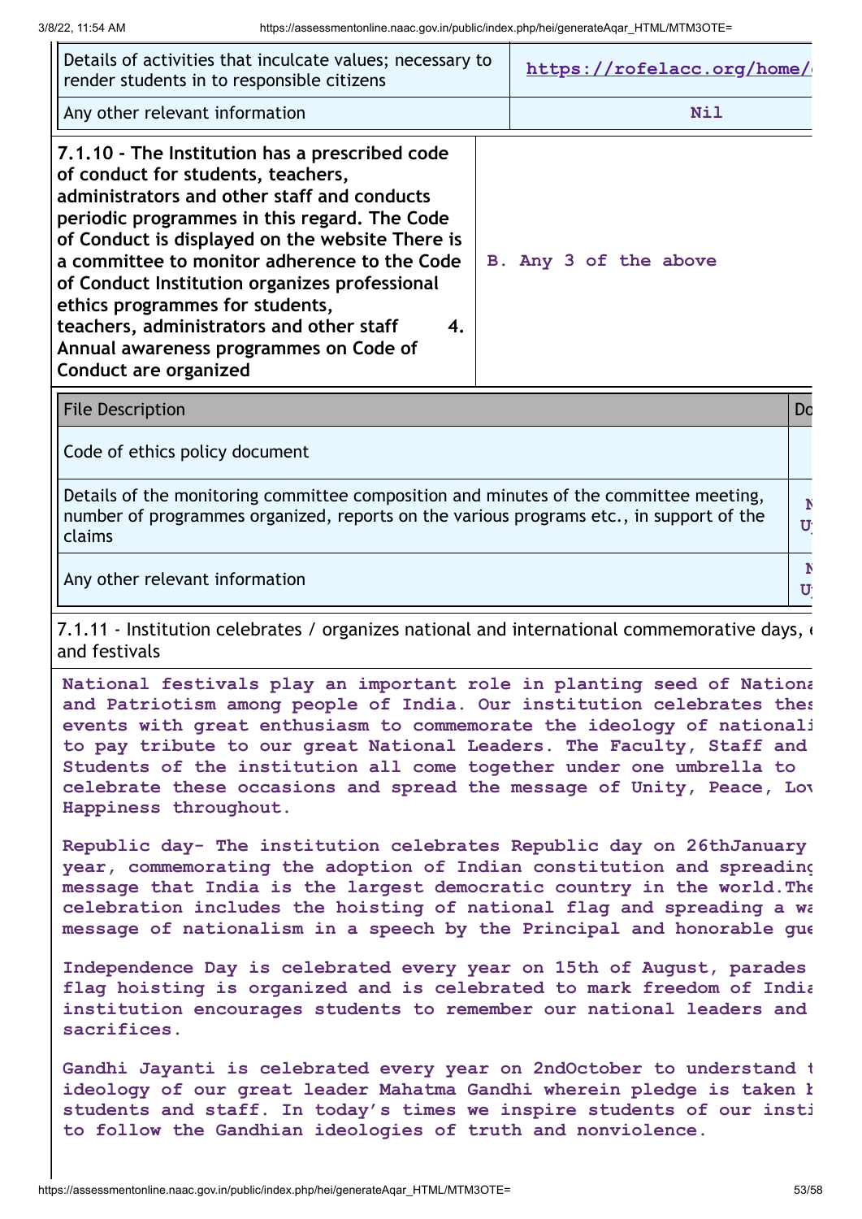| Details of activities that inculcate values; necessary to render students in to responsible citizens | https://rofelacc.org/home/ |
|---|---|
| Any other relevant information | Nil |

| 7.1.10 - The Institution has a prescribed code of conduct for students, teachers, administrators and other staff and conducts periodic programmes in this regard. The Code of Conduct is displayed on the website There is a committee to monitor adherence to the Code of Conduct Institution organizes professional ethics programmes for students, teachers, administrators and other staff 4. Annual awareness programmes on Code of Conduct are organized | B. Any 3 of the above |
|---|---|

| File Description | Do |
|---|---|
| Code of ethics policy document | |
| Details of the monitoring committee composition and minutes of the committee meeting, number of programmes organized, reports on the various programs etc., in support of the claims | N U |
| Any other relevant information | N U |

7.1.11 - Institution celebrates / organizes national and international commemorative days, e and festivals

**National festivals play an important role in planting seed of Nationa and Patriotism among people of India. Our institution celebrates thes events with great enthusiasm to commemorate the ideology of nationali to pay tribute to our great National Leaders. The Faculty, Staff and Students of the institution all come together under one umbrella to celebrate these occasions and spread the message of Unity, Peace, Lov Happiness throughout.**

**Republic day- The institution celebrates Republic day on 26thJanuary year, commemorating the adoption of Indian constitution and spreading message that India is the largest democratic country in the world.The celebration includes the hoisting of national flag and spreading a wa message of nationalism in a speech by the Principal and honorable gue**

**Independence Day is celebrated every year on 15th of August, parades flag hoisting is organized and is celebrated to mark freedom of India institution encourages students to remember our national leaders and sacrifices.**

**Gandhi Jayanti is celebrated every year on 2ndOctober to understand t ideology of our great leader Mahatma Gandhi wherein pledge is taken b students and staff. In today's times we inspire students of our insti to follow the Gandhian ideologies of truth and nonviolence.**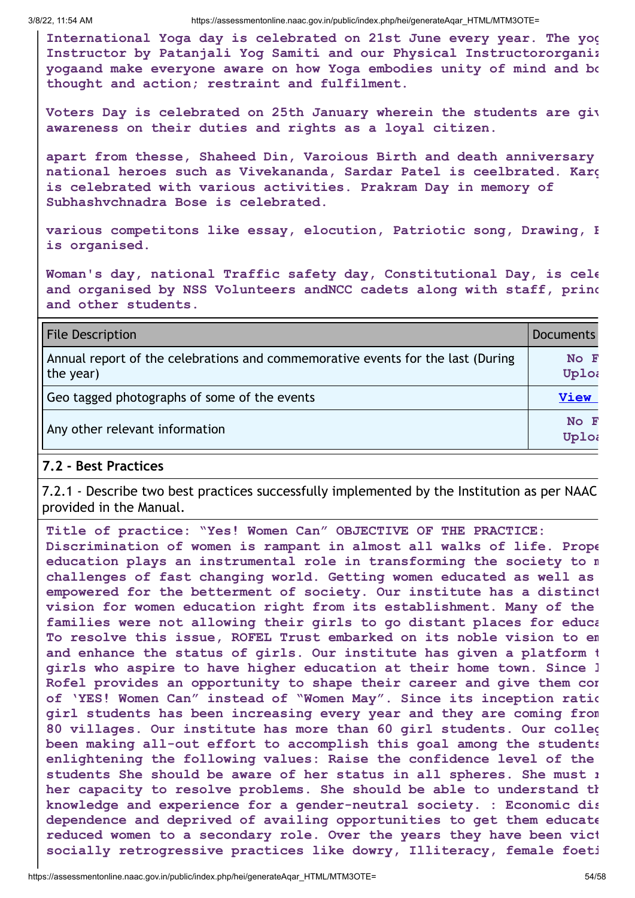International Yoga day is celebrated on 21st June every year. The yog Instructor by Patanjali Yog Samiti and our Physical Instructororganiz yogaand make everyone aware on how Yoga embodies unity of mind and bo thought and action; restraint and fulfilment.

Voters Day is celebrated on 25th January wherein the students are giv awareness on their duties and rights as a loyal citizen.

apart from thesse, Shaheed Din, Varoious Birth and death anniversary national heroes such as Vivekananda, Sardar Patel is ceelbrated. Karg is celebrated with various activities. Prakram Day in memory of Subhashvchnadra Bose is celebrated.

various competitons like essay, elocution, Patriotic song, Drawing, E is organised.

Woman's day, national Traffic safety day, Constitutional Day, is cele and organised by NSS Volunteers andNCC cadets along with staff, princ and other students.

| File Description | Documents |
| --- | --- |
| Annual report of the celebrations and commemorative events for the last (During the year) | No F Uploa |
| Geo tagged photographs of some of the events | View |
| Any other relevant information | No F Uploa |

## 7.2 - Best Practices

7.2.1 - Describe two best practices successfully implemented by the Institution as per NAAC provided in the Manual.

Title of practice: "Yes! Women Can" OBJECTIVE OF THE PRACTICE: Discrimination of women is rampant in almost all walks of life. Prope education plays an instrumental role in transforming the society to m challenges of fast changing world. Getting women educated as well as empowered for the betterment of society. Our institute has a distinct vision for women education right from its establishment. Many of the families were not allowing their girls to go distant places for educa To resolve this issue, ROFEL Trust embarked on its noble vision to em and enhance the status of girls. Our institute has given a platform t girls who aspire to have higher education at their home town. Since I Rofel provides an opportunity to shape their career and give them con of 'YES! Women Can" instead of "Women May". Since its inception ratio girl students has been increasing every year and they are coming from 80 villages. Our institute has more than 60 girl students. Our colleg been making all-out effort to accomplish this goal among the students enlightening the following values: Raise the confidence level of the students She should be aware of her status in all spheres. She must r her capacity to resolve problems. She should be able to understand th knowledge and experience for a gender-neutral society. : Economic dis dependence and deprived of availing opportunities to get them educate reduced women to a secondary role. Over the years they have been vict socially retrogressive practices like dowry, Illiteracy, female foeti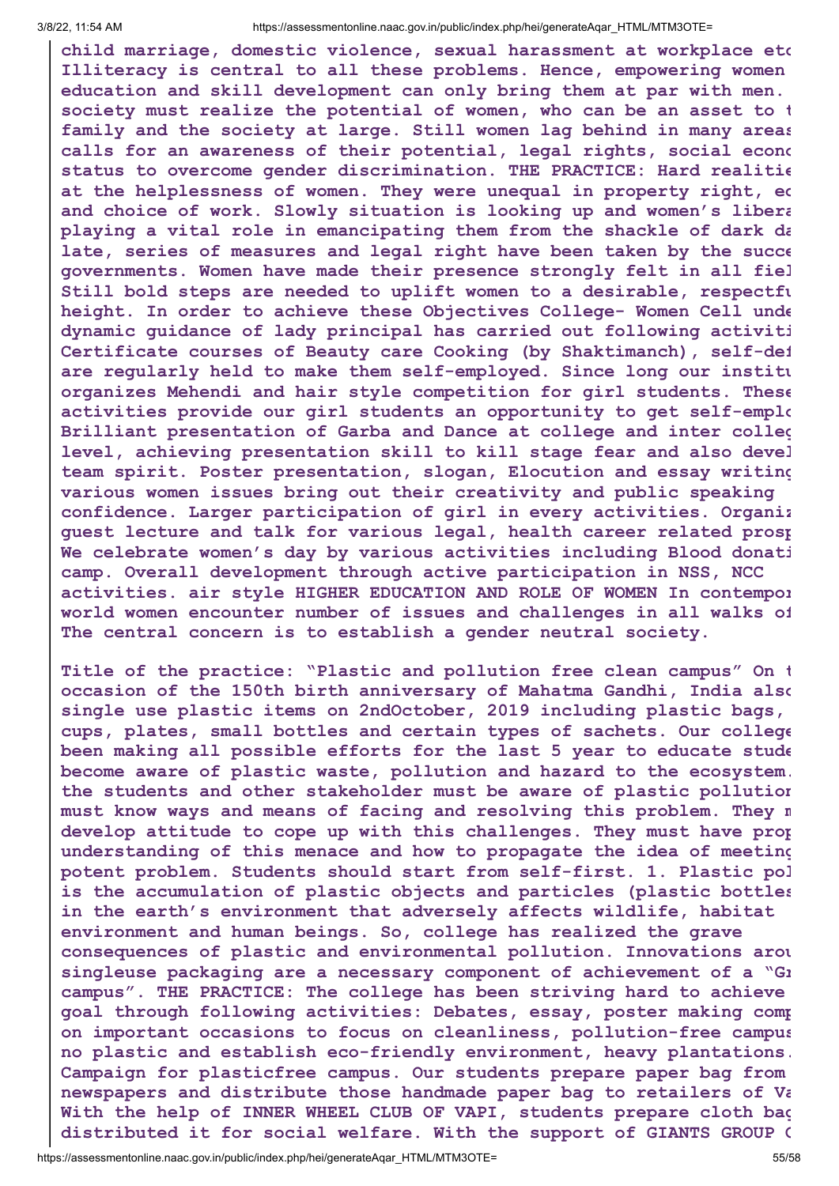**child marriage, domestic violence, sexual harassment at workplace etc Illiteracy is central to all these problems. Hence, empowering women education and skill development can only bring them at par with men. society must realize the potential of women, who can be an asset to t family and the society at large. Still women lag behind in many areas calls for an awareness of their potential, legal rights, social econo status to overcome gender discrimination. THE PRACTICE: Hard realitie at the helplessness of women. They were unequal in property right, ed and choice of work. Slowly situation is looking up and women's libera playing a vital role in emancipating them from the shackle of dark da late, series of measures and legal right have been taken by the succe governments. Women have made their presence strongly felt in all fiel Still bold steps are needed to uplift women to a desirable, respectfu height. In order to achieve these Objectives College- Women Cell unde dynamic guidance of lady principal has carried out following activiti Certificate courses of Beauty care Cooking (by Shaktimanch), self-def are regularly held to make them self-employed. Since long our institu organizes Mehendi and hair style competition for girl students. These activities provide our girl students an opportunity to get self-emplo Brilliant presentation of Garba and Dance at college and inter colleg level, achieving presentation skill to kill stage fear and also devel team spirit. Poster presentation, slogan, Elocution and essay writing various women issues bring out their creativity and public speaking confidence. Larger participation of girl in every activities. Organiz guest lecture and talk for various legal, health career related prosp We celebrate women's day by various activities including Blood donati camp. Overall development through active participation in NSS, NCC activities. air style HIGHER EDUCATION AND ROLE OF WOMEN In contempor world women encounter number of issues and challenges in all walks of The central concern is to establish a gender neutral society.**

**Title of the practice: "Plastic and pollution free clean campus" On t occasion of the 150th birth anniversary of Mahatma Gandhi, India also single use plastic items on 2ndOctober, 2019 including plastic bags, cups, plates, small bottles and certain types of sachets. Our college been making all possible efforts for the last 5 year to educate stude become aware of plastic waste, pollution and hazard to the ecosystem. the students and other stakeholder must be aware of plastic pollution must know ways and means of facing and resolving this problem. They m develop attitude to cope up with this challenges. They must have prop understanding of this menace and how to propagate the idea of meeting potent problem. Students should start from self-first. 1. Plastic pol is the accumulation of plastic objects and particles (plastic bottles in the earth's environment that adversely affects wildlife, habitat environment and human beings. So, college has realized the grave consequences of plastic and environmental pollution. Innovations arou singleuse packaging are a necessary component of achievement of a "Gr campus". THE PRACTICE: The college has been striving hard to achieve goal through following activities: Debates, essay, poster making comp on important occasions to focus on cleanliness, pollution-free campus no plastic and establish eco-friendly environment, heavy plantations. Campaign for plasticfree campus. Our students prepare paper bag from newspapers and distribute those handmade paper bag to retailers of Va With the help of INNER WHEEL CLUB OF VAPI, students prepare cloth bag distributed it for social welfare. With the support of GIANTS GROUP C**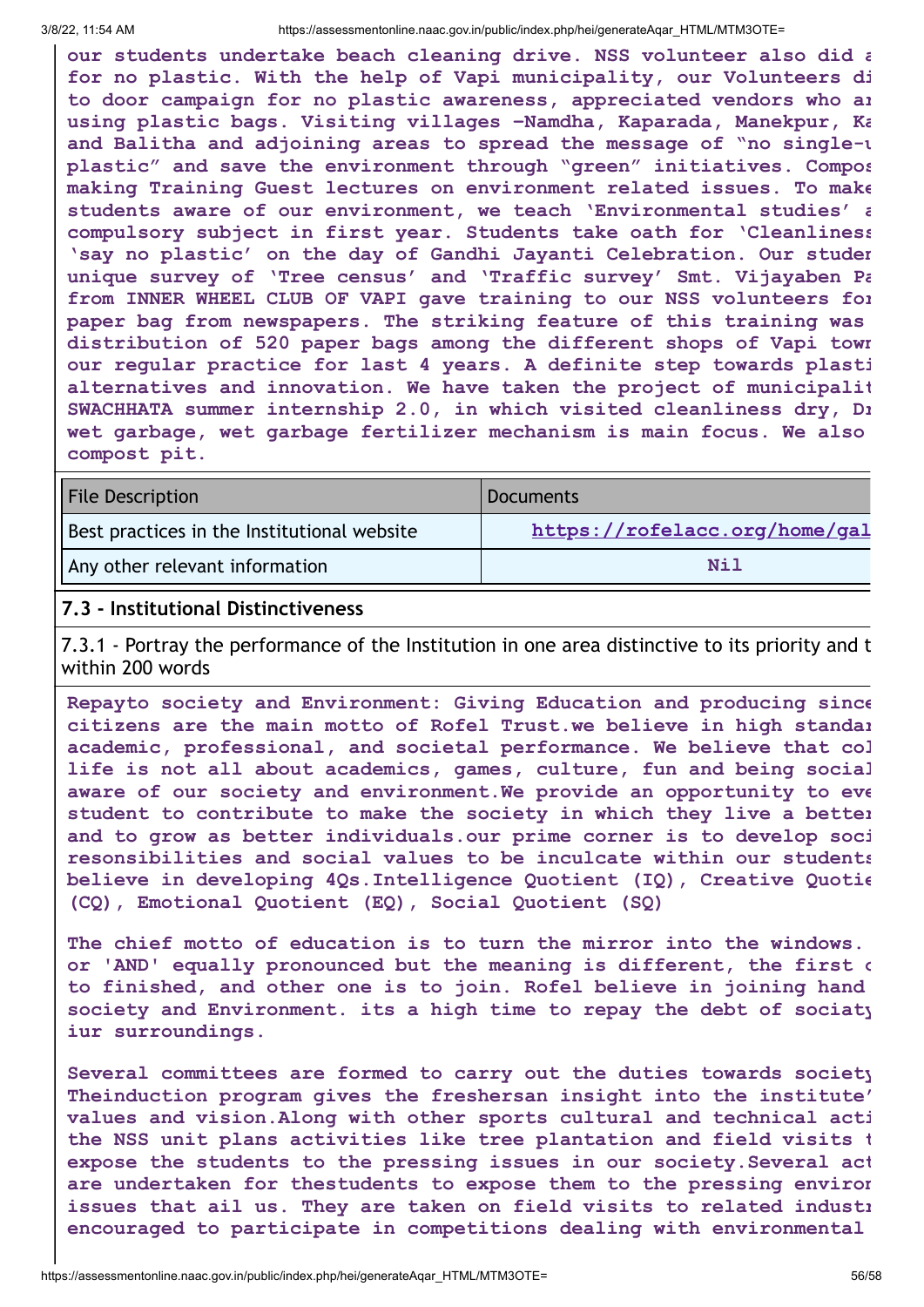our students undertake beach cleaning drive. NSS volunteer also did a for no plastic. With the help of Vapi municipality, our Volunteers di to door campaign for no plastic awareness, appreciated vendors who ar using plastic bags. Visiting villages -Namdha, Kaparada, Manekpur, Ka and Balitha and adjoining areas to spread the message of "no single-u plastic" and save the environment through "green" initiatives. Compos making Training Guest lectures on environment related issues. To make students aware of our environment, we teach 'Environmental studies' a compulsory subject in first year. Students take oath for 'Cleanliness 'say no plastic' on the day of Gandhi Jayanti Celebration. Our studen unique survey of 'Tree census' and 'Traffic survey' Smt. Vijayaben Pa from INNER WHEEL CLUB OF VAPI gave training to our NSS volunteers for paper bag from newspapers. The striking feature of this training was distribution of 520 paper bags among the different shops of Vapi town our regular practice for last 4 years. A definite step towards plasti alternatives and innovation. We have taken the project of municipalit SWACHHATA summer internship 2.0, in which visited cleanliness dry, Dr wet garbage, wet garbage fertilizer mechanism is main focus. We also compost pit.

| File Description | Documents |
|---|---|
| Best practices in the Institutional website | https://rofelacc.org/home/gal |
| Any other relevant information | Nil |

### 7.3 - Institutional Distinctiveness

7.3.1 - Portray the performance of the Institution in one area distinctive to its priority and t within 200 words

Repayto society and Environment: Giving Education and producing since citizens are the main motto of Rofel Trust.we believe in high standar academic, professional, and societal performance. We believe that col life is not all about academics, games, culture, fun and being social aware of our society and environment.We provide an opportunity to eve student to contribute to make the society in which they live a better and to grow as better individuals.our prime corner is to develop soci resonsibilities and social values to be inculcate within our students believe in developing 4Qs.Intelligence Quotient (IQ), Creative Quotie (CQ), Emotional Quotient (EQ), Social Quotient (SQ)

The chief motto of education is to turn the mirror into the windows. or 'AND' equally pronounced but the meaning is different, the first c to finished, and other one is to join. Rofel believe in joining hand society and Environment. its a high time to repay the debt of sociaty iur surroundings.

Several committees are formed to carry out the duties towards society Theinduction program gives the freshersan insight into the institute' values and vision.Along with other sports cultural and technical acti the NSS unit plans activities like tree plantation and field visits t expose the students to the pressing issues in our society.Several act are undertaken for thestudents to expose them to the pressing environ issues that ail us. They are taken on field visits to related industr encouraged to participate in competitions dealing with environmental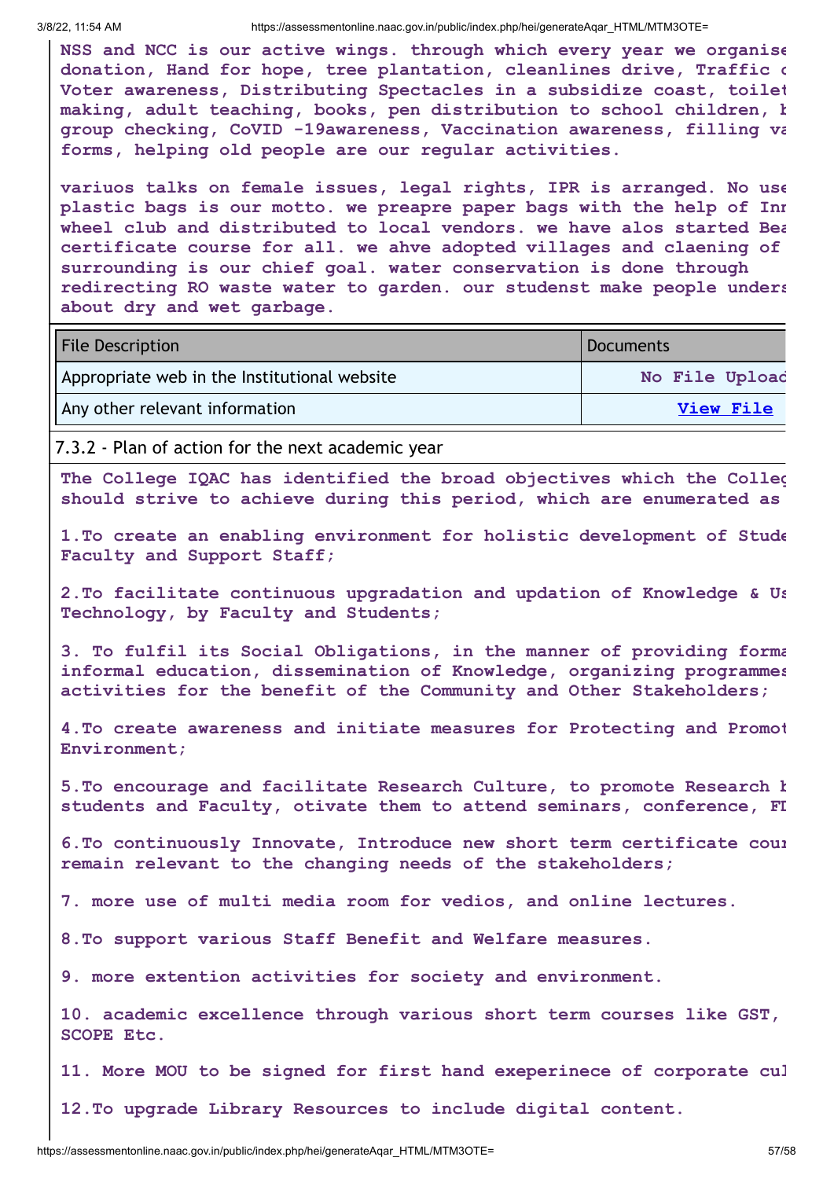NSS and NCC is our active wings. through which every year we organise donation, Hand for hope, tree plantation, cleanlines drive, Traffic c Voter awareness, Distributing Spectacles in a subsidize coast, toilet making, adult teaching, books, pen distribution to school children, b group checking, CoVID -19awareness, Vaccination awareness, filling va forms, helping old people are our regular activities.

variuos talks on female issues, legal rights, IPR is arranged. No use plastic bags is our motto. we preapre paper bags with the help of Inn wheel club and distributed to local vendors. we have alos started Bea certificate course for all. we ahve adopted villages and claening of surrounding is our chief goal. water conservation is done through redirecting RO waste water to garden. our studesnt make people unders about dry and wet garbage.

| File Description | Documents |
| --- | --- |
| Appropriate web in the Institutional website | No File Upload |
| Any other relevant information | View File |

7.3.2 - Plan of action for the next academic year

The College IQAC has identified the broad objectives which the Colleg should strive to achieve during this period, which are enumerated as

1.To create an enabling environment for holistic development of Stude Faculty and Support Staff;

2.To facilitate continuous upgradation and updation of Knowledge & Us Technology, by Faculty and Students;

3. To fulfil its Social Obligations, in the manner of providing forma informal education, dissemination of Knowledge, organizing programmes activities for the benefit of the Community and Other Stakeholders;

4.To create awareness and initiate measures for Protecting and Promot Environment;

5.To encourage and facilitate Research Culture, to promote Research b students and Faculty, otivate them to attend seminars, conference, FD

6.To continuously Innovate, Introduce new short term certificate cour remain relevant to the changing needs of the stakeholders;

7. more use of multi media room for vedios, and online lectures.

8.To support various Staff Benefit and Welfare measures.

9. more extention activities for society and environment.

10. academic excellence through various short term courses like GST, SCOPE Etc.

11. More MOU to be signed for first hand exeperinece of corporate cul

12.To upgrade Library Resources to include digital content.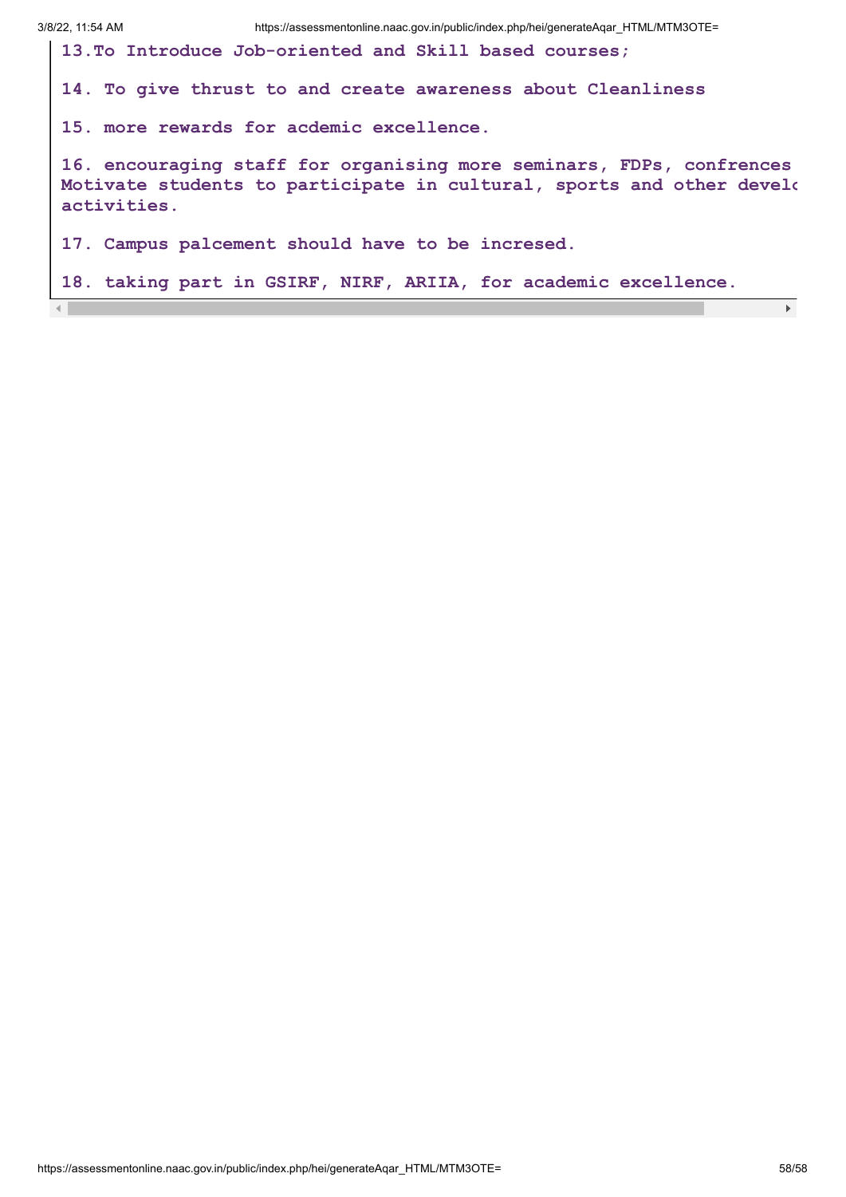13.To Introduce Job-oriented and Skill based courses;

14. To give thrust to and create awareness about Cleanliness

15. more rewards for acdemic excellence.

16. encouraging staff for organising more seminars, FDPs, confrences Motivate students to participate in cultural, sports and other develc activities.

17. Campus palcement should have to be incresed.

18. taking part in GSIRF, NIRF, ARIIA, for academic excellence.